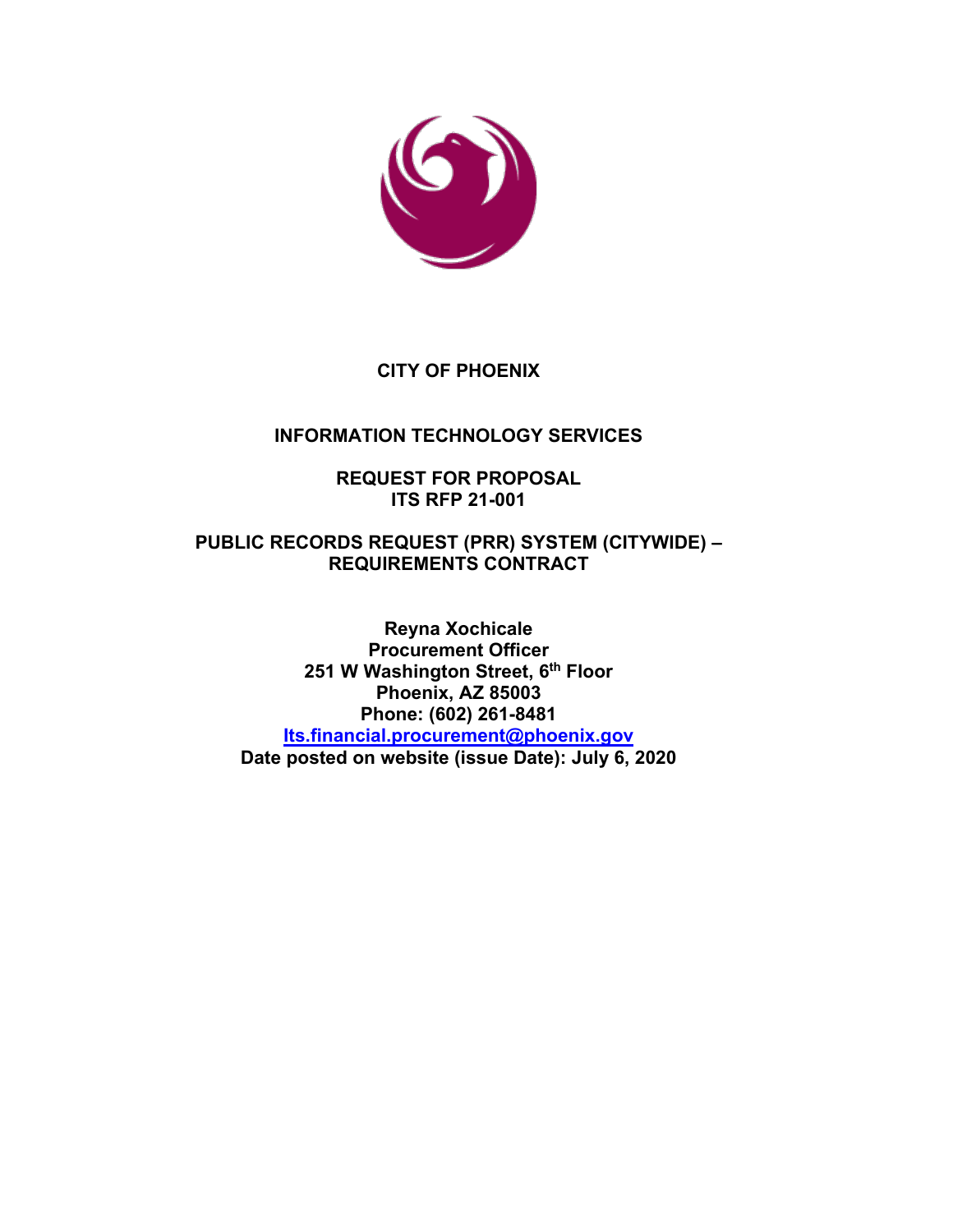# CITY OF PHOENIX

## INFORMATION TECHNOLOGY SERVICES

## REQUEST FOR PROPOSAL
## ITS RFP 21-001

## PUBLIC RECORDS REQUEST (PRR) SYSTEM (CITYWIDE) – REQUIREMENTS CONTRACT

**Reyna Xochicale**
**Procurement Officer**
**251 W Washington Street, 6th Floor**
**Phoenix, AZ 85003**
**Phone: (602) 261-8481**
**Its.financial.procurement@phoenix.gov**
**Date posted on website (issue Date): July 6, 2020**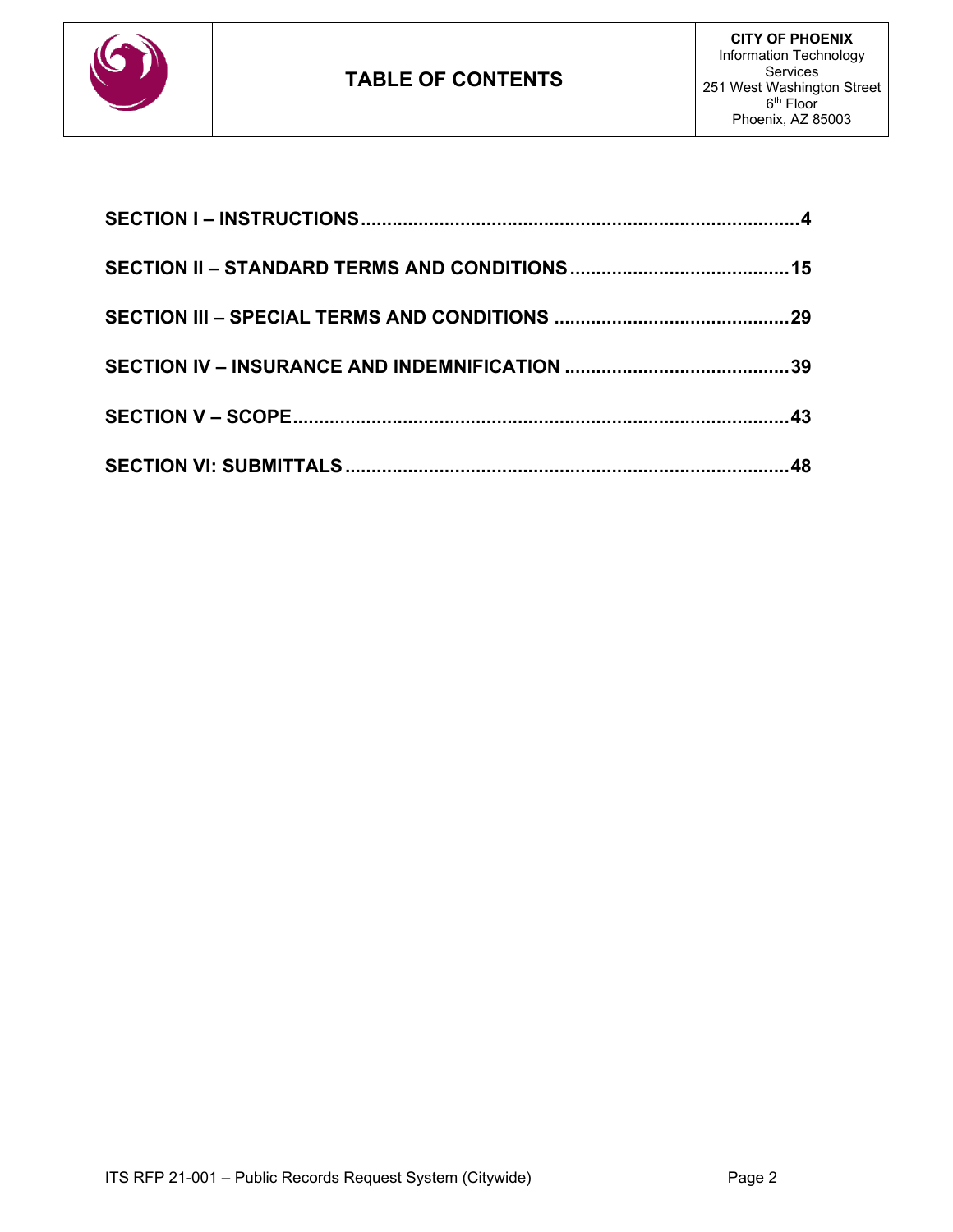# TABLE OF CONTENTS

| Section | Page |
| --- | --- |
| **SECTION I – INSTRUCTIONS** | **4** |
| **SECTION II – STANDARD TERMS AND CONDITIONS** | **15** |
| **SECTION III – SPECIAL TERMS AND CONDITIONS** | **29** |
| **SECTION IV – INSURANCE AND INDEMNIFICATION** | **39** |
| **SECTION V – SCOPE** | **43** |
| **SECTION VI: SUBMITTALS** | **48** |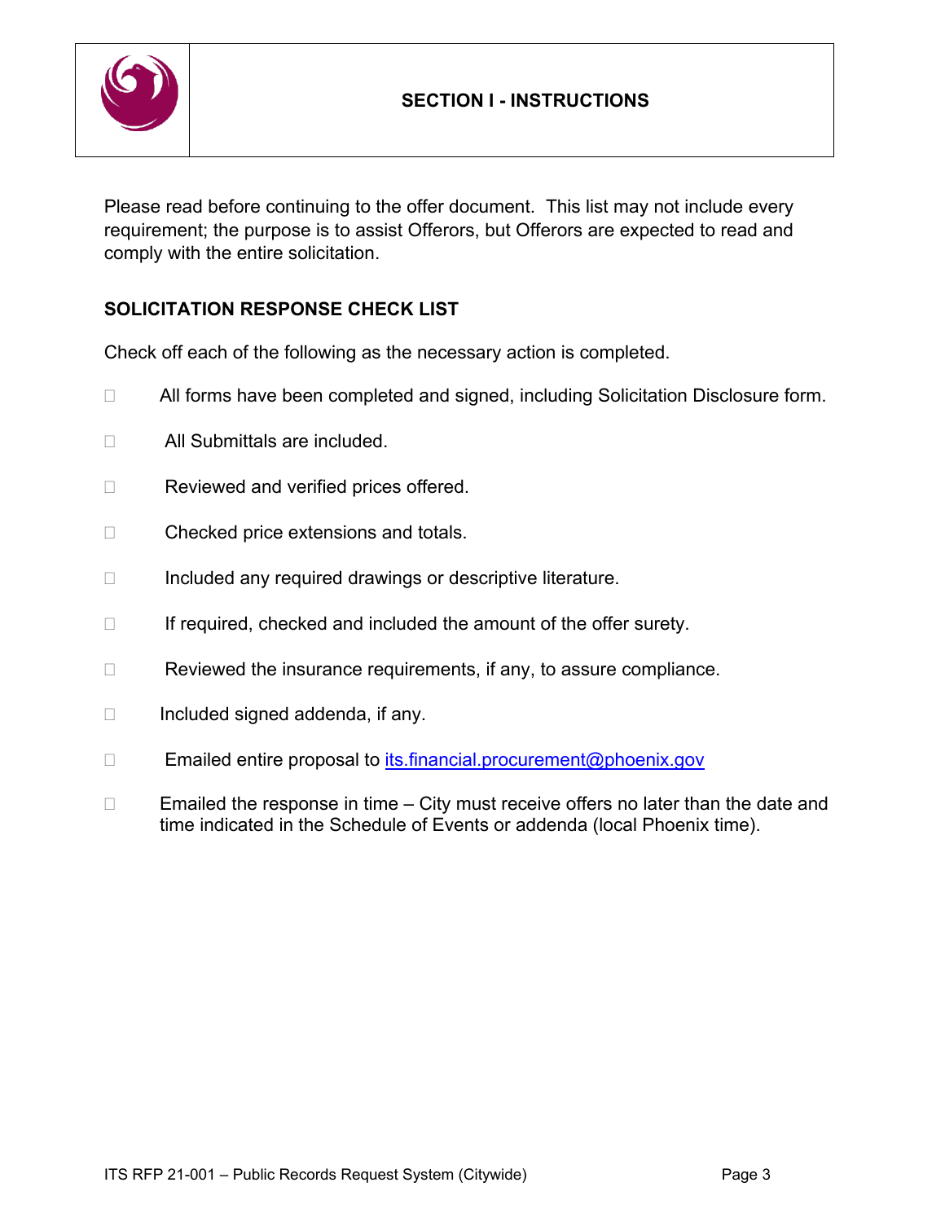# SECTION I - INSTRUCTIONS

Please read before continuing to the offer document. This list may not include every requirement; the purpose is to assist Offerors, but Offerors are expected to read and comply with the entire solicitation.

## SOLICITATION RESPONSE CHECK LIST

Check off each of the following as the necessary action is completed.

- ☐ All forms have been completed and signed, including Solicitation Disclosure form.
- ☐ All Submittals are included.
- ☐ Reviewed and verified prices offered.
- ☐ Checked price extensions and totals.
- ☐ Included any required drawings or descriptive literature.
- ☐ If required, checked and included the amount of the offer surety.
- ☐ Reviewed the insurance requirements, if any, to assure compliance.
- ☐ Included signed addenda, if any.
- ☐ Emailed entire proposal to its.financial.procurement@phoenix.gov
- ☐ Emailed the response in time – City must receive offers no later than the date and time indicated in the Schedule of Events or addenda (local Phoenix time).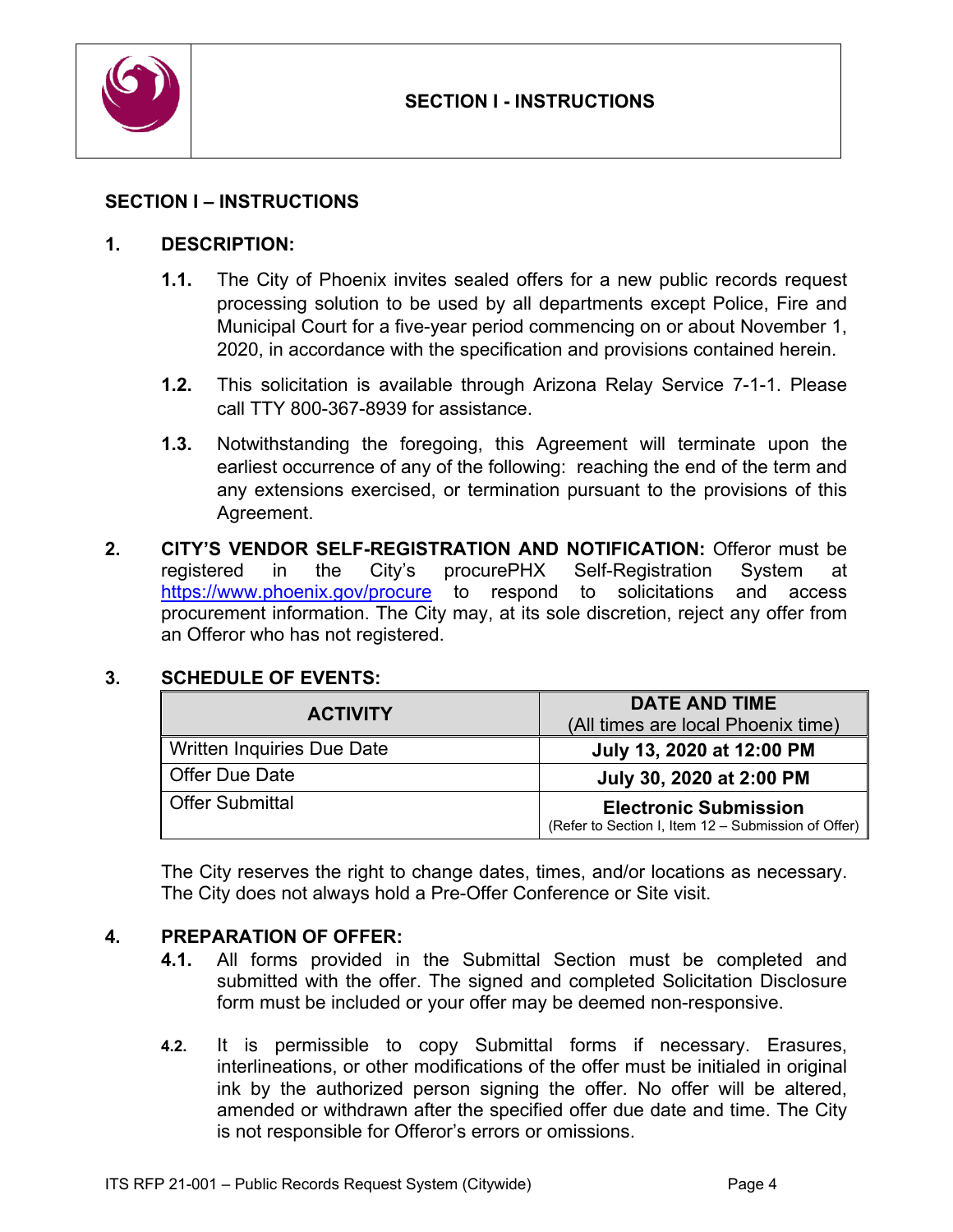# SECTION I - INSTRUCTIONS

## SECTION I – INSTRUCTIONS

### 1. DESCRIPTION:

**1.1.** The City of Phoenix invites sealed offers for a new public records request processing solution to be used by all departments except Police, Fire and Municipal Court for a five-year period commencing on or about November 1, 2020, in accordance with the specification and provisions contained herein.

**1.2.** This solicitation is available through Arizona Relay Service 7-1-1. Please call TTY 800-367-8939 for assistance.

**1.3.** Notwithstanding the foregoing, this Agreement will terminate upon the earliest occurrence of any of the following: reaching the end of the term and any extensions exercised, or termination pursuant to the provisions of this Agreement.

### 2. CITY'S VENDOR SELF-REGISTRATION AND NOTIFICATION:

Offeror must be registered in the City's procurePHX Self-Registration System at https://www.phoenix.gov/procure to respond to solicitations and access procurement information. The City may, at its sole discretion, reject any offer from an Offeror who has not registered.

### 3. SCHEDULE OF EVENTS:

| ACTIVITY | DATE AND TIME (All times are local Phoenix time) |
|---|---|
| Written Inquiries Due Date | **July 13, 2020 at 12:00 PM** |
| Offer Due Date | **July 30, 2020 at 2:00 PM** |
| Offer Submittal | **Electronic Submission** (Refer to Section I, Item 12 – Submission of Offer) |

The City reserves the right to change dates, times, and/or locations as necessary. The City does not always hold a Pre-Offer Conference or Site visit.

### 4. PREPARATION OF OFFER:

**4.1.** All forms provided in the Submittal Section must be completed and submitted with the offer. The signed and completed Solicitation Disclosure form must be included or your offer may be deemed non-responsive.

**4.2.** It is permissible to copy Submittal forms if necessary. Erasures, interlineations, or other modifications of the offer must be initialed in original ink by the authorized person signing the offer. No offer will be altered, amended or withdrawn after the specified offer due date and time. The City is not responsible for Offeror's errors or omissions.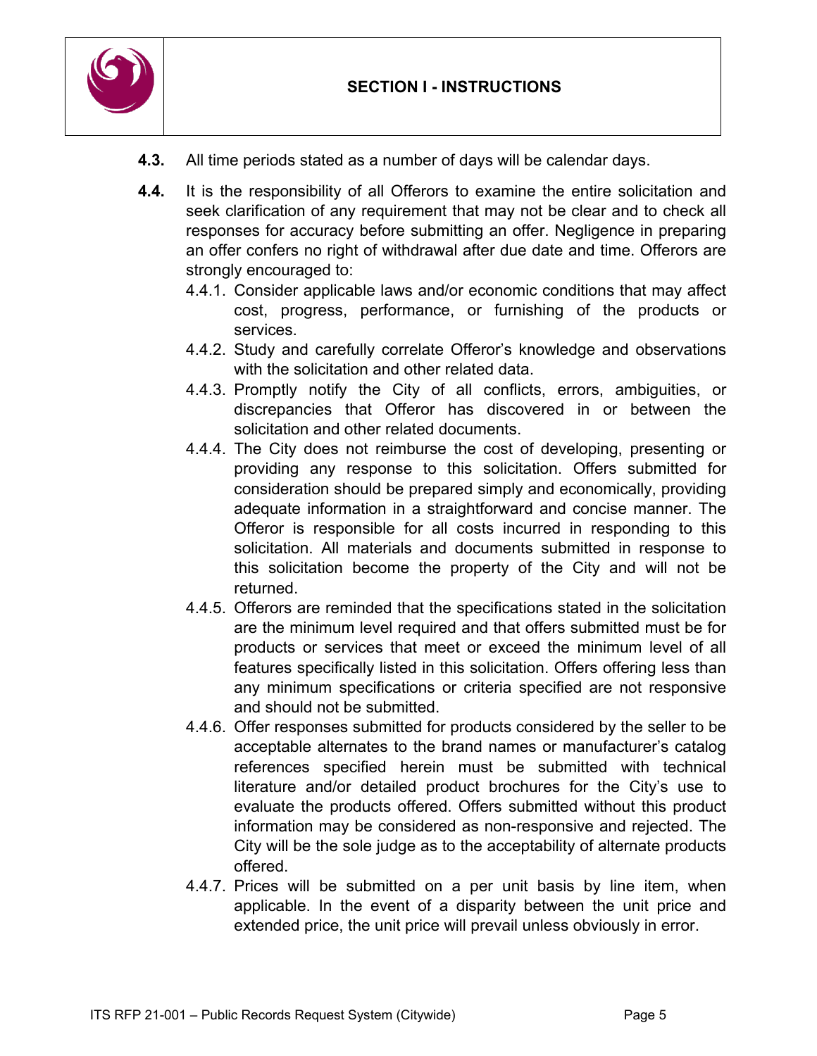**4.3.** All time periods stated as a number of days will be calendar days.

**4.4.** It is the responsibility of all Offerors to examine the entire solicitation and seek clarification of any requirement that may not be clear and to check all responses for accuracy before submitting an offer. Negligence in preparing an offer confers no right of withdrawal after due date and time. Offerors are strongly encouraged to:

- 4.4.1. Consider applicable laws and/or economic conditions that may affect cost, progress, performance, or furnishing of the products or services.
- 4.4.2. Study and carefully correlate Offeror's knowledge and observations with the solicitation and other related data.
- 4.4.3. Promptly notify the City of all conflicts, errors, ambiguities, or discrepancies that Offeror has discovered in or between the solicitation and other related documents.
- 4.4.4. The City does not reimburse the cost of developing, presenting or providing any response to this solicitation. Offers submitted for consideration should be prepared simply and economically, providing adequate information in a straightforward and concise manner. The Offeror is responsible for all costs incurred in responding to this solicitation. All materials and documents submitted in response to this solicitation become the property of the City and will not be returned.
- 4.4.5. Offerors are reminded that the specifications stated in the solicitation are the minimum level required and that offers submitted must be for products or services that meet or exceed the minimum level of all features specifically listed in this solicitation. Offers offering less than any minimum specifications or criteria specified are not responsive and should not be submitted.
- 4.4.6. Offer responses submitted for products considered by the seller to be acceptable alternates to the brand names or manufacturer's catalog references specified herein must be submitted with technical literature and/or detailed product brochures for the City's use to evaluate the products offered. Offers submitted without this product information may be considered as non-responsive and rejected. The City will be the sole judge as to the acceptability of alternate products offered.
- 4.4.7. Prices will be submitted on a per unit basis by line item, when applicable. In the event of a disparity between the unit price and extended price, the unit price will prevail unless obviously in error.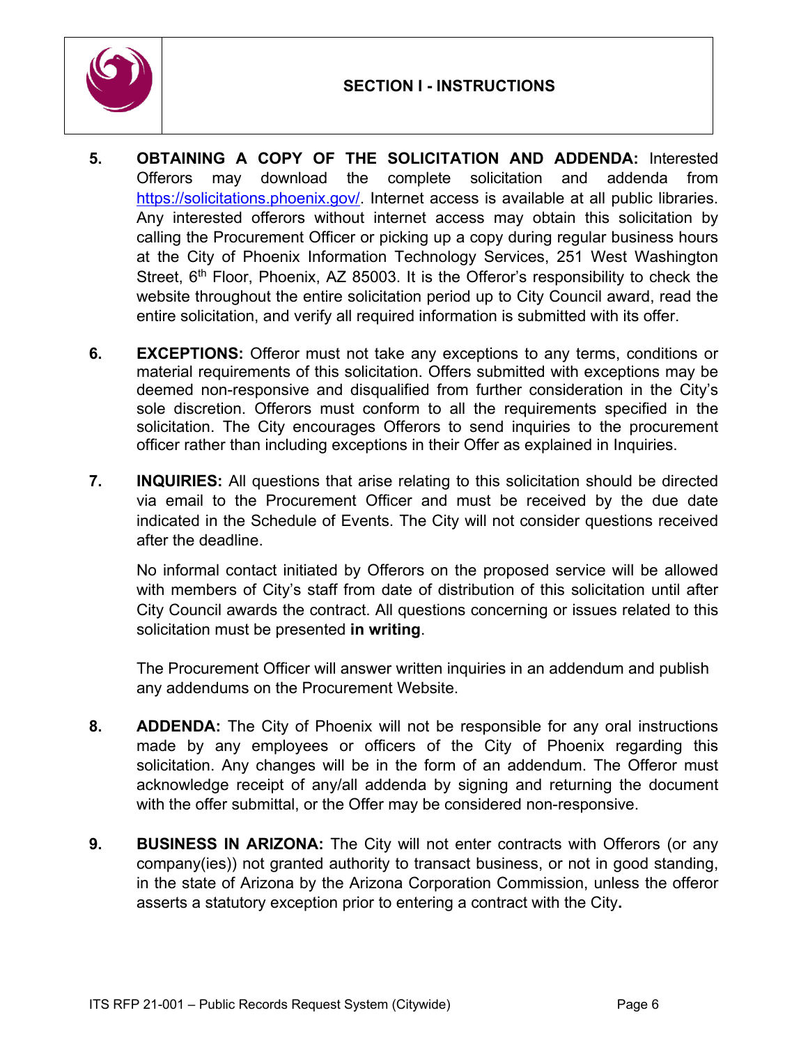## SECTION I - INSTRUCTIONS

5. **OBTAINING A COPY OF THE SOLICITATION AND ADDENDA:** Interested Offerors may download the complete solicitation and addenda from https://solicitations.phoenix.gov/. Internet access is available at all public libraries. Any interested offerors without internet access may obtain this solicitation by calling the Procurement Officer or picking up a copy during regular business hours at the City of Phoenix Information Technology Services, 251 West Washington Street, 6th Floor, Phoenix, AZ 85003. It is the Offeror's responsibility to check the website throughout the entire solicitation period up to City Council award, read the entire solicitation, and verify all required information is submitted with its offer.

6. **EXCEPTIONS:** Offeror must not take any exceptions to any terms, conditions or material requirements of this solicitation. Offers submitted with exceptions may be deemed non-responsive and disqualified from further consideration in the City's sole discretion. Offerors must conform to all the requirements specified in the solicitation. The City encourages Offerors to send inquiries to the procurement officer rather than including exceptions in their Offer as explained in Inquiries.

7. **INQUIRIES:** All questions that arise relating to this solicitation should be directed via email to the Procurement Officer and must be received by the due date indicated in the Schedule of Events. The City will not consider questions received after the deadline.

   No informal contact initiated by Offerors on the proposed service will be allowed with members of City's staff from date of distribution of this solicitation until after City Council awards the contract. All questions concerning or issues related to this solicitation must be presented **in writing**.

   The Procurement Officer will answer written inquiries in an addendum and publish any addendums on the Procurement Website.

8. **ADDENDA:** The City of Phoenix will not be responsible for any oral instructions made by any employees or officers of the City of Phoenix regarding this solicitation. Any changes will be in the form of an addendum. The Offeror must acknowledge receipt of any/all addenda by signing and returning the document with the offer submittal, or the Offer may be considered non-responsive.

9. **BUSINESS IN ARIZONA:** The City will not enter contracts with Offerors (or any company(ies)) not granted authority to transact business, or not in good standing, in the state of Arizona by the Arizona Corporation Commission, unless the offeror asserts a statutory exception prior to entering a contract with the City.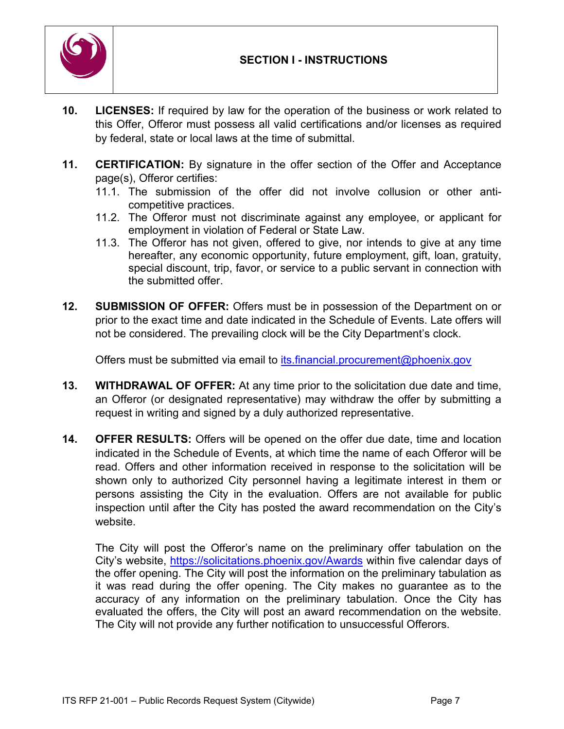## SECTION I - INSTRUCTIONS

**10. LICENSES:** If required by law for the operation of the business or work related to this Offer, Offeror must possess all valid certifications and/or licenses as required by federal, state or local laws at the time of submittal.

**11. CERTIFICATION:** By signature in the offer section of the Offer and Acceptance page(s), Offeror certifies:

11.1. The submission of the offer did not involve collusion or other anti-competitive practices.

11.2. The Offeror must not discriminate against any employee, or applicant for employment in violation of Federal or State Law.

11.3. The Offeror has not given, offered to give, nor intends to give at any time hereafter, any economic opportunity, future employment, gift, loan, gratuity, special discount, trip, favor, or service to a public servant in connection with the submitted offer.

**12. SUBMISSION OF OFFER:** Offers must be in possession of the Department on or prior to the exact time and date indicated in the Schedule of Events. Late offers will not be considered. The prevailing clock will be the City Department's clock.

Offers must be submitted via email to its.financial.procurement@phoenix.gov

**13. WITHDRAWAL OF OFFER:** At any time prior to the solicitation due date and time, an Offeror (or designated representative) may withdraw the offer by submitting a request in writing and signed by a duly authorized representative.

**14. OFFER RESULTS:** Offers will be opened on the offer due date, time and location indicated in the Schedule of Events, at which time the name of each Offeror will be read. Offers and other information received in response to the solicitation will be shown only to authorized City personnel having a legitimate interest in them or persons assisting the City in the evaluation. Offers are not available for public inspection until after the City has posted the award recommendation on the City's website.

The City will post the Offeror's name on the preliminary offer tabulation on the City's website, https://solicitations.phoenix.gov/Awards within five calendar days of the offer opening. The City will post the information on the preliminary tabulation as it was read during the offer opening. The City makes no guarantee as to the accuracy of any information on the preliminary tabulation. Once the City has evaluated the offers, the City will post an award recommendation on the website. The City will not provide any further notification to unsuccessful Offerors.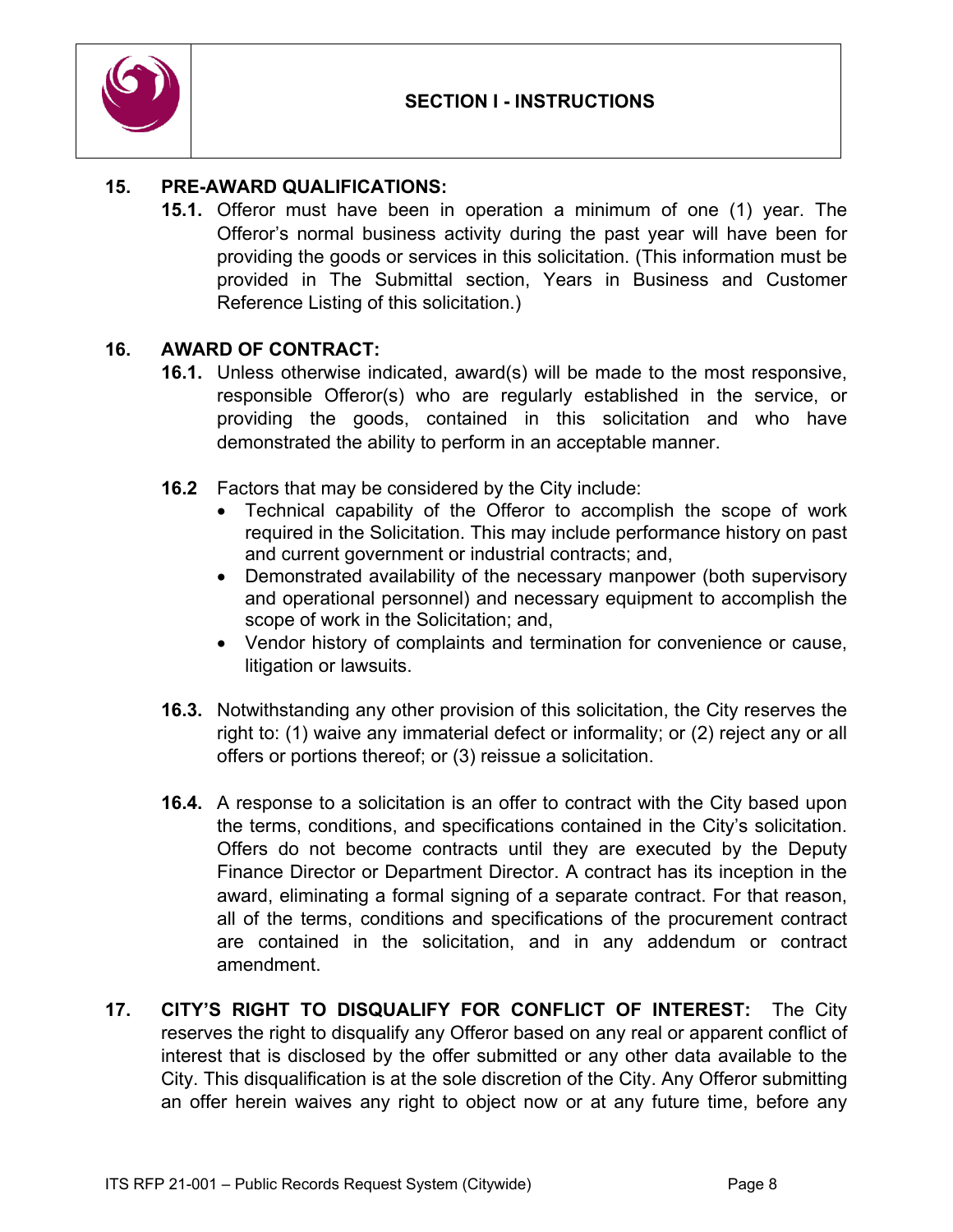**15. PRE-AWARD QUALIFICATIONS:**

**15.1.** Offeror must have been in operation a minimum of one (1) year. The Offeror's normal business activity during the past year will have been for providing the goods or services in this solicitation. (This information must be provided in The Submittal section, Years in Business and Customer Reference Listing of this solicitation.)

**16. AWARD OF CONTRACT:**

**16.1.** Unless otherwise indicated, award(s) will be made to the most responsive, responsible Offeror(s) who are regularly established in the service, or providing the goods, contained in this solicitation and who have demonstrated the ability to perform in an acceptable manner.

**16.2** Factors that may be considered by the City include:

- Technical capability of the Offeror to accomplish the scope of work required in the Solicitation. This may include performance history on past and current government or industrial contracts; and,
- Demonstrated availability of the necessary manpower (both supervisory and operational personnel) and necessary equipment to accomplish the scope of work in the Solicitation; and,
- Vendor history of complaints and termination for convenience or cause, litigation or lawsuits.

**16.3.** Notwithstanding any other provision of this solicitation, the City reserves the right to: (1) waive any immaterial defect or informality; or (2) reject any or all offers or portions thereof; or (3) reissue a solicitation.

**16.4.** A response to a solicitation is an offer to contract with the City based upon the terms, conditions, and specifications contained in the City's solicitation. Offers do not become contracts until they are executed by the Deputy Finance Director or Department Director. A contract has its inception in the award, eliminating a formal signing of a separate contract. For that reason, all of the terms, conditions and specifications of the procurement contract are contained in the solicitation, and in any addendum or contract amendment.

**17. CITY'S RIGHT TO DISQUALIFY FOR CONFLICT OF INTEREST:** The City reserves the right to disqualify any Offeror based on any real or apparent conflict of interest that is disclosed by the offer submitted or any other data available to the City. This disqualification is at the sole discretion of the City. Any Offeror submitting an offer herein waives any right to object now or at any future time, before any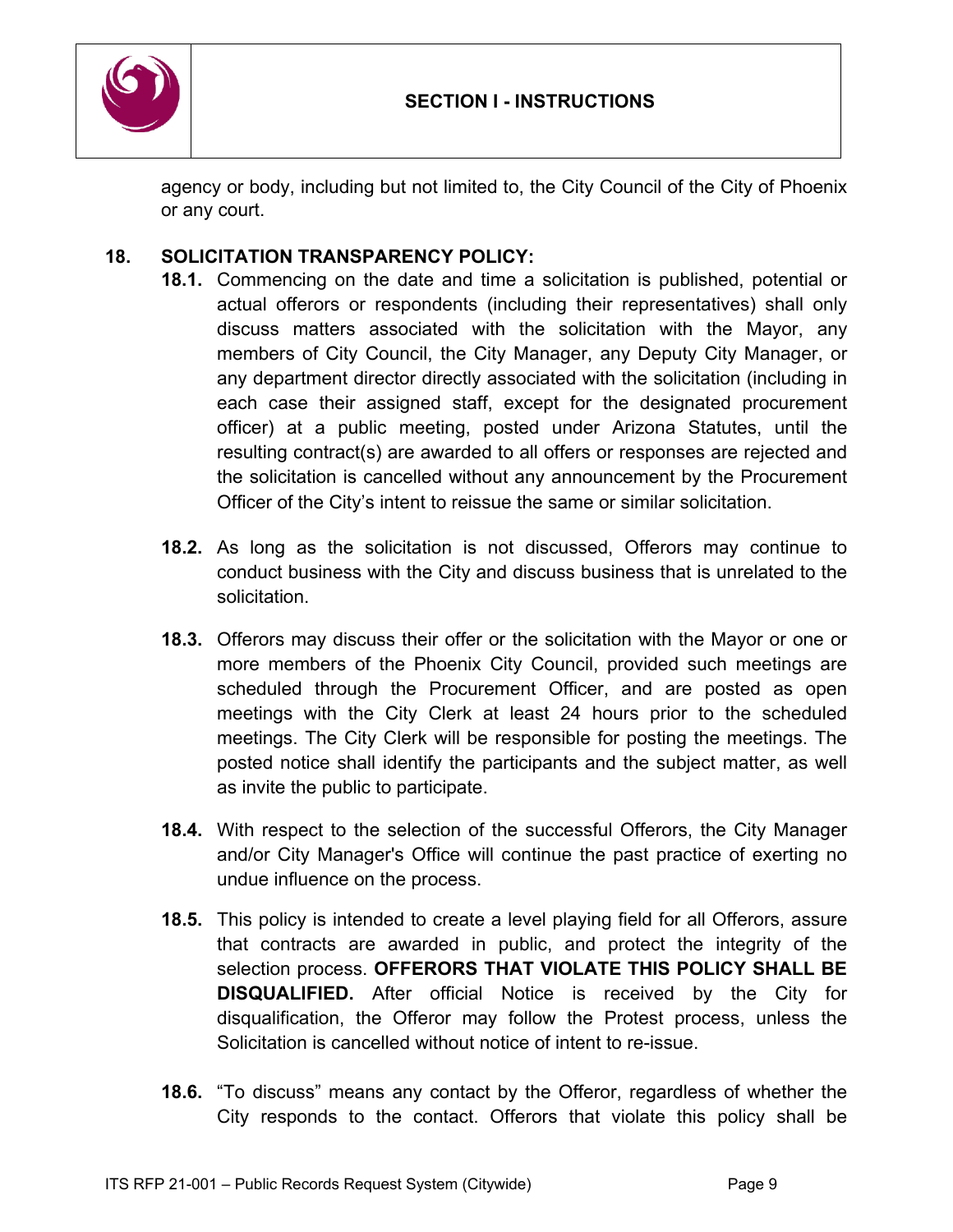agency or body, including but not limited to, the City Council of the City of Phoenix or any court.

**18. SOLICITATION TRANSPARENCY POLICY:**

**18.1.** Commencing on the date and time a solicitation is published, potential or actual offerors or respondents (including their representatives) shall only discuss matters associated with the solicitation with the Mayor, any members of City Council, the City Manager, any Deputy City Manager, or any department director directly associated with the solicitation (including in each case their assigned staff, except for the designated procurement officer) at a public meeting, posted under Arizona Statutes, until the resulting contract(s) are awarded to all offers or responses are rejected and the solicitation is cancelled without any announcement by the Procurement Officer of the City's intent to reissue the same or similar solicitation.

**18.2.** As long as the solicitation is not discussed, Offerors may continue to conduct business with the City and discuss business that is unrelated to the solicitation.

**18.3.** Offerors may discuss their offer or the solicitation with the Mayor or one or more members of the Phoenix City Council, provided such meetings are scheduled through the Procurement Officer, and are posted as open meetings with the City Clerk at least 24 hours prior to the scheduled meetings. The City Clerk will be responsible for posting the meetings. The posted notice shall identify the participants and the subject matter, as well as invite the public to participate.

**18.4.** With respect to the selection of the successful Offerors, the City Manager and/or City Manager's Office will continue the past practice of exerting no undue influence on the process.

**18.5.** This policy is intended to create a level playing field for all Offerors, assure that contracts are awarded in public, and protect the integrity of the selection process. **OFFERORS THAT VIOLATE THIS POLICY SHALL BE DISQUALIFIED.** After official Notice is received by the City for disqualification, the Offeror may follow the Protest process, unless the Solicitation is cancelled without notice of intent to re-issue.

**18.6.** "To discuss" means any contact by the Offeror, regardless of whether the City responds to the contact. Offerors that violate this policy shall be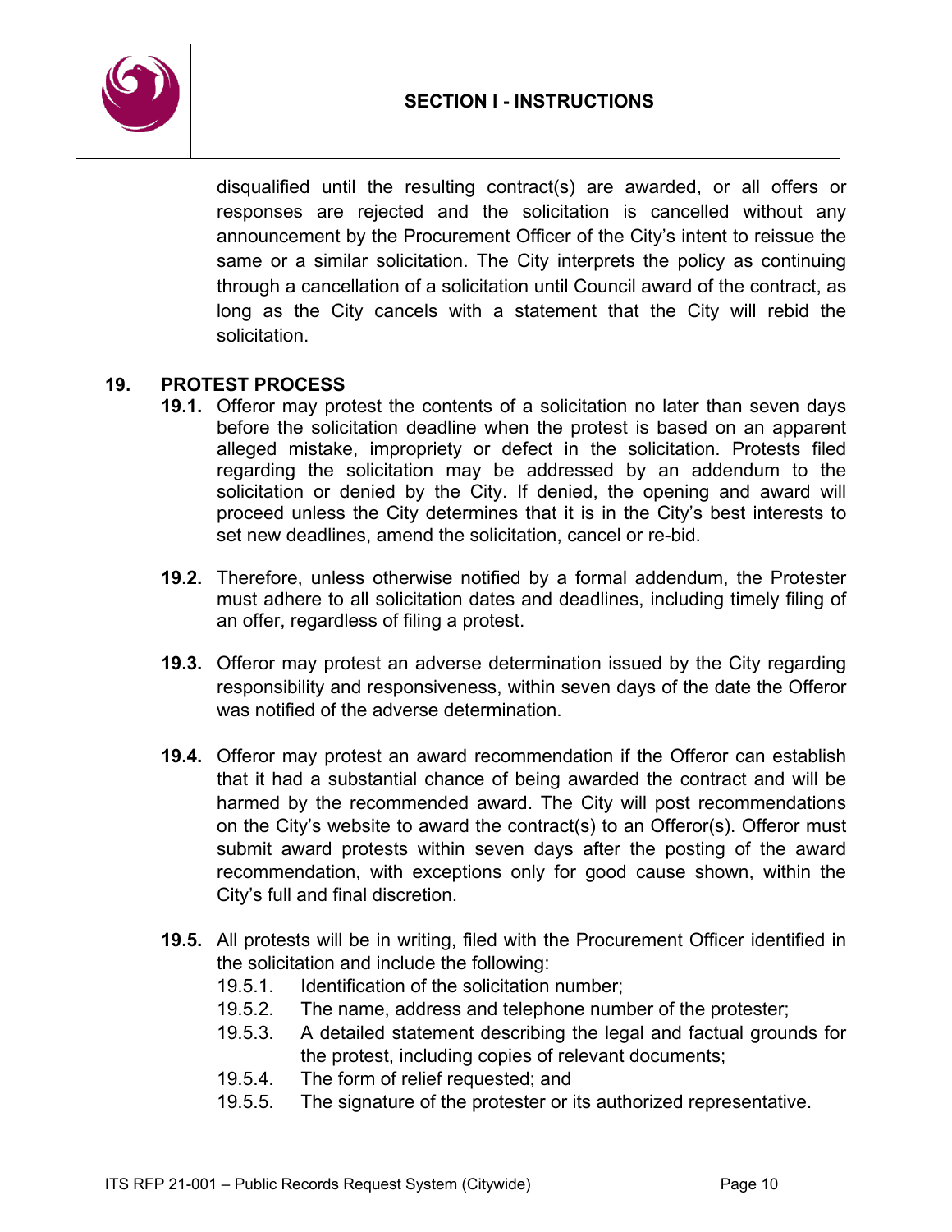disqualified until the resulting contract(s) are awarded, or all offers or responses are rejected and the solicitation is cancelled without any announcement by the Procurement Officer of the City's intent to reissue the same or a similar solicitation. The City interprets the policy as continuing through a cancellation of a solicitation until Council award of the contract, as long as the City cancels with a statement that the City will rebid the solicitation.

## 19. PROTEST PROCESS

**19.1.** Offeror may protest the contents of a solicitation no later than seven days before the solicitation deadline when the protest is based on an apparent alleged mistake, impropriety or defect in the solicitation. Protests filed regarding the solicitation may be addressed by an addendum to the solicitation or denied by the City. If denied, the opening and award will proceed unless the City determines that it is in the City's best interests to set new deadlines, amend the solicitation, cancel or re-bid.

**19.2.** Therefore, unless otherwise notified by a formal addendum, the Protester must adhere to all solicitation dates and deadlines, including timely filing of an offer, regardless of filing a protest.

**19.3.** Offeror may protest an adverse determination issued by the City regarding responsibility and responsiveness, within seven days of the date the Offeror was notified of the adverse determination.

**19.4.** Offeror may protest an award recommendation if the Offeror can establish that it had a substantial chance of being awarded the contract and will be harmed by the recommended award. The City will post recommendations on the City's website to award the contract(s) to an Offeror(s). Offeror must submit award protests within seven days after the posting of the award recommendation, with exceptions only for good cause shown, within the City's full and final discretion.

**19.5.** All protests will be in writing, filed with the Procurement Officer identified in the solicitation and include the following:

- 19.5.1. Identification of the solicitation number;
- 19.5.2. The name, address and telephone number of the protester;
- 19.5.3. A detailed statement describing the legal and factual grounds for the protest, including copies of relevant documents;
- 19.5.4. The form of relief requested; and
- 19.5.5. The signature of the protester or its authorized representative.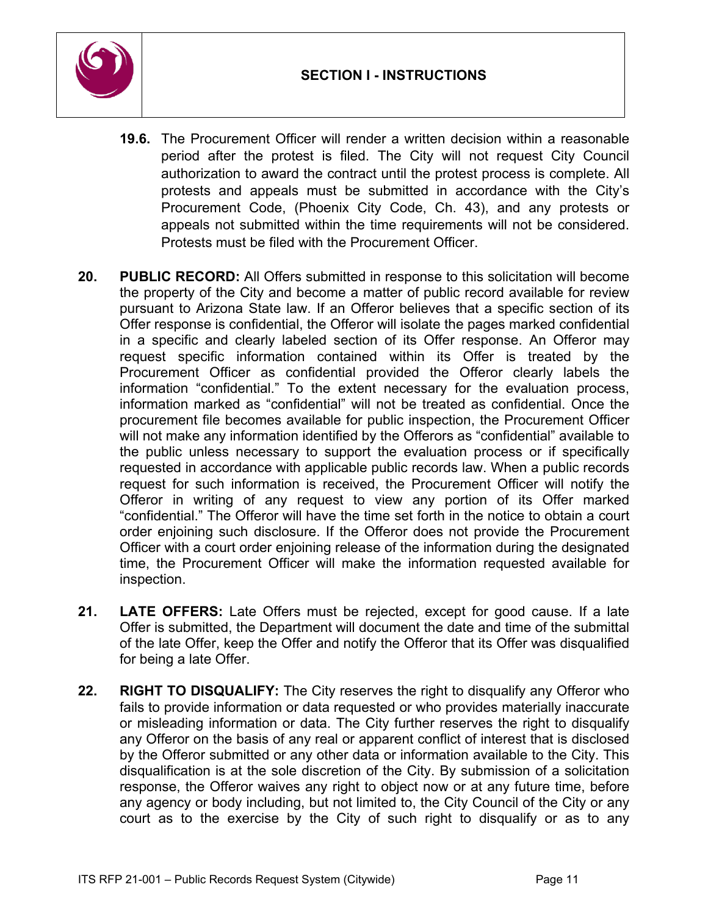**19.6.** The Procurement Officer will render a written decision within a reasonable period after the protest is filed. The City will not request City Council authorization to award the contract until the protest process is complete. All protests and appeals must be submitted in accordance with the City's Procurement Code, (Phoenix City Code, Ch. 43), and any protests or appeals not submitted within the time requirements will not be considered. Protests must be filed with the Procurement Officer.

**20. PUBLIC RECORD:** All Offers submitted in response to this solicitation will become the property of the City and become a matter of public record available for review pursuant to Arizona State law. If an Offeror believes that a specific section of its Offer response is confidential, the Offeror will isolate the pages marked confidential in a specific and clearly labeled section of its Offer response. An Offeror may request specific information contained within its Offer is treated by the Procurement Officer as confidential provided the Offeror clearly labels the information "confidential." To the extent necessary for the evaluation process, information marked as "confidential" will not be treated as confidential. Once the procurement file becomes available for public inspection, the Procurement Officer will not make any information identified by the Offerors as "confidential" available to the public unless necessary to support the evaluation process or if specifically requested in accordance with applicable public records law. When a public records request for such information is received, the Procurement Officer will notify the Offeror in writing of any request to view any portion of its Offer marked "confidential." The Offeror will have the time set forth in the notice to obtain a court order enjoining such disclosure. If the Offeror does not provide the Procurement Officer with a court order enjoining release of the information during the designated time, the Procurement Officer will make the information requested available for inspection.

**21. LATE OFFERS:** Late Offers must be rejected, except for good cause. If a late Offer is submitted, the Department will document the date and time of the submittal of the late Offer, keep the Offer and notify the Offeror that its Offer was disqualified for being a late Offer.

**22. RIGHT TO DISQUALIFY:** The City reserves the right to disqualify any Offeror who fails to provide information or data requested or who provides materially inaccurate or misleading information or data. The City further reserves the right to disqualify any Offeror on the basis of any real or apparent conflict of interest that is disclosed by the Offeror submitted or any other data or information available to the City. This disqualification is at the sole discretion of the City. By submission of a solicitation response, the Offeror waives any right to object now or at any future time, before any agency or body including, but not limited to, the City Council of the City or any court as to the exercise by the City of such right to disqualify or as to any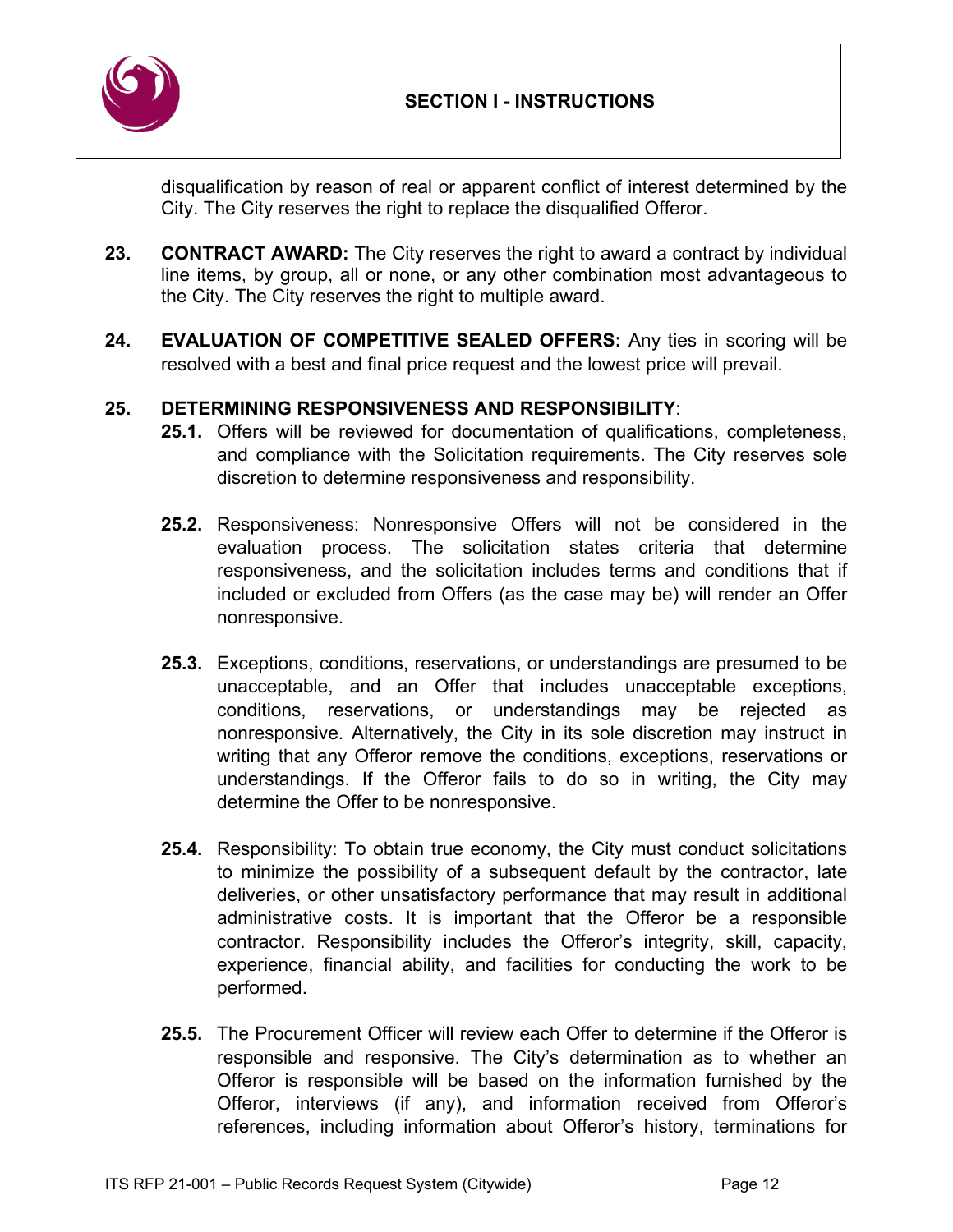disqualification by reason of real or apparent conflict of interest determined by the City. The City reserves the right to replace the disqualified Offeror.

**23. CONTRACT AWARD:** The City reserves the right to award a contract by individual line items, by group, all or none, or any other combination most advantageous to the City. The City reserves the right to multiple award.

**24. EVALUATION OF COMPETITIVE SEALED OFFERS:** Any ties in scoring will be resolved with a best and final price request and the lowest price will prevail.

**25. DETERMINING RESPONSIVENESS AND RESPONSIBILITY**:

**25.1.** Offers will be reviewed for documentation of qualifications, completeness, and compliance with the Solicitation requirements. The City reserves sole discretion to determine responsiveness and responsibility.

**25.2.** Responsiveness: Nonresponsive Offers will not be considered in the evaluation process. The solicitation states criteria that determine responsiveness, and the solicitation includes terms and conditions that if included or excluded from Offers (as the case may be) will render an Offer nonresponsive.

**25.3.** Exceptions, conditions, reservations, or understandings are presumed to be unacceptable, and an Offer that includes unacceptable exceptions, conditions, reservations, or understandings may be rejected as nonresponsive. Alternatively, the City in its sole discretion may instruct in writing that any Offeror remove the conditions, exceptions, reservations or understandings. If the Offeror fails to do so in writing, the City may determine the Offer to be nonresponsive.

**25.4.** Responsibility: To obtain true economy, the City must conduct solicitations to minimize the possibility of a subsequent default by the contractor, late deliveries, or other unsatisfactory performance that may result in additional administrative costs. It is important that the Offeror be a responsible contractor. Responsibility includes the Offeror's integrity, skill, capacity, experience, financial ability, and facilities for conducting the work to be performed.

**25.5.** The Procurement Officer will review each Offer to determine if the Offeror is responsible and responsive. The City's determination as to whether an Offeror is responsible will be based on the information furnished by the Offeror, interviews (if any), and information received from Offeror's references, including information about Offeror's history, terminations for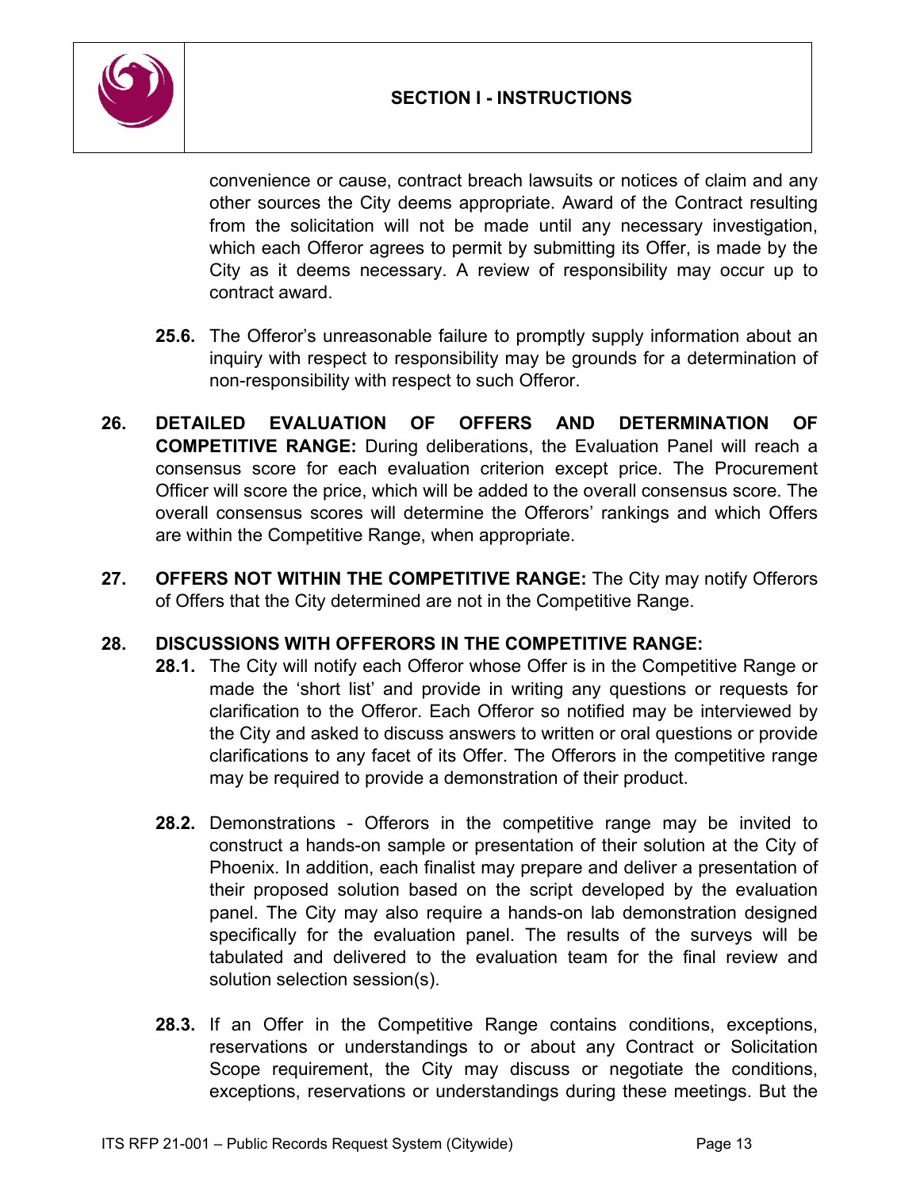convenience or cause, contract breach lawsuits or notices of claim and any other sources the City deems appropriate. Award of the Contract resulting from the solicitation will not be made until any necessary investigation, which each Offeror agrees to permit by submitting its Offer, is made by the City as it deems necessary. A review of responsibility may occur up to contract award.

**25.6.** The Offeror's unreasonable failure to promptly supply information about an inquiry with respect to responsibility may be grounds for a determination of non-responsibility with respect to such Offeror.

**26. DETAILED EVALUATION OF OFFERS AND DETERMINATION OF COMPETITIVE RANGE:** During deliberations, the Evaluation Panel will reach a consensus score for each evaluation criterion except price. The Procurement Officer will score the price, which will be added to the overall consensus score. The overall consensus scores will determine the Offerors' rankings and which Offers are within the Competitive Range, when appropriate.

**27. OFFERS NOT WITHIN THE COMPETITIVE RANGE:** The City may notify Offerors of Offers that the City determined are not in the Competitive Range.

**28. DISCUSSIONS WITH OFFERORS IN THE COMPETITIVE RANGE:**

**28.1.** The City will notify each Offeror whose Offer is in the Competitive Range or made the 'short list' and provide in writing any questions or requests for clarification to the Offeror. Each Offeror so notified may be interviewed by the City and asked to discuss answers to written or oral questions or provide clarifications to any facet of its Offer. The Offerors in the competitive range may be required to provide a demonstration of their product.

**28.2.** Demonstrations - Offerors in the competitive range may be invited to construct a hands-on sample or presentation of their solution at the City of Phoenix. In addition, each finalist may prepare and deliver a presentation of their proposed solution based on the script developed by the evaluation panel. The City may also require a hands-on lab demonstration designed specifically for the evaluation panel. The results of the surveys will be tabulated and delivered to the evaluation team for the final review and solution selection session(s).

**28.3.** If an Offer in the Competitive Range contains conditions, exceptions, reservations or understandings to or about any Contract or Solicitation Scope requirement, the City may discuss or negotiate the conditions, exceptions, reservations or understandings during these meetings. But the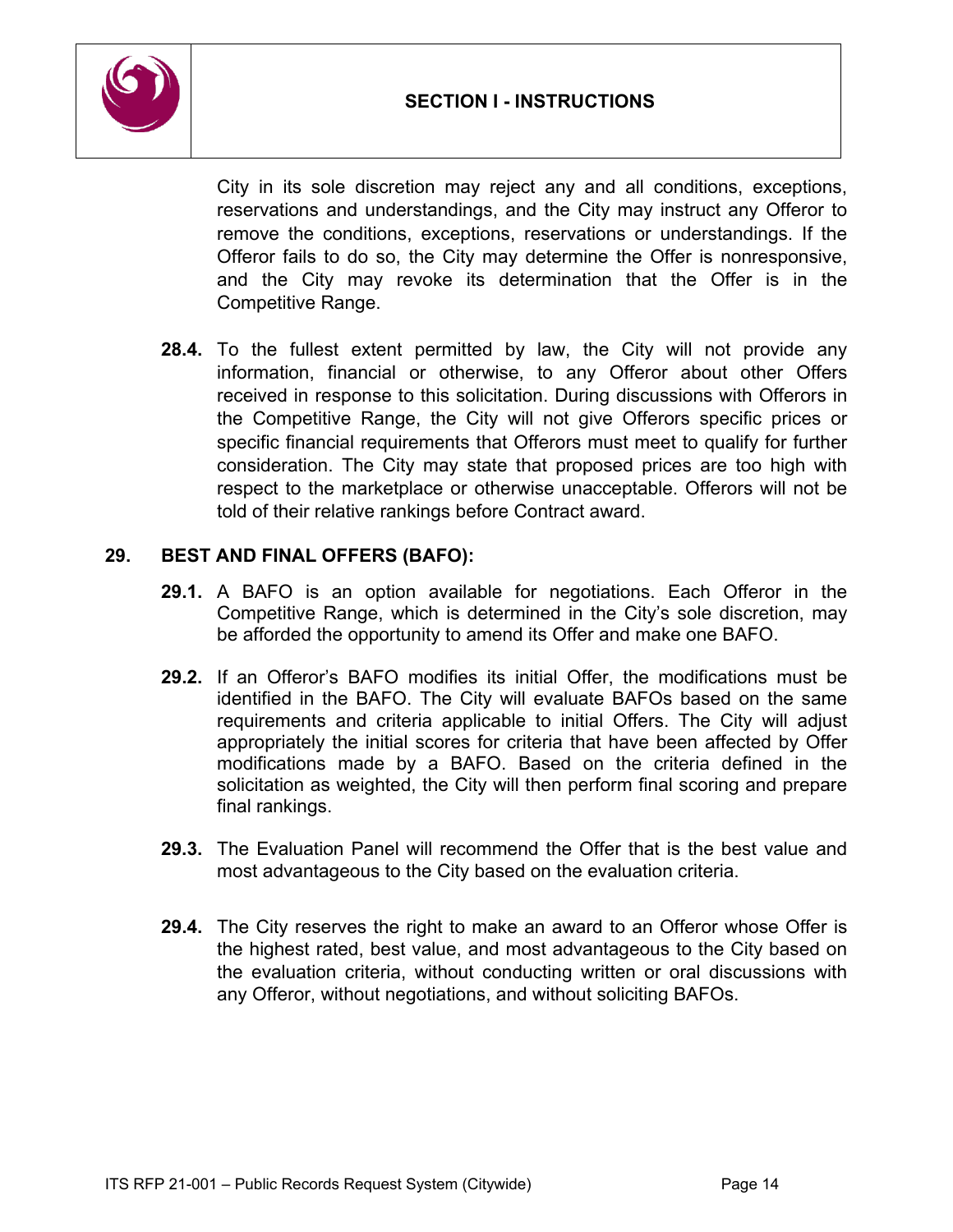City in its sole discretion may reject any and all conditions, exceptions, reservations and understandings, and the City may instruct any Offeror to remove the conditions, exceptions, reservations or understandings. If the Offeror fails to do so, the City may determine the Offer is nonresponsive, and the City may revoke its determination that the Offer is in the Competitive Range.

**28.4.** To the fullest extent permitted by law, the City will not provide any information, financial or otherwise, to any Offeror about other Offers received in response to this solicitation. During discussions with Offerors in the Competitive Range, the City will not give Offerors specific prices or specific financial requirements that Offerors must meet to qualify for further consideration. The City may state that proposed prices are too high with respect to the marketplace or otherwise unacceptable. Offerors will not be told of their relative rankings before Contract award.

## 29. BEST AND FINAL OFFERS (BAFO):

**29.1.** A BAFO is an option available for negotiations. Each Offeror in the Competitive Range, which is determined in the City's sole discretion, may be afforded the opportunity to amend its Offer and make one BAFO.

**29.2.** If an Offeror's BAFO modifies its initial Offer, the modifications must be identified in the BAFO. The City will evaluate BAFOs based on the same requirements and criteria applicable to initial Offers. The City will adjust appropriately the initial scores for criteria that have been affected by Offer modifications made by a BAFO. Based on the criteria defined in the solicitation as weighted, the City will then perform final scoring and prepare final rankings.

**29.3.** The Evaluation Panel will recommend the Offer that is the best value and most advantageous to the City based on the evaluation criteria.

**29.4.** The City reserves the right to make an award to an Offeror whose Offer is the highest rated, best value, and most advantageous to the City based on the evaluation criteria, without conducting written or oral discussions with any Offeror, without negotiations, and without soliciting BAFOs.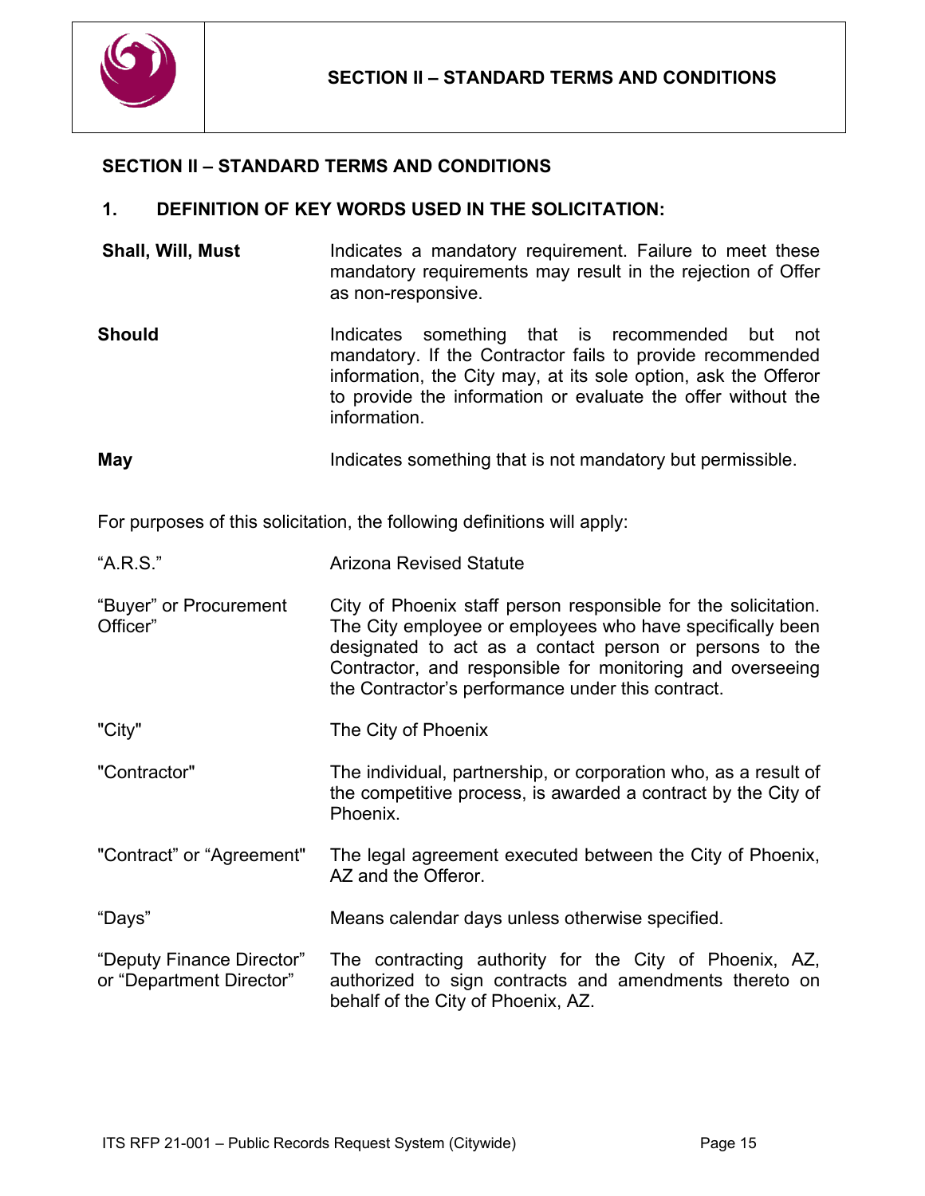## SECTION II – STANDARD TERMS AND CONDITIONS

### 1. DEFINITION OF KEY WORDS USED IN THE SOLICITATION:

| | |
|---|---|
| **Shall, Will, Must** | Indicates a mandatory requirement. Failure to meet these mandatory requirements may result in the rejection of Offer as non-responsive. |
| **Should** | Indicates something that is recommended but not mandatory. If the Contractor fails to provide recommended information, the City may, at its sole option, ask the Offeror to provide the information or evaluate the offer without the information. |
| **May** | Indicates something that is not mandatory but permissible. |

For purposes of this solicitation, the following definitions will apply:

| | |
|---|---|
| "A.R.S." | Arizona Revised Statute |
| "Buyer" or Procurement Officer" | City of Phoenix staff person responsible for the solicitation. The City employee or employees who have specifically been designated to act as a contact person or persons to the Contractor, and responsible for monitoring and overseeing the Contractor's performance under this contract. |
| "City" | The City of Phoenix |
| "Contractor" | The individual, partnership, or corporation who, as a result of the competitive process, is awarded a contract by the City of Phoenix. |
| "Contract" or "Agreement" | The legal agreement executed between the City of Phoenix, AZ and the Offeror. |
| "Days" | Means calendar days unless otherwise specified. |
| "Deputy Finance Director" or "Department Director" | The contracting authority for the City of Phoenix, AZ, authorized to sign contracts and amendments thereto on behalf of the City of Phoenix, AZ. |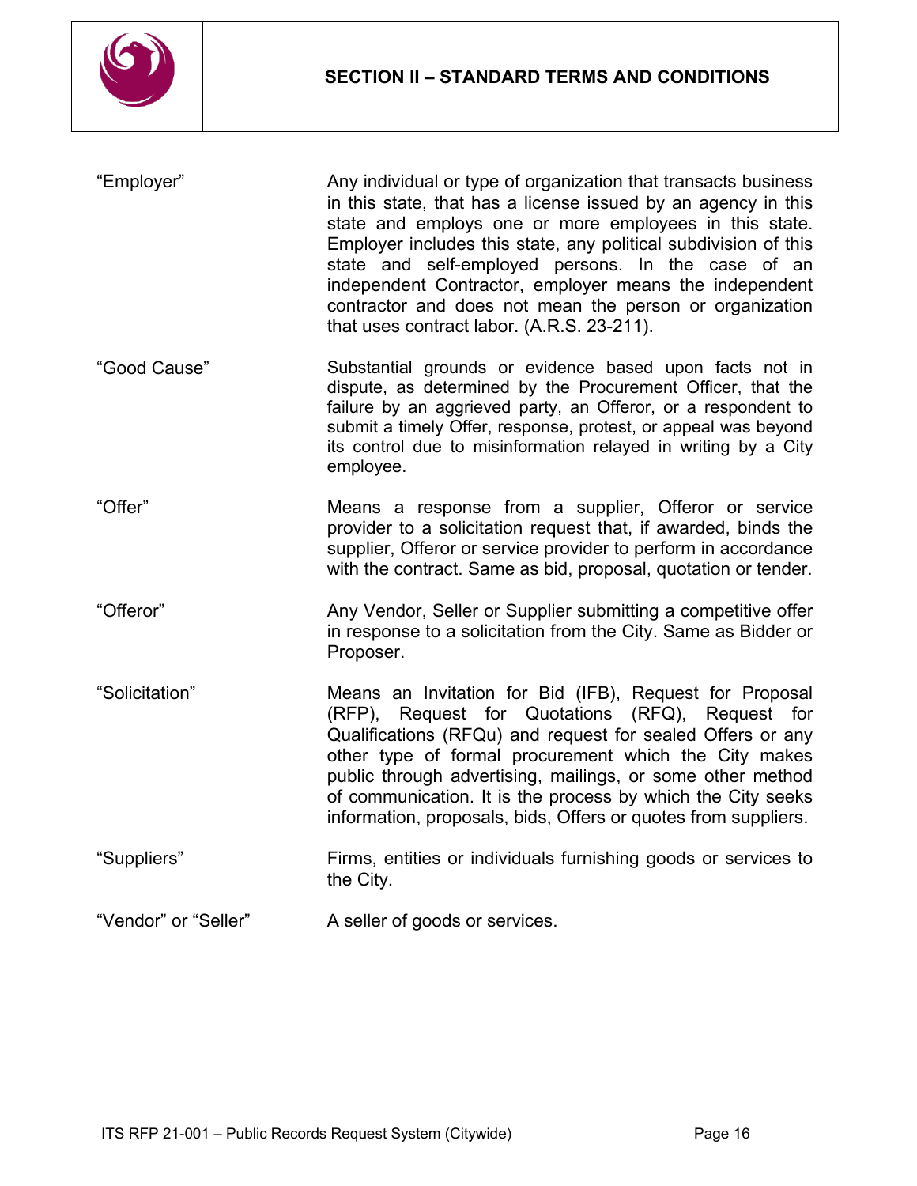| | |
|---|---|
| "Employer" | Any individual or type of organization that transacts business in this state, that has a license issued by an agency in this state and employs one or more employees in this state. Employer includes this state, any political subdivision of this state and self-employed persons. In the case of an independent Contractor, employer means the independent contractor and does not mean the person or organization that uses contract labor. (A.R.S. 23-211). |
| "Good Cause" | Substantial grounds or evidence based upon facts not in dispute, as determined by the Procurement Officer, that the failure by an aggrieved party, an Offeror, or a respondent to submit a timely Offer, response, protest, or appeal was beyond its control due to misinformation relayed in writing by a City employee. |
| "Offer" | Means a response from a supplier, Offeror or service provider to a solicitation request that, if awarded, binds the supplier, Offeror or service provider to perform in accordance with the contract. Same as bid, proposal, quotation or tender. |
| "Offeror" | Any Vendor, Seller or Supplier submitting a competitive offer in response to a solicitation from the City. Same as Bidder or Proposer. |
| "Solicitation" | Means an Invitation for Bid (IFB), Request for Proposal (RFP), Request for Quotations (RFQ), Request for Qualifications (RFQu) and request for sealed Offers or any other type of formal procurement which the City makes public through advertising, mailings, or some other method of communication. It is the process by which the City seeks information, proposals, bids, Offers or quotes from suppliers. |
| "Suppliers" | Firms, entities or individuals furnishing goods or services to the City. |
| "Vendor" or "Seller" | A seller of goods or services. |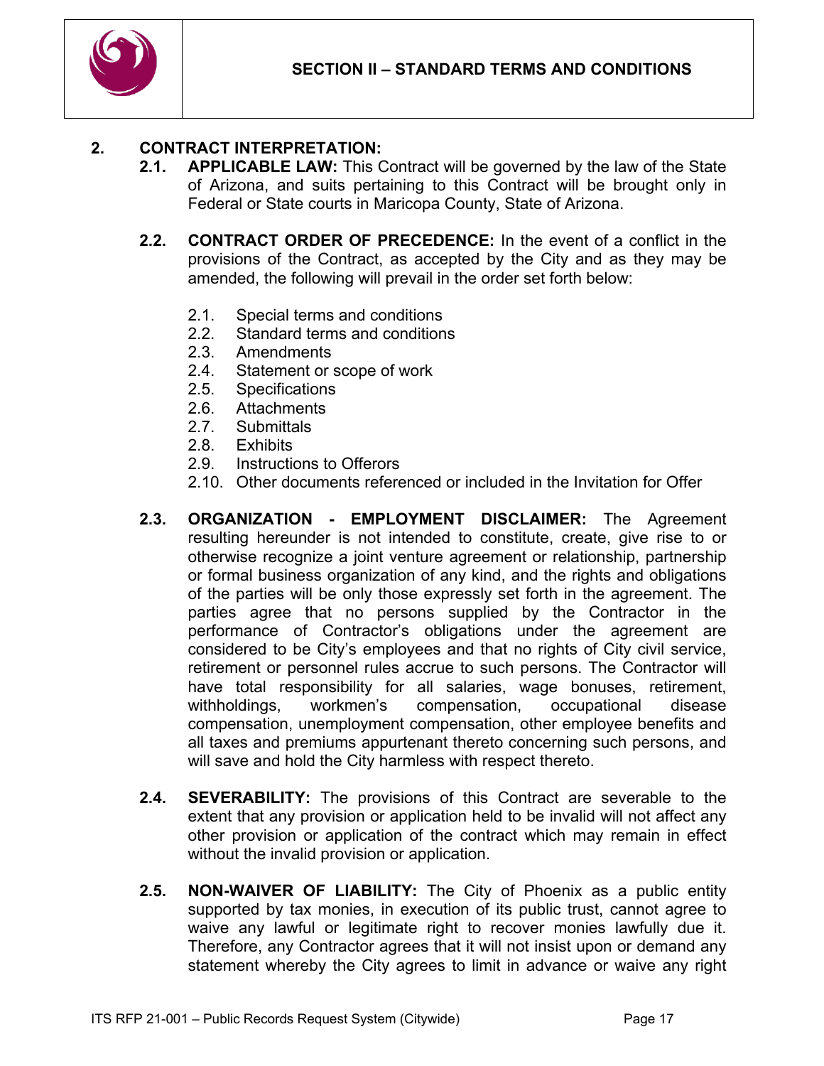## SECTION II – STANDARD TERMS AND CONDITIONS

### 2. CONTRACT INTERPRETATION:

**2.1. APPLICABLE LAW:** This Contract will be governed by the law of the State of Arizona, and suits pertaining to this Contract will be brought only in Federal or State courts in Maricopa County, State of Arizona.

**2.2. CONTRACT ORDER OF PRECEDENCE:** In the event of a conflict in the provisions of the Contract, as accepted by the City and as they may be amended, the following will prevail in the order set forth below:

- 2.1. Special terms and conditions
- 2.2. Standard terms and conditions
- 2.3. Amendments
- 2.4. Statement or scope of work
- 2.5. Specifications
- 2.6. Attachments
- 2.7. Submittals
- 2.8. Exhibits
- 2.9. Instructions to Offerors
- 2.10. Other documents referenced or included in the Invitation for Offer

**2.3. ORGANIZATION - EMPLOYMENT DISCLAIMER:** The Agreement resulting hereunder is not intended to constitute, create, give rise to or otherwise recognize a joint venture agreement or relationship, partnership or formal business organization of any kind, and the rights and obligations of the parties will be only those expressly set forth in the agreement. The parties agree that no persons supplied by the Contractor in the performance of Contractor's obligations under the agreement are considered to be City's employees and that no rights of City civil service, retirement or personnel rules accrue to such persons. The Contractor will have total responsibility for all salaries, wage bonuses, retirement, withholdings, workmen's compensation, occupational disease compensation, unemployment compensation, other employee benefits and all taxes and premiums appurtenant thereto concerning such persons, and will save and hold the City harmless with respect thereto.

**2.4. SEVERABILITY:** The provisions of this Contract are severable to the extent that any provision or application held to be invalid will not affect any other provision or application of the contract which may remain in effect without the invalid provision or application.

**2.5. NON-WAIVER OF LIABILITY:** The City of Phoenix as a public entity supported by tax monies, in execution of its public trust, cannot agree to waive any lawful or legitimate right to recover monies lawfully due it. Therefore, any Contractor agrees that it will not insist upon or demand any statement whereby the City agrees to limit in advance or waive any right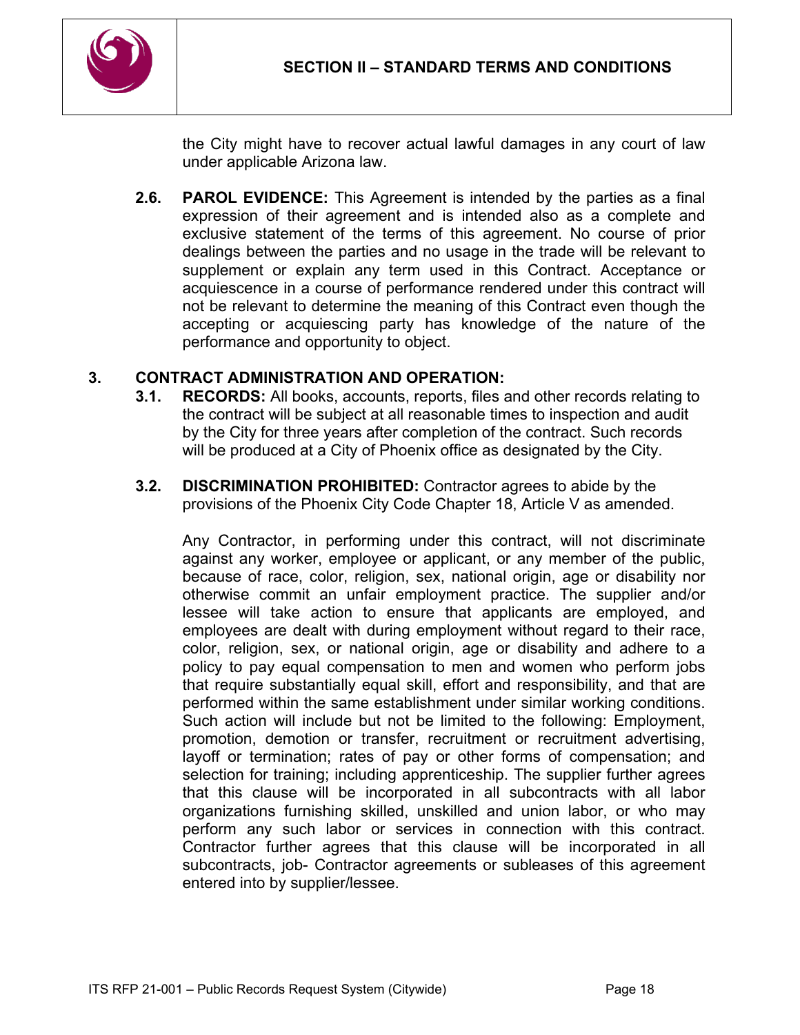the City might have to recover actual lawful damages in any court of law under applicable Arizona law.

**2.6. PAROL EVIDENCE:** This Agreement is intended by the parties as a final expression of their agreement and is intended also as a complete and exclusive statement of the terms of this agreement. No course of prior dealings between the parties and no usage in the trade will be relevant to supplement or explain any term used in this Contract. Acceptance or acquiescence in a course of performance rendered under this contract will not be relevant to determine the meaning of this Contract even though the accepting or acquiescing party has knowledge of the nature of the performance and opportunity to object.

## 3. CONTRACT ADMINISTRATION AND OPERATION:

**3.1. RECORDS:** All books, accounts, reports, files and other records relating to the contract will be subject at all reasonable times to inspection and audit by the City for three years after completion of the contract. Such records will be produced at a City of Phoenix office as designated by the City.

**3.2. DISCRIMINATION PROHIBITED:** Contractor agrees to abide by the provisions of the Phoenix City Code Chapter 18, Article V as amended.

Any Contractor, in performing under this contract, will not discriminate against any worker, employee or applicant, or any member of the public, because of race, color, religion, sex, national origin, age or disability nor otherwise commit an unfair employment practice. The supplier and/or lessee will take action to ensure that applicants are employed, and employees are dealt with during employment without regard to their race, color, religion, sex, or national origin, age or disability and adhere to a policy to pay equal compensation to men and women who perform jobs that require substantially equal skill, effort and responsibility, and that are performed within the same establishment under similar working conditions. Such action will include but not be limited to the following: Employment, promotion, demotion or transfer, recruitment or recruitment advertising, layoff or termination; rates of pay or other forms of compensation; and selection for training; including apprenticeship. The supplier further agrees that this clause will be incorporated in all subcontracts with all labor organizations furnishing skilled, unskilled and union labor, or who may perform any such labor or services in connection with this contract. Contractor further agrees that this clause will be incorporated in all subcontracts, job- Contractor agreements or subleases of this agreement entered into by supplier/lessee.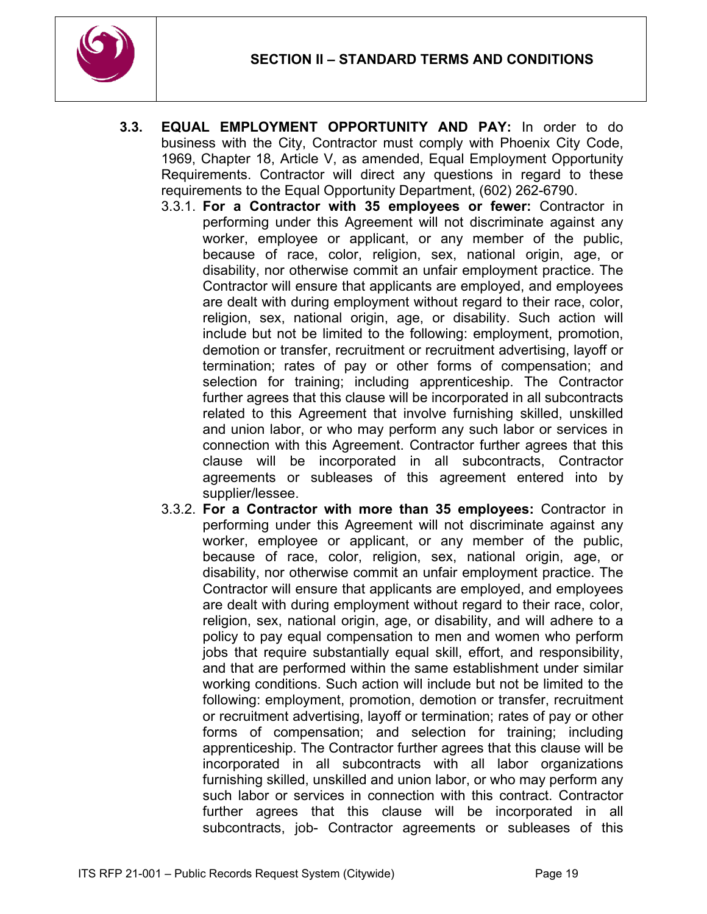**3.3. EQUAL EMPLOYMENT OPPORTUNITY AND PAY:** In order to do business with the City, Contractor must comply with Phoenix City Code, 1969, Chapter 18, Article V, as amended, Equal Employment Opportunity Requirements. Contractor will direct any questions in regard to these requirements to the Equal Opportunity Department, (602) 262-6790.

3.3.1. **For a Contractor with 35 employees or fewer:** Contractor in performing under this Agreement will not discriminate against any worker, employee or applicant, or any member of the public, because of race, color, religion, sex, national origin, age, or disability, nor otherwise commit an unfair employment practice. The Contractor will ensure that applicants are employed, and employees are dealt with during employment without regard to their race, color, religion, sex, national origin, age, or disability. Such action will include but not be limited to the following: employment, promotion, demotion or transfer, recruitment or recruitment advertising, layoff or termination; rates of pay or other forms of compensation; and selection for training; including apprenticeship. The Contractor further agrees that this clause will be incorporated in all subcontracts related to this Agreement that involve furnishing skilled, unskilled and union labor, or who may perform any such labor or services in connection with this Agreement. Contractor further agrees that this clause will be incorporated in all subcontracts, Contractor agreements or subleases of this agreement entered into by supplier/lessee.

3.3.2. **For a Contractor with more than 35 employees:** Contractor in performing under this Agreement will not discriminate against any worker, employee or applicant, or any member of the public, because of race, color, religion, sex, national origin, age, or disability, nor otherwise commit an unfair employment practice. The Contractor will ensure that applicants are employed, and employees are dealt with during employment without regard to their race, color, religion, sex, national origin, age, or disability, and will adhere to a policy to pay equal compensation to men and women who perform jobs that require substantially equal skill, effort, and responsibility, and that are performed within the same establishment under similar working conditions. Such action will include but not be limited to the following: employment, promotion, demotion or transfer, recruitment or recruitment advertising, layoff or termination; rates of pay or other forms of compensation; and selection for training; including apprenticeship. The Contractor further agrees that this clause will be incorporated in all subcontracts with all labor organizations furnishing skilled, unskilled and union labor, or who may perform any such labor or services in connection with this contract. Contractor further agrees that this clause will be incorporated in all subcontracts, job- Contractor agreements or subleases of this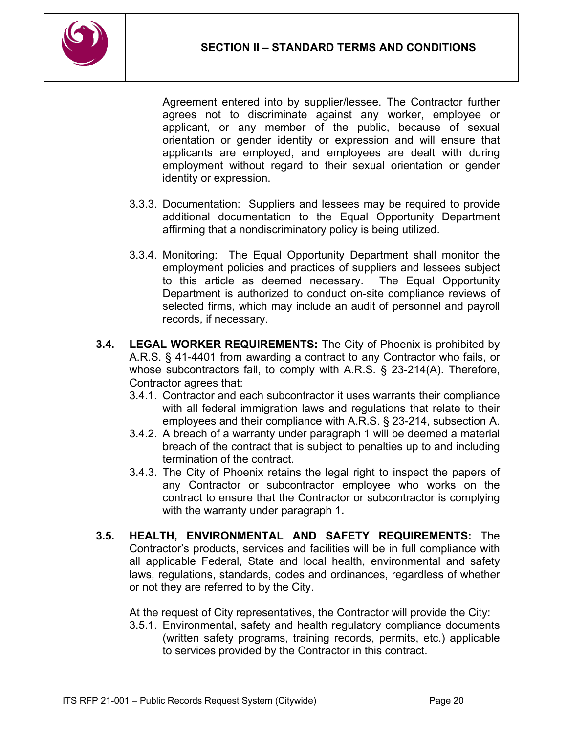Agreement entered into by supplier/lessee. The Contractor further agrees not to discriminate against any worker, employee or applicant, or any member of the public, because of sexual orientation or gender identity or expression and will ensure that applicants are employed, and employees are dealt with during employment without regard to their sexual orientation or gender identity or expression.

3.3.3. Documentation: Suppliers and lessees may be required to provide additional documentation to the Equal Opportunity Department affirming that a nondiscriminatory policy is being utilized.

3.3.4. Monitoring: The Equal Opportunity Department shall monitor the employment policies and practices of suppliers and lessees subject to this article as deemed necessary. The Equal Opportunity Department is authorized to conduct on-site compliance reviews of selected firms, which may include an audit of personnel and payroll records, if necessary.

**3.4. LEGAL WORKER REQUIREMENTS:** The City of Phoenix is prohibited by A.R.S. § 41-4401 from awarding a contract to any Contractor who fails, or whose subcontractors fail, to comply with A.R.S. § 23-214(A). Therefore, Contractor agrees that:

3.4.1. Contractor and each subcontractor it uses warrants their compliance with all federal immigration laws and regulations that relate to their employees and their compliance with A.R.S. § 23-214, subsection A.

3.4.2. A breach of a warranty under paragraph 1 will be deemed a material breach of the contract that is subject to penalties up to and including termination of the contract.

3.4.3. The City of Phoenix retains the legal right to inspect the papers of any Contractor or subcontractor employee who works on the contract to ensure that the Contractor or subcontractor is complying with the warranty under paragraph 1**.**

**3.5. HEALTH, ENVIRONMENTAL AND SAFETY REQUIREMENTS:** The Contractor's products, services and facilities will be in full compliance with all applicable Federal, State and local health, environmental and safety laws, regulations, standards, codes and ordinances, regardless of whether or not they are referred to by the City.

At the request of City representatives, the Contractor will provide the City:

3.5.1. Environmental, safety and health regulatory compliance documents (written safety programs, training records, permits, etc.) applicable to services provided by the Contractor in this contract.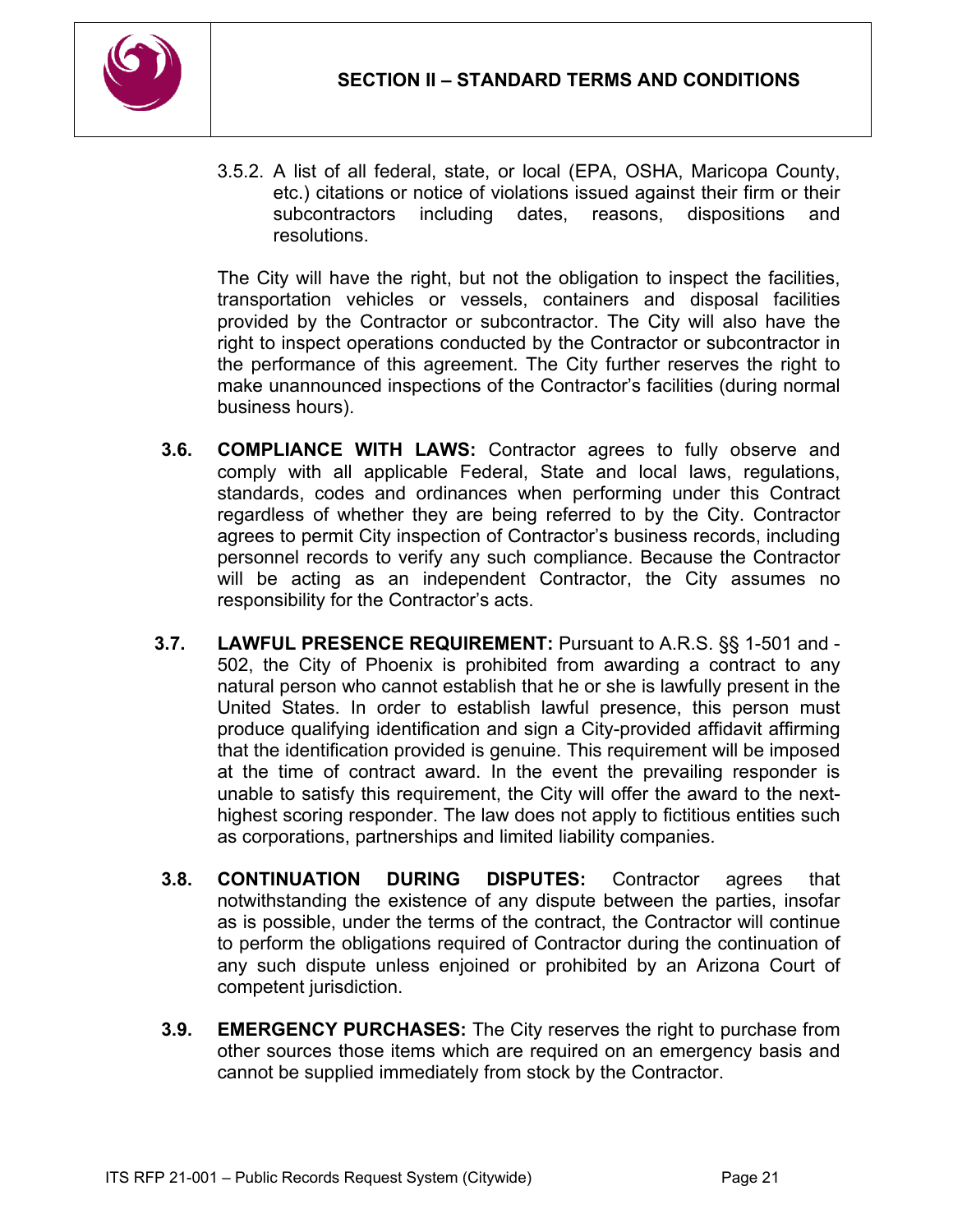3.5.2. A list of all federal, state, or local (EPA, OSHA, Maricopa County, etc.) citations or notice of violations issued against their firm or their subcontractors including dates, reasons, dispositions and resolutions.

The City will have the right, but not the obligation to inspect the facilities, transportation vehicles or vessels, containers and disposal facilities provided by the Contractor or subcontractor. The City will also have the right to inspect operations conducted by the Contractor or subcontractor in the performance of this agreement. The City further reserves the right to make unannounced inspections of the Contractor's facilities (during normal business hours).

**3.6. COMPLIANCE WITH LAWS:** Contractor agrees to fully observe and comply with all applicable Federal, State and local laws, regulations, standards, codes and ordinances when performing under this Contract regardless of whether they are being referred to by the City. Contractor agrees to permit City inspection of Contractor's business records, including personnel records to verify any such compliance. Because the Contractor will be acting as an independent Contractor, the City assumes no responsibility for the Contractor's acts.

**3.7. LAWFUL PRESENCE REQUIREMENT:** Pursuant to A.R.S. §§ 1-501 and -502, the City of Phoenix is prohibited from awarding a contract to any natural person who cannot establish that he or she is lawfully present in the United States. In order to establish lawful presence, this person must produce qualifying identification and sign a City-provided affidavit affirming that the identification provided is genuine. This requirement will be imposed at the time of contract award. In the event the prevailing responder is unable to satisfy this requirement, the City will offer the award to the next-highest scoring responder. The law does not apply to fictitious entities such as corporations, partnerships and limited liability companies.

**3.8. CONTINUATION DURING DISPUTES:** Contractor agrees that notwithstanding the existence of any dispute between the parties, insofar as is possible, under the terms of the contract, the Contractor will continue to perform the obligations required of Contractor during the continuation of any such dispute unless enjoined or prohibited by an Arizona Court of competent jurisdiction.

**3.9. EMERGENCY PURCHASES:** The City reserves the right to purchase from other sources those items which are required on an emergency basis and cannot be supplied immediately from stock by the Contractor.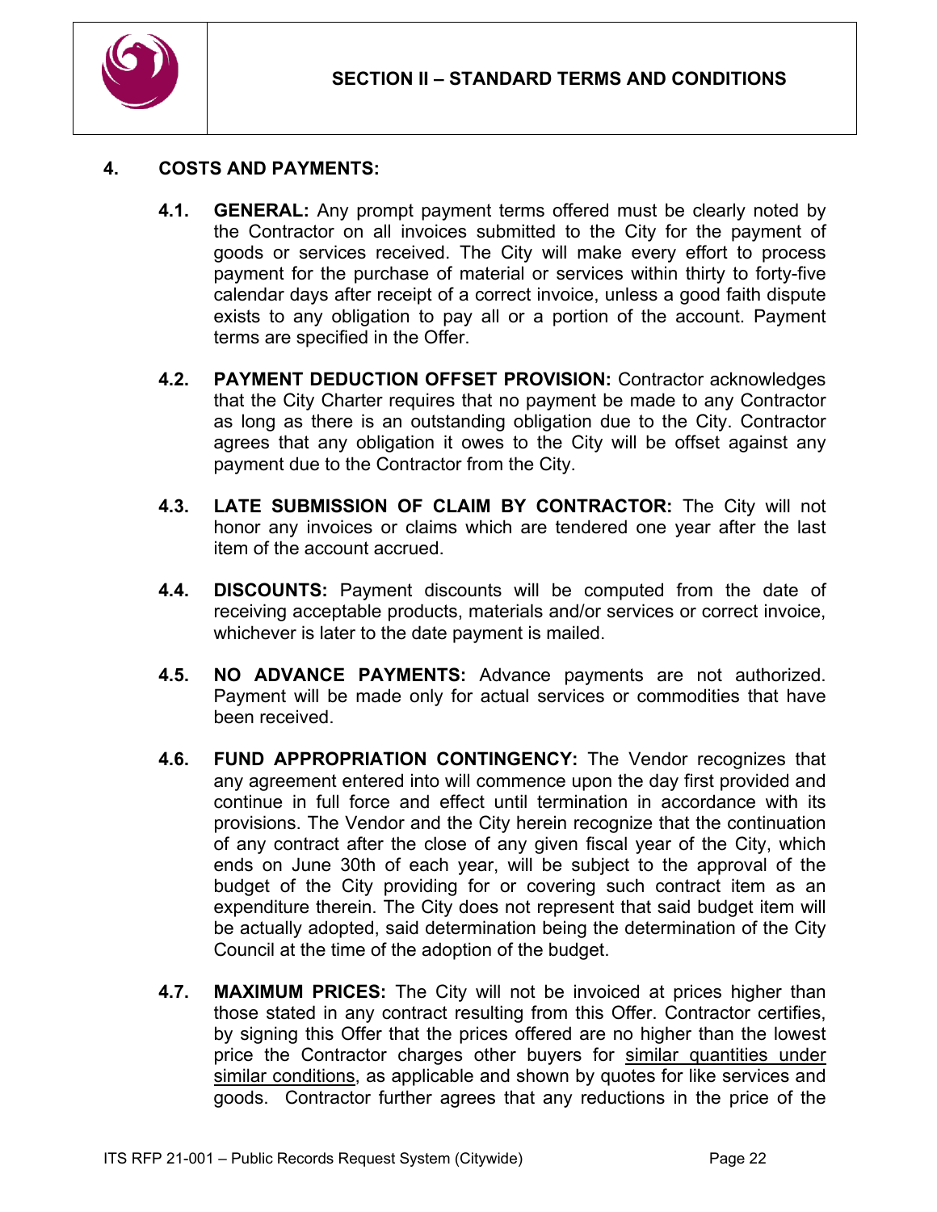## 4. COSTS AND PAYMENTS:

**4.1. GENERAL:** Any prompt payment terms offered must be clearly noted by the Contractor on all invoices submitted to the City for the payment of goods or services received. The City will make every effort to process payment for the purchase of material or services within thirty to forty-five calendar days after receipt of a correct invoice, unless a good faith dispute exists to any obligation to pay all or a portion of the account. Payment terms are specified in the Offer.

**4.2. PAYMENT DEDUCTION OFFSET PROVISION:** Contractor acknowledges that the City Charter requires that no payment be made to any Contractor as long as there is an outstanding obligation due to the City. Contractor agrees that any obligation it owes to the City will be offset against any payment due to the Contractor from the City.

**4.3. LATE SUBMISSION OF CLAIM BY CONTRACTOR:** The City will not honor any invoices or claims which are tendered one year after the last item of the account accrued.

**4.4. DISCOUNTS:** Payment discounts will be computed from the date of receiving acceptable products, materials and/or services or correct invoice, whichever is later to the date payment is mailed.

**4.5. NO ADVANCE PAYMENTS:** Advance payments are not authorized. Payment will be made only for actual services or commodities that have been received.

**4.6. FUND APPROPRIATION CONTINGENCY:** The Vendor recognizes that any agreement entered into will commence upon the day first provided and continue in full force and effect until termination in accordance with its provisions. The Vendor and the City herein recognize that the continuation of any contract after the close of any given fiscal year of the City, which ends on June 30th of each year, will be subject to the approval of the budget of the City providing for or covering such contract item as an expenditure therein. The City does not represent that said budget item will be actually adopted, said determination being the determination of the City Council at the time of the adoption of the budget.

**4.7. MAXIMUM PRICES:** The City will not be invoiced at prices higher than those stated in any contract resulting from this Offer. Contractor certifies, by signing this Offer that the prices offered are no higher than the lowest price the Contractor charges other buyers for similar quantities under similar conditions, as applicable and shown by quotes for like services and goods. Contractor further agrees that any reductions in the price of the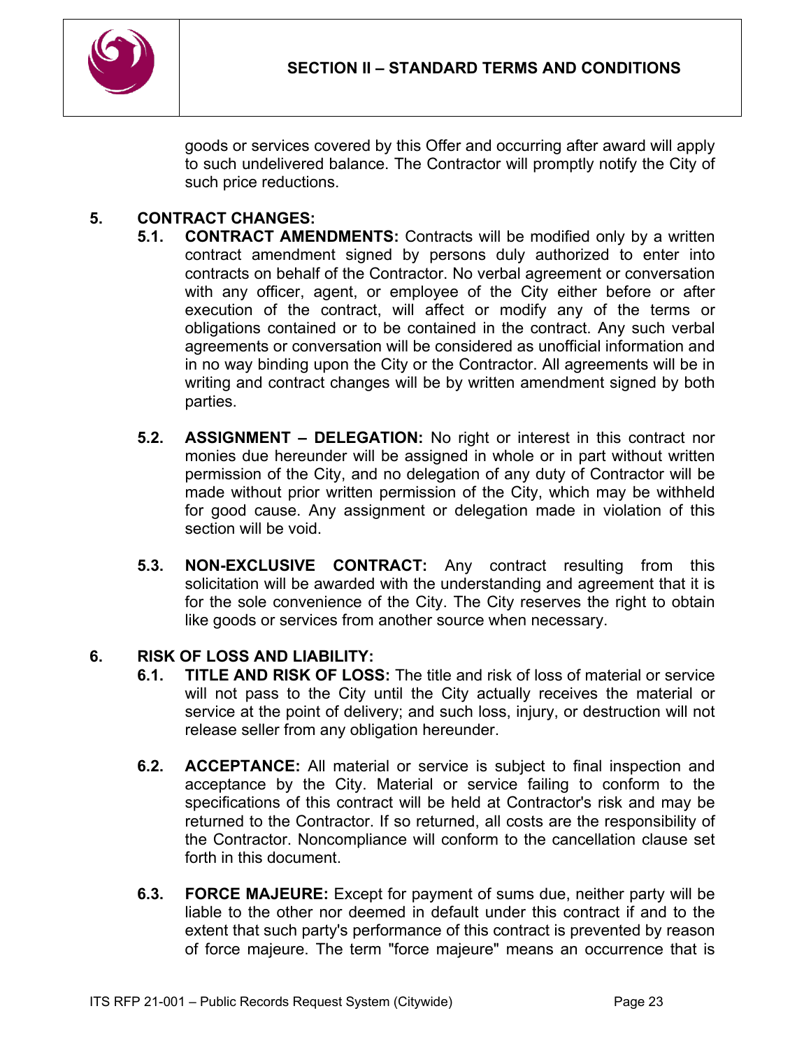goods or services covered by this Offer and occurring after award will apply to such undelivered balance. The Contractor will promptly notify the City of such price reductions.

## 5. CONTRACT CHANGES:

**5.1. CONTRACT AMENDMENTS:** Contracts will be modified only by a written contract amendment signed by persons duly authorized to enter into contracts on behalf of the Contractor. No verbal agreement or conversation with any officer, agent, or employee of the City either before or after execution of the contract, will affect or modify any of the terms or obligations contained or to be contained in the contract. Any such verbal agreements or conversation will be considered as unofficial information and in no way binding upon the City or the Contractor. All agreements will be in writing and contract changes will be by written amendment signed by both parties.

**5.2. ASSIGNMENT – DELEGATION:** No right or interest in this contract nor monies due hereunder will be assigned in whole or in part without written permission of the City, and no delegation of any duty of Contractor will be made without prior written permission of the City, which may be withheld for good cause. Any assignment or delegation made in violation of this section will be void.

**5.3. NON-EXCLUSIVE CONTRACT:** Any contract resulting from this solicitation will be awarded with the understanding and agreement that it is for the sole convenience of the City. The City reserves the right to obtain like goods or services from another source when necessary.

## 6. RISK OF LOSS AND LIABILITY:

**6.1. TITLE AND RISK OF LOSS:** The title and risk of loss of material or service will not pass to the City until the City actually receives the material or service at the point of delivery; and such loss, injury, or destruction will not release seller from any obligation hereunder.

**6.2. ACCEPTANCE:** All material or service is subject to final inspection and acceptance by the City. Material or service failing to conform to the specifications of this contract will be held at Contractor's risk and may be returned to the Contractor. If so returned, all costs are the responsibility of the Contractor. Noncompliance will conform to the cancellation clause set forth in this document.

**6.3. FORCE MAJEURE:** Except for payment of sums due, neither party will be liable to the other nor deemed in default under this contract if and to the extent that such party's performance of this contract is prevented by reason of force majeure. The term "force majeure" means an occurrence that is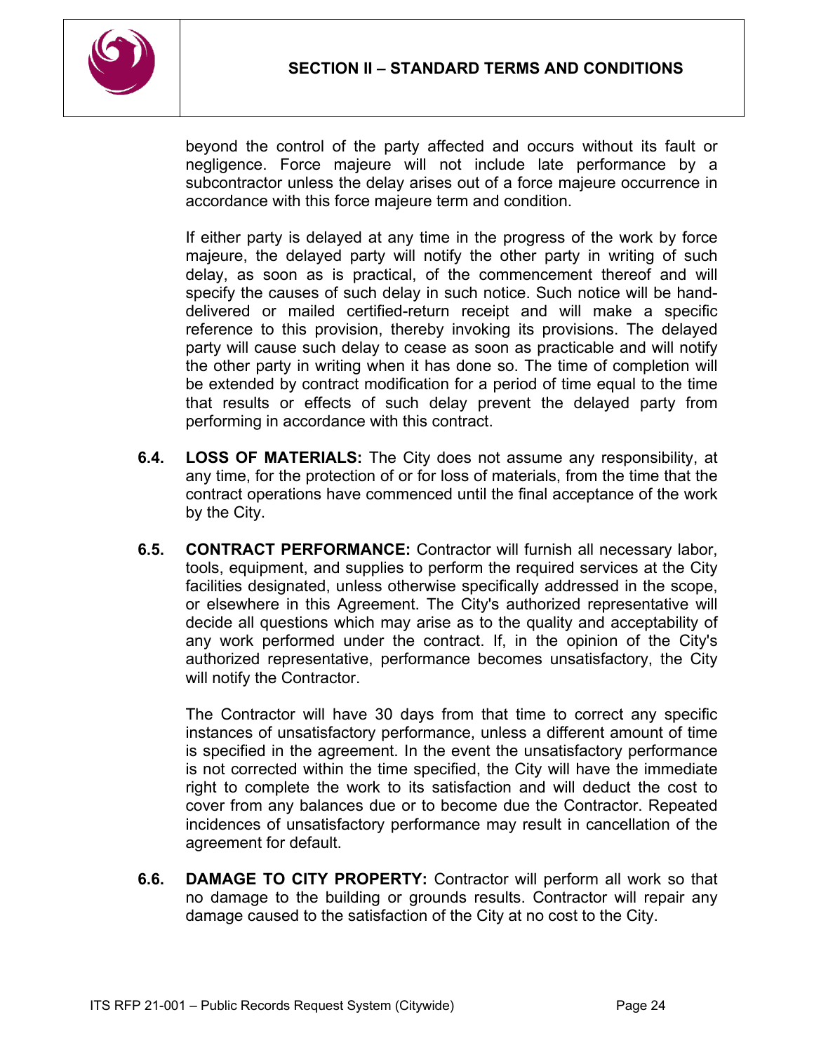beyond the control of the party affected and occurs without its fault or negligence. Force majeure will not include late performance by a subcontractor unless the delay arises out of a force majeure occurrence in accordance with this force majeure term and condition.

If either party is delayed at any time in the progress of the work by force majeure, the delayed party will notify the other party in writing of such delay, as soon as is practical, of the commencement thereof and will specify the causes of such delay in such notice. Such notice will be hand-delivered or mailed certified-return receipt and will make a specific reference to this provision, thereby invoking its provisions. The delayed party will cause such delay to cease as soon as practicable and will notify the other party in writing when it has done so. The time of completion will be extended by contract modification for a period of time equal to the time that results or effects of such delay prevent the delayed party from performing in accordance with this contract.

**6.4. LOSS OF MATERIALS:** The City does not assume any responsibility, at any time, for the protection of or for loss of materials, from the time that the contract operations have commenced until the final acceptance of the work by the City.

**6.5. CONTRACT PERFORMANCE:** Contractor will furnish all necessary labor, tools, equipment, and supplies to perform the required services at the City facilities designated, unless otherwise specifically addressed in the scope, or elsewhere in this Agreement. The City's authorized representative will decide all questions which may arise as to the quality and acceptability of any work performed under the contract. If, in the opinion of the City's authorized representative, performance becomes unsatisfactory, the City will notify the Contractor.

The Contractor will have 30 days from that time to correct any specific instances of unsatisfactory performance, unless a different amount of time is specified in the agreement. In the event the unsatisfactory performance is not corrected within the time specified, the City will have the immediate right to complete the work to its satisfaction and will deduct the cost to cover from any balances due or to become due the Contractor. Repeated incidences of unsatisfactory performance may result in cancellation of the agreement for default.

**6.6. DAMAGE TO CITY PROPERTY:** Contractor will perform all work so that no damage to the building or grounds results. Contractor will repair any damage caused to the satisfaction of the City at no cost to the City.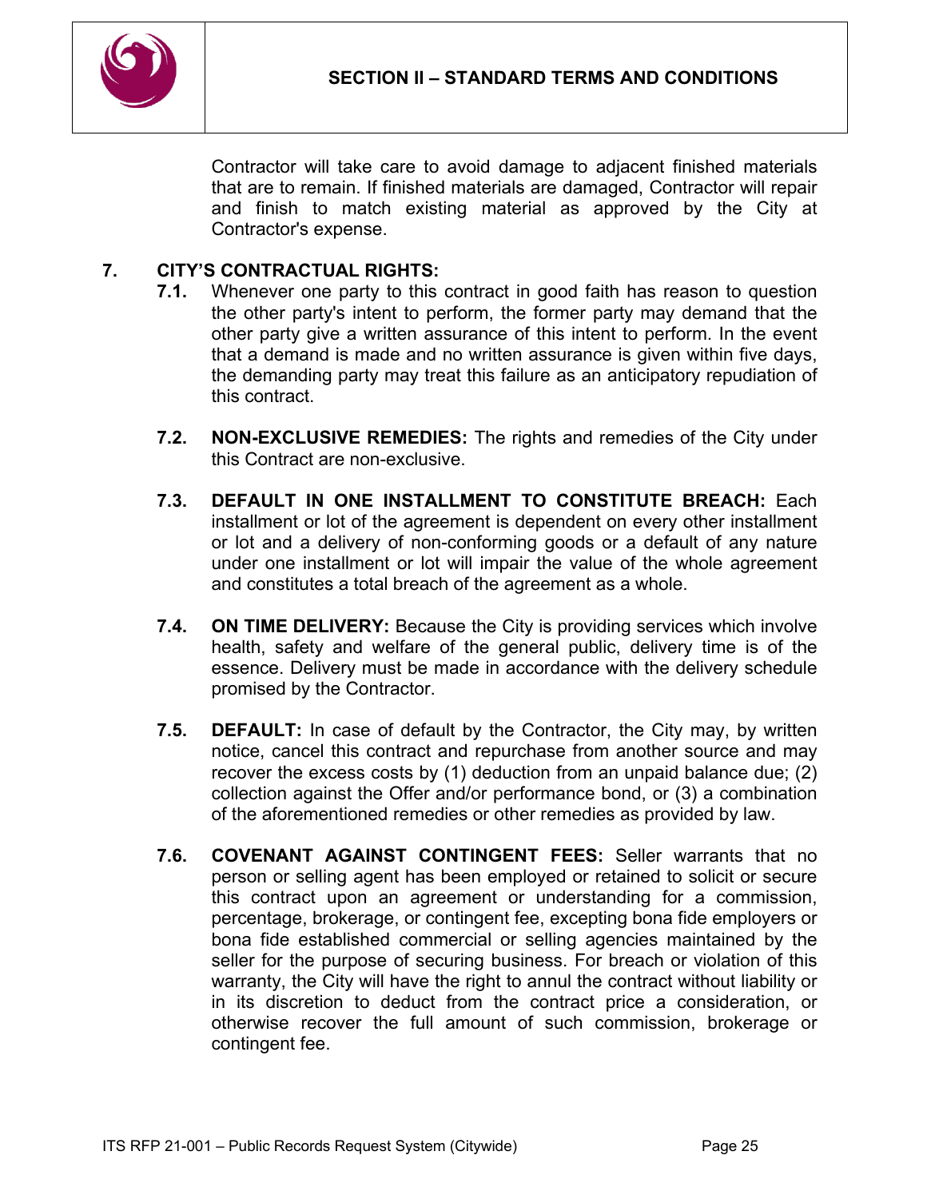Contractor will take care to avoid damage to adjacent finished materials that are to remain. If finished materials are damaged, Contractor will repair and finish to match existing material as approved by the City at Contractor's expense.

## 7. CITY'S CONTRACTUAL RIGHTS:

**7.1.** Whenever one party to this contract in good faith has reason to question the other party's intent to perform, the former party may demand that the other party give a written assurance of this intent to perform. In the event that a demand is made and no written assurance is given within five days, the demanding party may treat this failure as an anticipatory repudiation of this contract.

**7.2. NON-EXCLUSIVE REMEDIES:** The rights and remedies of the City under this Contract are non-exclusive.

**7.3. DEFAULT IN ONE INSTALLMENT TO CONSTITUTE BREACH:** Each installment or lot of the agreement is dependent on every other installment or lot and a delivery of non-conforming goods or a default of any nature under one installment or lot will impair the value of the whole agreement and constitutes a total breach of the agreement as a whole.

**7.4. ON TIME DELIVERY:** Because the City is providing services which involve health, safety and welfare of the general public, delivery time is of the essence. Delivery must be made in accordance with the delivery schedule promised by the Contractor.

**7.5. DEFAULT:** In case of default by the Contractor, the City may, by written notice, cancel this contract and repurchase from another source and may recover the excess costs by (1) deduction from an unpaid balance due; (2) collection against the Offer and/or performance bond, or (3) a combination of the aforementioned remedies or other remedies as provided by law.

**7.6. COVENANT AGAINST CONTINGENT FEES:** Seller warrants that no person or selling agent has been employed or retained to solicit or secure this contract upon an agreement or understanding for a commission, percentage, brokerage, or contingent fee, excepting bona fide employers or bona fide established commercial or selling agencies maintained by the seller for the purpose of securing business. For breach or violation of this warranty, the City will have the right to annul the contract without liability or in its discretion to deduct from the contract price a consideration, or otherwise recover the full amount of such commission, brokerage or contingent fee.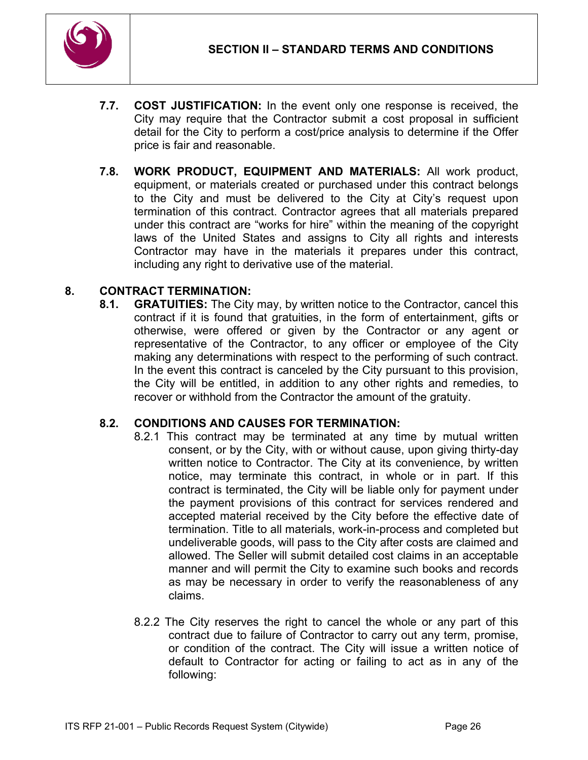**7.7. COST JUSTIFICATION:** In the event only one response is received, the City may require that the Contractor submit a cost proposal in sufficient detail for the City to perform a cost/price analysis to determine if the Offer price is fair and reasonable.

**7.8. WORK PRODUCT, EQUIPMENT AND MATERIALS:** All work product, equipment, or materials created or purchased under this contract belongs to the City and must be delivered to the City at City's request upon termination of this contract. Contractor agrees that all materials prepared under this contract are "works for hire" within the meaning of the copyright laws of the United States and assigns to City all rights and interests Contractor may have in the materials it prepares under this contract, including any right to derivative use of the material.

## 8. CONTRACT TERMINATION:

**8.1. GRATUITIES:** The City may, by written notice to the Contractor, cancel this contract if it is found that gratuities, in the form of entertainment, gifts or otherwise, were offered or given by the Contractor or any agent or representative of the Contractor, to any officer or employee of the City making any determinations with respect to the performing of such contract. In the event this contract is canceled by the City pursuant to this provision, the City will be entitled, in addition to any other rights and remedies, to recover or withhold from the Contractor the amount of the gratuity.

**8.2. CONDITIONS AND CAUSES FOR TERMINATION:**

8.2.1 This contract may be terminated at any time by mutual written consent, or by the City, with or without cause, upon giving thirty-day written notice to Contractor. The City at its convenience, by written notice, may terminate this contract, in whole or in part. If this contract is terminated, the City will be liable only for payment under the payment provisions of this contract for services rendered and accepted material received by the City before the effective date of termination. Title to all materials, work-in-process and completed but undeliverable goods, will pass to the City after costs are claimed and allowed. The Seller will submit detailed cost claims in an acceptable manner and will permit the City to examine such books and records as may be necessary in order to verify the reasonableness of any claims.

8.2.2 The City reserves the right to cancel the whole or any part of this contract due to failure of Contractor to carry out any term, promise, or condition of the contract. The City will issue a written notice of default to Contractor for acting or failing to act as in any of the following: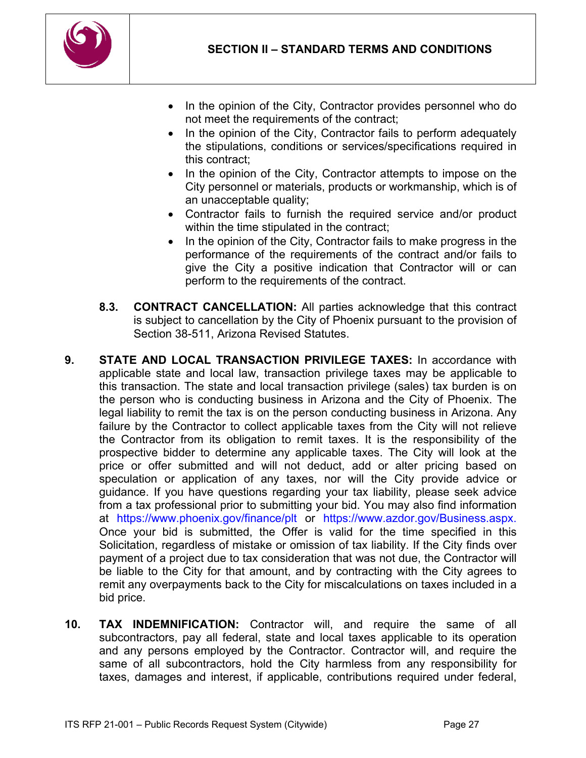- In the opinion of the City, Contractor provides personnel who do not meet the requirements of the contract;
- In the opinion of the City, Contractor fails to perform adequately the stipulations, conditions or services/specifications required in this contract;
- In the opinion of the City, Contractor attempts to impose on the City personnel or materials, products or workmanship, which is of an unacceptable quality;
- Contractor fails to furnish the required service and/or product within the time stipulated in the contract;
- In the opinion of the City, Contractor fails to make progress in the performance of the requirements of the contract and/or fails to give the City a positive indication that Contractor will or can perform to the requirements of the contract.

**8.3. CONTRACT CANCELLATION:** All parties acknowledge that this contract is subject to cancellation by the City of Phoenix pursuant to the provision of Section 38-511, Arizona Revised Statutes.

**9. STATE AND LOCAL TRANSACTION PRIVILEGE TAXES:** In accordance with applicable state and local law, transaction privilege taxes may be applicable to this transaction. The state and local transaction privilege (sales) tax burden is on the person who is conducting business in Arizona and the City of Phoenix. The legal liability to remit the tax is on the person conducting business in Arizona. Any failure by the Contractor to collect applicable taxes from the City will not relieve the Contractor from its obligation to remit taxes. It is the responsibility of the prospective bidder to determine any applicable taxes. The City will look at the price or offer submitted and will not deduct, add or alter pricing based on speculation or application of any taxes, nor will the City provide advice or guidance. If you have questions regarding your tax liability, please seek advice from a tax professional prior to submitting your bid. You may also find information at https://www.phoenix.gov/finance/plt or https://www.azdor.gov/Business.aspx. Once your bid is submitted, the Offer is valid for the time specified in this Solicitation, regardless of mistake or omission of tax liability. If the City finds over payment of a project due to tax consideration that was not due, the Contractor will be liable to the City for that amount, and by contracting with the City agrees to remit any overpayments back to the City for miscalculations on taxes included in a bid price.

**10. TAX INDEMNIFICATION:** Contractor will, and require the same of all subcontractors, pay all federal, state and local taxes applicable to its operation and any persons employed by the Contractor. Contractor will, and require the same of all subcontractors, hold the City harmless from any responsibility for taxes, damages and interest, if applicable, contributions required under federal,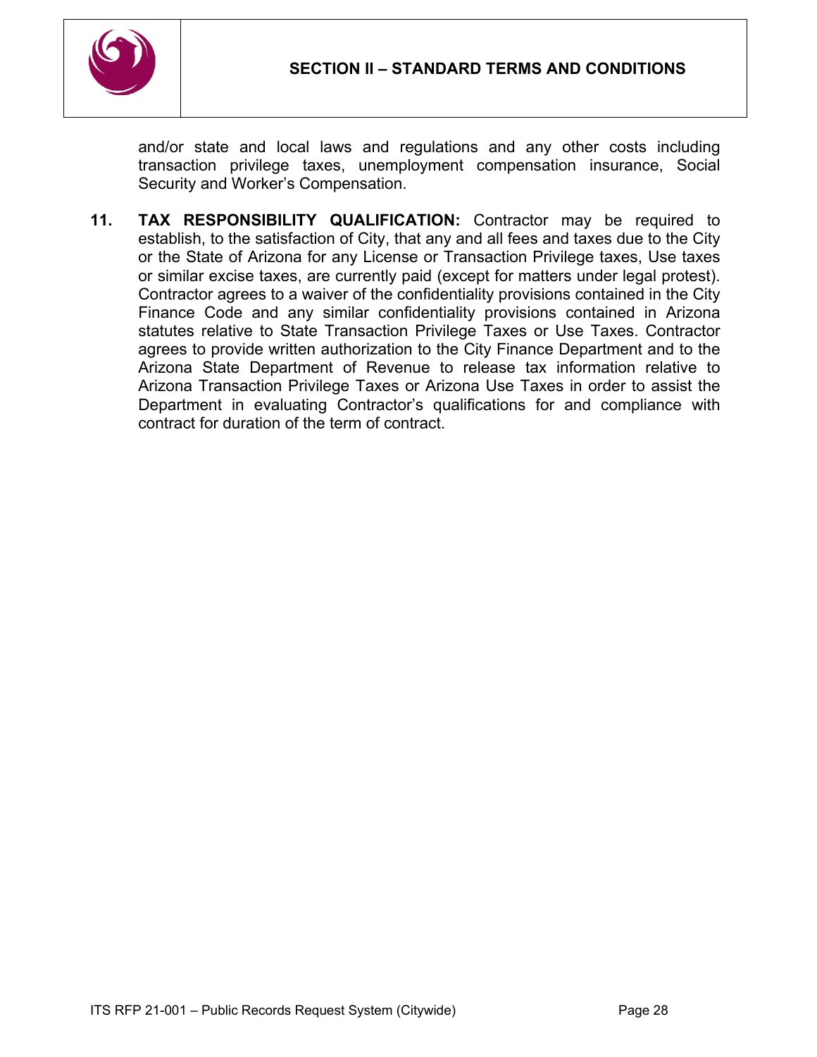and/or state and local laws and regulations and any other costs including transaction privilege taxes, unemployment compensation insurance, Social Security and Worker's Compensation.

11. **TAX RESPONSIBILITY QUALIFICATION:** Contractor may be required to establish, to the satisfaction of City, that any and all fees and taxes due to the City or the State of Arizona for any License or Transaction Privilege taxes, Use taxes or similar excise taxes, are currently paid (except for matters under legal protest). Contractor agrees to a waiver of the confidentiality provisions contained in the City Finance Code and any similar confidentiality provisions contained in Arizona statutes relative to State Transaction Privilege Taxes or Use Taxes. Contractor agrees to provide written authorization to the City Finance Department and to the Arizona State Department of Revenue to release tax information relative to Arizona Transaction Privilege Taxes or Arizona Use Taxes in order to assist the Department in evaluating Contractor's qualifications for and compliance with contract for duration of the term of contract.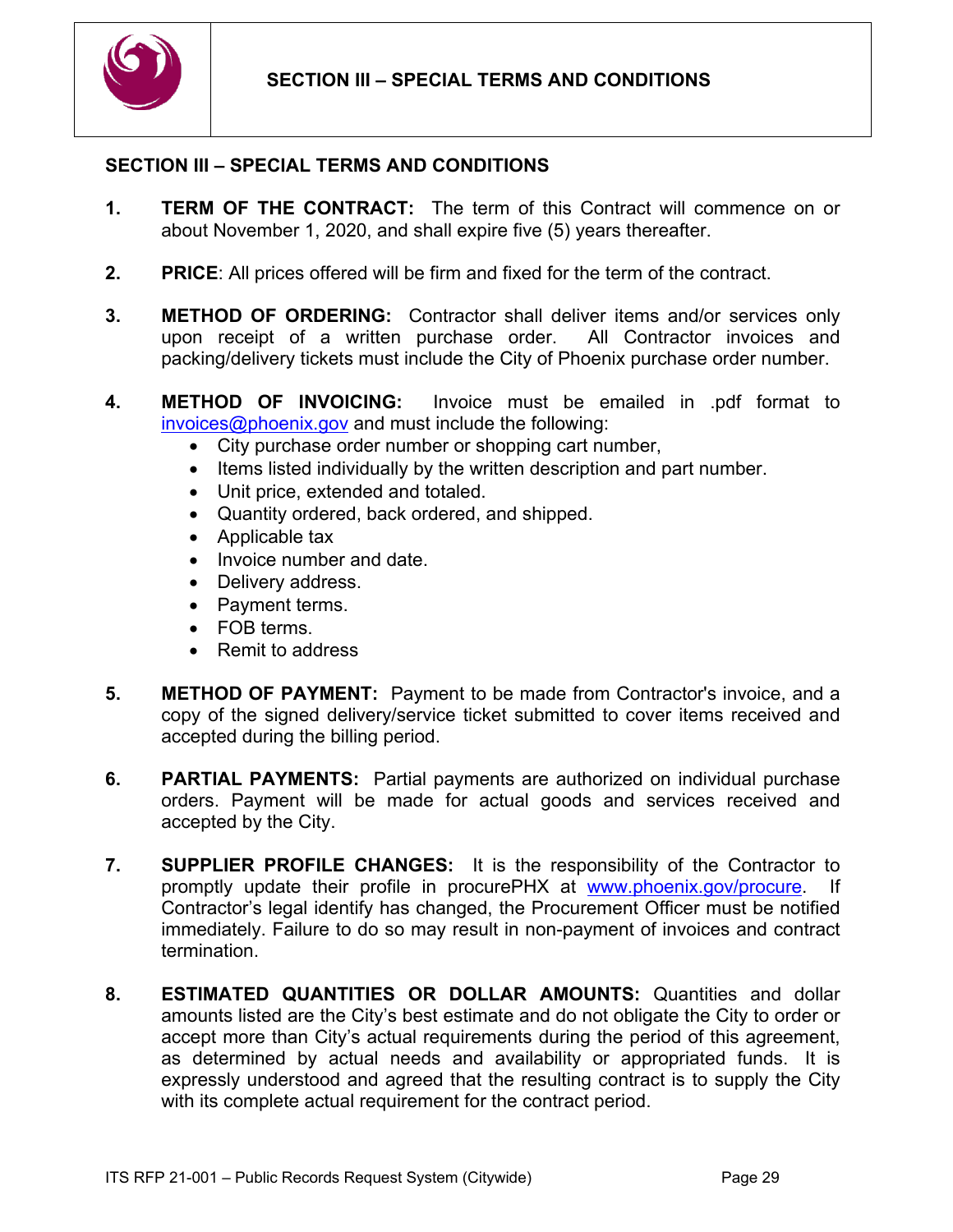# SECTION III – SPECIAL TERMS AND CONDITIONS

## SECTION III – SPECIAL TERMS AND CONDITIONS

1. **TERM OF THE CONTRACT:** The term of this Contract will commence on or about November 1, 2020, and shall expire five (5) years thereafter.

2. **PRICE**: All prices offered will be firm and fixed for the term of the contract.

3. **METHOD OF ORDERING:** Contractor shall deliver items and/or services only upon receipt of a written purchase order. All Contractor invoices and packing/delivery tickets must include the City of Phoenix purchase order number.

4. **METHOD OF INVOICING:** Invoice must be emailed in .pdf format to invoices@phoenix.gov and must include the following:
   - City purchase order number or shopping cart number,
   - Items listed individually by the written description and part number.
   - Unit price, extended and totaled.
   - Quantity ordered, back ordered, and shipped.
   - Applicable tax
   - Invoice number and date.
   - Delivery address.
   - Payment terms.
   - FOB terms.
   - Remit to address

5. **METHOD OF PAYMENT:** Payment to be made from Contractor's invoice, and a copy of the signed delivery/service ticket submitted to cover items received and accepted during the billing period.

6. **PARTIAL PAYMENTS:** Partial payments are authorized on individual purchase orders. Payment will be made for actual goods and services received and accepted by the City.

7. **SUPPLIER PROFILE CHANGES:** It is the responsibility of the Contractor to promptly update their profile in procurePHX at www.phoenix.gov/procure. If Contractor's legal identify has changed, the Procurement Officer must be notified immediately. Failure to do so may result in non-payment of invoices and contract termination.

8. **ESTIMATED QUANTITIES OR DOLLAR AMOUNTS:** Quantities and dollar amounts listed are the City's best estimate and do not obligate the City to order or accept more than City's actual requirements during the period of this agreement, as determined by actual needs and availability or appropriated funds. It is expressly understood and agreed that the resulting contract is to supply the City with its complete actual requirement for the contract period.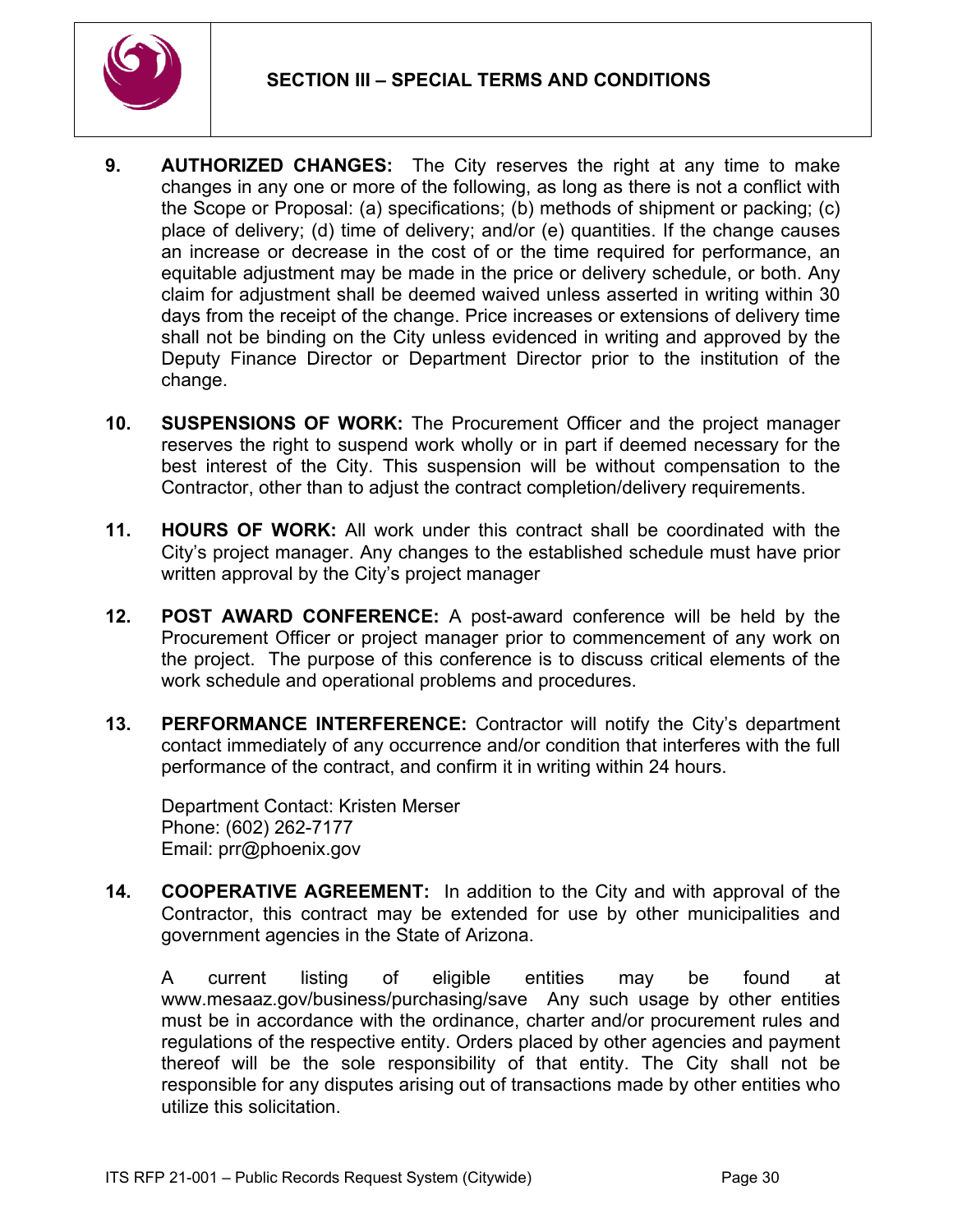# SECTION III – SPECIAL TERMS AND CONDITIONS

9. **AUTHORIZED CHANGES:** The City reserves the right at any time to make changes in any one or more of the following, as long as there is not a conflict with the Scope or Proposal: (a) specifications; (b) methods of shipment or packing; (c) place of delivery; (d) time of delivery; and/or (e) quantities. If the change causes an increase or decrease in the cost of or the time required for performance, an equitable adjustment may be made in the price or delivery schedule, or both. Any claim for adjustment shall be deemed waived unless asserted in writing within 30 days from the receipt of the change. Price increases or extensions of delivery time shall not be binding on the City unless evidenced in writing and approved by the Deputy Finance Director or Department Director prior to the institution of the change.

10. **SUSPENSIONS OF WORK:** The Procurement Officer and the project manager reserves the right to suspend work wholly or in part if deemed necessary for the best interest of the City. This suspension will be without compensation to the Contractor, other than to adjust the contract completion/delivery requirements.

11. **HOURS OF WORK:** All work under this contract shall be coordinated with the City's project manager. Any changes to the established schedule must have prior written approval by the City's project manager

12. **POST AWARD CONFERENCE:** A post-award conference will be held by the Procurement Officer or project manager prior to commencement of any work on the project. The purpose of this conference is to discuss critical elements of the work schedule and operational problems and procedures.

13. **PERFORMANCE INTERFERENCE:** Contractor will notify the City's department contact immediately of any occurrence and/or condition that interferes with the full performance of the contract, and confirm it in writing within 24 hours.

    Department Contact: Kristen Merser
    Phone: (602) 262-7177
    Email: prr@phoenix.gov

14. **COOPERATIVE AGREEMENT:** In addition to the City and with approval of the Contractor, this contract may be extended for use by other municipalities and government agencies in the State of Arizona.

    A current listing of eligible entities may be found at www.mesaaz.gov/business/purchasing/save Any such usage by other entities must be in accordance with the ordinance, charter and/or procurement rules and regulations of the respective entity. Orders placed by other agencies and payment thereof will be the sole responsibility of that entity. The City shall not be responsible for any disputes arising out of transactions made by other entities who utilize this solicitation.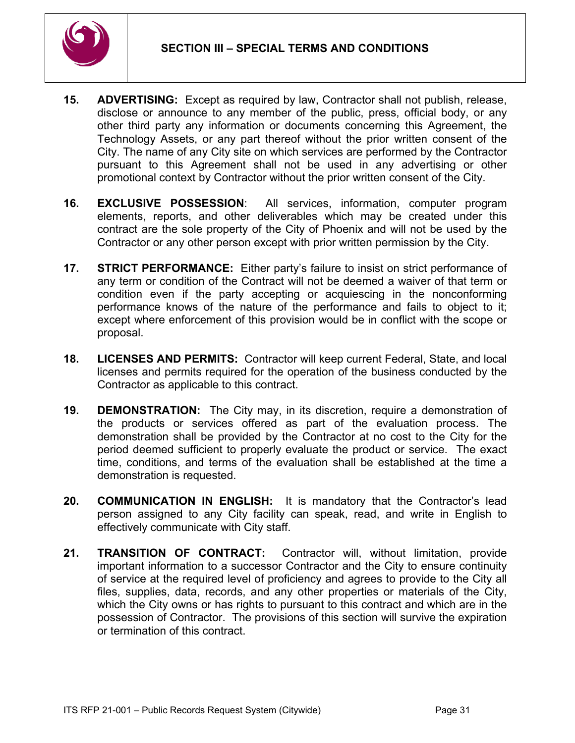# SECTION III – SPECIAL TERMS AND CONDITIONS

**15. ADVERTISING:** Except as required by law, Contractor shall not publish, release, disclose or announce to any member of the public, press, official body, or any other third party any information or documents concerning this Agreement, the Technology Assets, or any part thereof without the prior written consent of the City. The name of any City site on which services are performed by the Contractor pursuant to this Agreement shall not be used in any advertising or other promotional context by Contractor without the prior written consent of the City.

**16. EXCLUSIVE POSSESSION**: All services, information, computer program elements, reports, and other deliverables which may be created under this contract are the sole property of the City of Phoenix and will not be used by the Contractor or any other person except with prior written permission by the City.

**17. STRICT PERFORMANCE:** Either party's failure to insist on strict performance of any term or condition of the Contract will not be deemed a waiver of that term or condition even if the party accepting or acquiescing in the nonconforming performance knows of the nature of the performance and fails to object to it; except where enforcement of this provision would be in conflict with the scope or proposal.

**18. LICENSES AND PERMITS:** Contractor will keep current Federal, State, and local licenses and permits required for the operation of the business conducted by the Contractor as applicable to this contract.

**19. DEMONSTRATION:** The City may, in its discretion, require a demonstration of the products or services offered as part of the evaluation process. The demonstration shall be provided by the Contractor at no cost to the City for the period deemed sufficient to properly evaluate the product or service. The exact time, conditions, and terms of the evaluation shall be established at the time a demonstration is requested.

**20. COMMUNICATION IN ENGLISH:** It is mandatory that the Contractor's lead person assigned to any City facility can speak, read, and write in English to effectively communicate with City staff.

**21. TRANSITION OF CONTRACT:** Contractor will, without limitation, provide important information to a successor Contractor and the City to ensure continuity of service at the required level of proficiency and agrees to provide to the City all files, supplies, data, records, and any other properties or materials of the City, which the City owns or has rights to pursuant to this contract and which are in the possession of Contractor. The provisions of this section will survive the expiration or termination of this contract.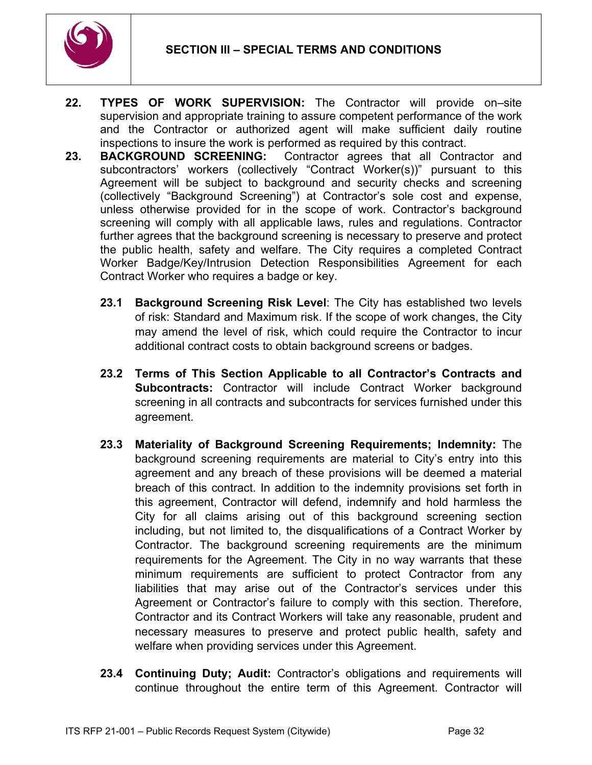**22. TYPES OF WORK SUPERVISION:** The Contractor will provide on–site supervision and appropriate training to assure competent performance of the work and the Contractor or authorized agent will make sufficient daily routine inspections to insure the work is performed as required by this contract.

**23. BACKGROUND SCREENING:** Contractor agrees that all Contractor and subcontractors' workers (collectively "Contract Worker(s))" pursuant to this Agreement will be subject to background and security checks and screening (collectively "Background Screening") at Contractor's sole cost and expense, unless otherwise provided for in the scope of work. Contractor's background screening will comply with all applicable laws, rules and regulations. Contractor further agrees that the background screening is necessary to preserve and protect the public health, safety and welfare. The City requires a completed Contract Worker Badge/Key/Intrusion Detection Responsibilities Agreement for each Contract Worker who requires a badge or key.

**23.1 Background Screening Risk Level**: The City has established two levels of risk: Standard and Maximum risk. If the scope of work changes, the City may amend the level of risk, which could require the Contractor to incur additional contract costs to obtain background screens or badges.

**23.2 Terms of This Section Applicable to all Contractor's Contracts and Subcontracts:** Contractor will include Contract Worker background screening in all contracts and subcontracts for services furnished under this agreement.

**23.3 Materiality of Background Screening Requirements; Indemnity:** The background screening requirements are material to City's entry into this agreement and any breach of these provisions will be deemed a material breach of this contract. In addition to the indemnity provisions set forth in this agreement, Contractor will defend, indemnify and hold harmless the City for all claims arising out of this background screening section including, but not limited to, the disqualifications of a Contract Worker by Contractor. The background screening requirements are the minimum requirements for the Agreement. The City in no way warrants that these minimum requirements are sufficient to protect Contractor from any liabilities that may arise out of the Contractor's services under this Agreement or Contractor's failure to comply with this section. Therefore, Contractor and its Contract Workers will take any reasonable, prudent and necessary measures to preserve and protect public health, safety and welfare when providing services under this Agreement.

**23.4 Continuing Duty; Audit:** Contractor's obligations and requirements will continue throughout the entire term of this Agreement. Contractor will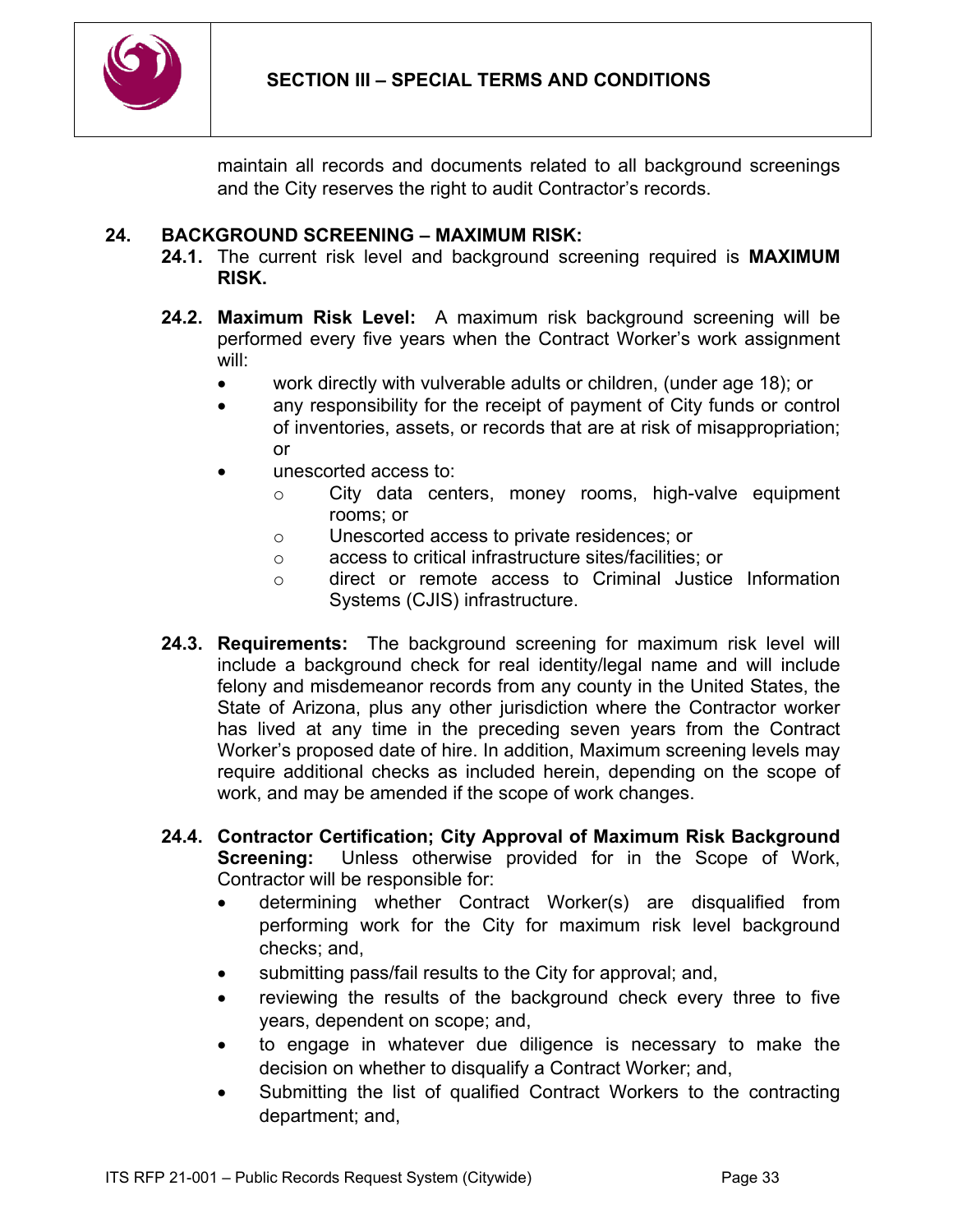maintain all records and documents related to all background screenings and the City reserves the right to audit Contractor's records.

## 24. BACKGROUND SCREENING – MAXIMUM RISK:

**24.1.** The current risk level and background screening required is **MAXIMUM RISK.**

**24.2. Maximum Risk Level:** A maximum risk background screening will be performed every five years when the Contract Worker's work assignment will:

- work directly with vulverable adults or children, (under age 18); or
- any responsibility for the receipt of payment of City funds or control of inventories, assets, or records that are at risk of misappropriation; or
- unescorted access to:
  - City data centers, money rooms, high-valve equipment rooms; or
  - Unescorted access to private residences; or
  - access to critical infrastructure sites/facilities; or
  - direct or remote access to Criminal Justice Information Systems (CJIS) infrastructure.

**24.3. Requirements:** The background screening for maximum risk level will include a background check for real identity/legal name and will include felony and misdemeanor records from any county in the United States, the State of Arizona, plus any other jurisdiction where the Contractor worker has lived at any time in the preceding seven years from the Contract Worker's proposed date of hire. In addition, Maximum screening levels may require additional checks as included herein, depending on the scope of work, and may be amended if the scope of work changes.

**24.4. Contractor Certification; City Approval of Maximum Risk Background Screening:** Unless otherwise provided for in the Scope of Work, Contractor will be responsible for:

- determining whether Contract Worker(s) are disqualified from performing work for the City for maximum risk level background checks; and,
- submitting pass/fail results to the City for approval; and,
- reviewing the results of the background check every three to five years, dependent on scope; and,
- to engage in whatever due diligence is necessary to make the decision on whether to disqualify a Contract Worker; and,
- Submitting the list of qualified Contract Workers to the contracting department; and,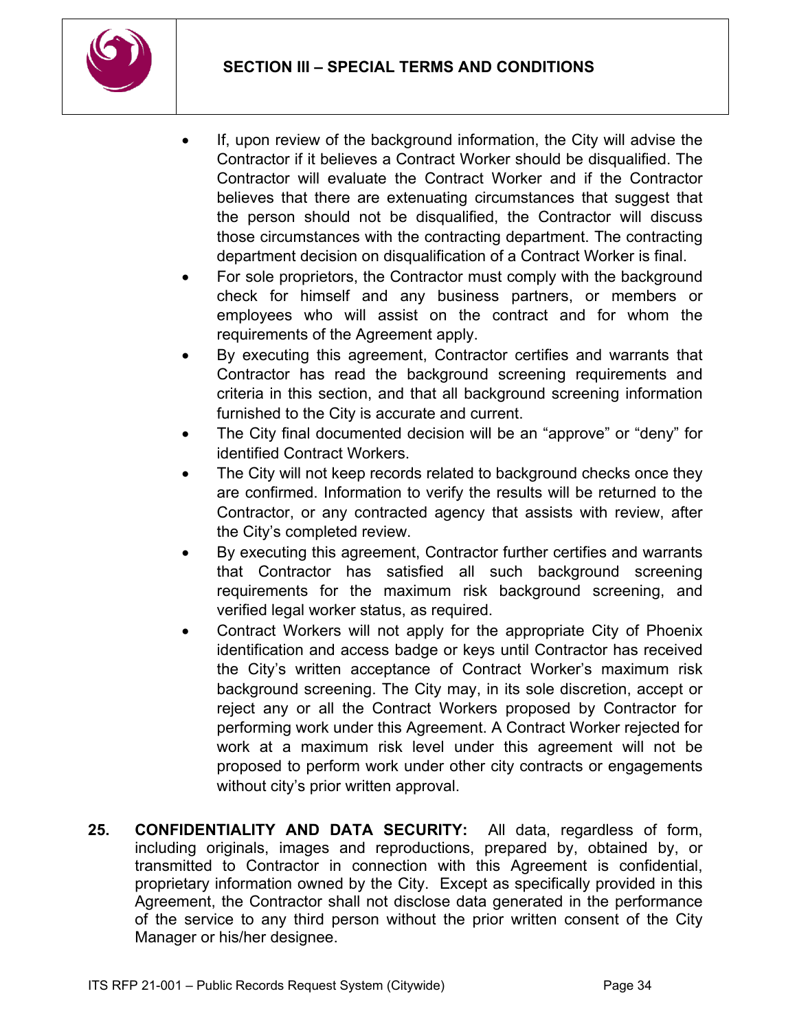- If, upon review of the background information, the City will advise the Contractor if it believes a Contract Worker should be disqualified. The Contractor will evaluate the Contract Worker and if the Contractor believes that there are extenuating circumstances that suggest that the person should not be disqualified, the Contractor will discuss those circumstances with the contracting department. The contracting department decision on disqualification of a Contract Worker is final.
- For sole proprietors, the Contractor must comply with the background check for himself and any business partners, or members or employees who will assist on the contract and for whom the requirements of the Agreement apply.
- By executing this agreement, Contractor certifies and warrants that Contractor has read the background screening requirements and criteria in this section, and that all background screening information furnished to the City is accurate and current.
- The City final documented decision will be an "approve" or "deny" for identified Contract Workers.
- The City will not keep records related to background checks once they are confirmed. Information to verify the results will be returned to the Contractor, or any contracted agency that assists with review, after the City's completed review.
- By executing this agreement, Contractor further certifies and warrants that Contractor has satisfied all such background screening requirements for the maximum risk background screening, and verified legal worker status, as required.
- Contract Workers will not apply for the appropriate City of Phoenix identification and access badge or keys until Contractor has received the City's written acceptance of Contract Worker's maximum risk background screening. The City may, in its sole discretion, accept or reject any or all the Contract Workers proposed by Contractor for performing work under this Agreement. A Contract Worker rejected for work at a maximum risk level under this agreement will not be proposed to perform work under other city contracts or engagements without city's prior written approval.

**25. CONFIDENTIALITY AND DATA SECURITY:** All data, regardless of form, including originals, images and reproductions, prepared by, obtained by, or transmitted to Contractor in connection with this Agreement is confidential, proprietary information owned by the City. Except as specifically provided in this Agreement, the Contractor shall not disclose data generated in the performance of the service to any third person without the prior written consent of the City Manager or his/her designee.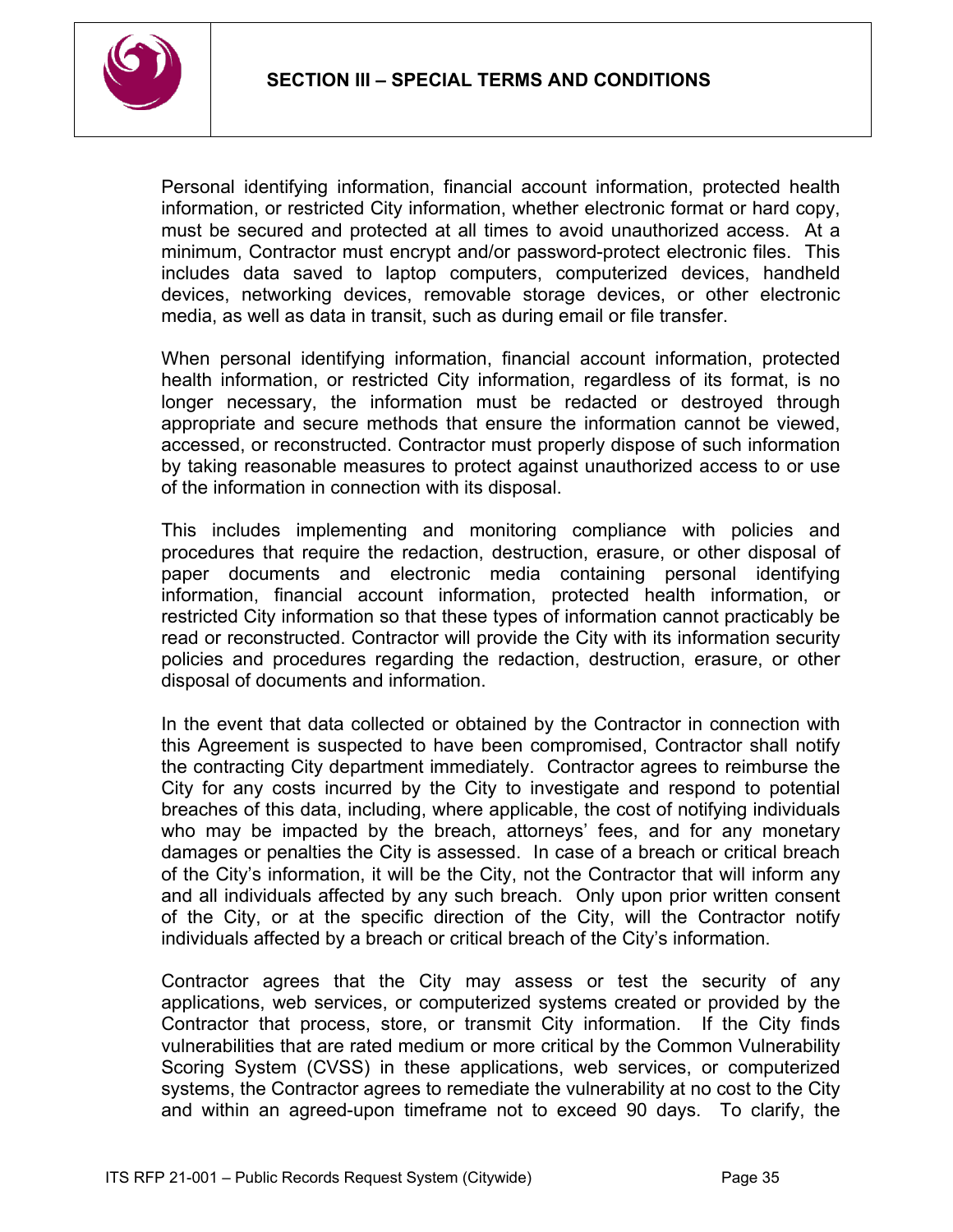Personal identifying information, financial account information, protected health information, or restricted City information, whether electronic format or hard copy, must be secured and protected at all times to avoid unauthorized access. At a minimum, Contractor must encrypt and/or password-protect electronic files. This includes data saved to laptop computers, computerized devices, handheld devices, networking devices, removable storage devices, or other electronic media, as well as data in transit, such as during email or file transfer.

When personal identifying information, financial account information, protected health information, or restricted City information, regardless of its format, is no longer necessary, the information must be redacted or destroyed through appropriate and secure methods that ensure the information cannot be viewed, accessed, or reconstructed. Contractor must properly dispose of such information by taking reasonable measures to protect against unauthorized access to or use of the information in connection with its disposal.

This includes implementing and monitoring compliance with policies and procedures that require the redaction, destruction, erasure, or other disposal of paper documents and electronic media containing personal identifying information, financial account information, protected health information, or restricted City information so that these types of information cannot practicably be read or reconstructed. Contractor will provide the City with its information security policies and procedures regarding the redaction, destruction, erasure, or other disposal of documents and information.

In the event that data collected or obtained by the Contractor in connection with this Agreement is suspected to have been compromised, Contractor shall notify the contracting City department immediately. Contractor agrees to reimburse the City for any costs incurred by the City to investigate and respond to potential breaches of this data, including, where applicable, the cost of notifying individuals who may be impacted by the breach, attorneys' fees, and for any monetary damages or penalties the City is assessed. In case of a breach or critical breach of the City's information, it will be the City, not the Contractor that will inform any and all individuals affected by any such breach. Only upon prior written consent of the City, or at the specific direction of the City, will the Contractor notify individuals affected by a breach or critical breach of the City's information.

Contractor agrees that the City may assess or test the security of any applications, web services, or computerized systems created or provided by the Contractor that process, store, or transmit City information. If the City finds vulnerabilities that are rated medium or more critical by the Common Vulnerability Scoring System (CVSS) in these applications, web services, or computerized systems, the Contractor agrees to remediate the vulnerability at no cost to the City and within an agreed-upon timeframe not to exceed 90 days. To clarify, the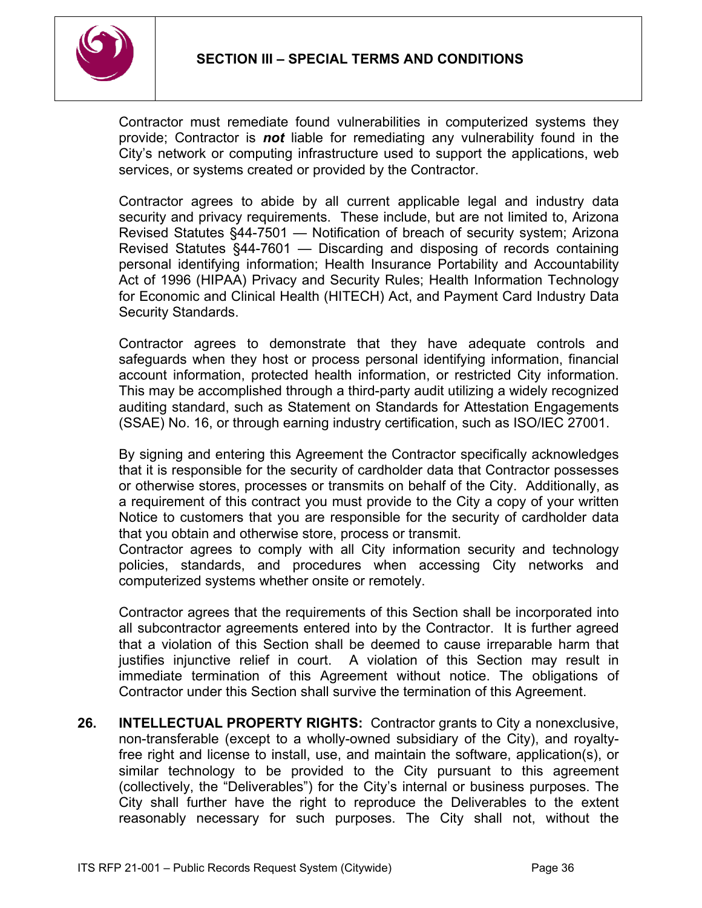Contractor must remediate found vulnerabilities in computerized systems they provide; Contractor is ***not*** liable for remediating any vulnerability found in the City's network or computing infrastructure used to support the applications, web services, or systems created or provided by the Contractor.

Contractor agrees to abide by all current applicable legal and industry data security and privacy requirements. These include, but are not limited to, Arizona Revised Statutes §44-7501 — Notification of breach of security system; Arizona Revised Statutes §44-7601 — Discarding and disposing of records containing personal identifying information; Health Insurance Portability and Accountability Act of 1996 (HIPAA) Privacy and Security Rules; Health Information Technology for Economic and Clinical Health (HITECH) Act, and Payment Card Industry Data Security Standards.

Contractor agrees to demonstrate that they have adequate controls and safeguards when they host or process personal identifying information, financial account information, protected health information, or restricted City information. This may be accomplished through a third-party audit utilizing a widely recognized auditing standard, such as Statement on Standards for Attestation Engagements (SSAE) No. 16, or through earning industry certification, such as ISO/IEC 27001.

By signing and entering this Agreement the Contractor specifically acknowledges that it is responsible for the security of cardholder data that Contractor possesses or otherwise stores, processes or transmits on behalf of the City. Additionally, as a requirement of this contract you must provide to the City a copy of your written Notice to customers that you are responsible for the security of cardholder data that you obtain and otherwise store, process or transmit.
Contractor agrees to comply with all City information security and technology policies, standards, and procedures when accessing City networks and computerized systems whether onsite or remotely.

Contractor agrees that the requirements of this Section shall be incorporated into all subcontractor agreements entered into by the Contractor. It is further agreed that a violation of this Section shall be deemed to cause irreparable harm that justifies injunctive relief in court. A violation of this Section may result in immediate termination of this Agreement without notice. The obligations of Contractor under this Section shall survive the termination of this Agreement.

**26. INTELLECTUAL PROPERTY RIGHTS:** Contractor grants to City a nonexclusive, non-transferable (except to a wholly-owned subsidiary of the City), and royalty-free right and license to install, use, and maintain the software, application(s), or similar technology to be provided to the City pursuant to this agreement (collectively, the "Deliverables") for the City's internal or business purposes. The City shall further have the right to reproduce the Deliverables to the extent reasonably necessary for such purposes. The City shall not, without the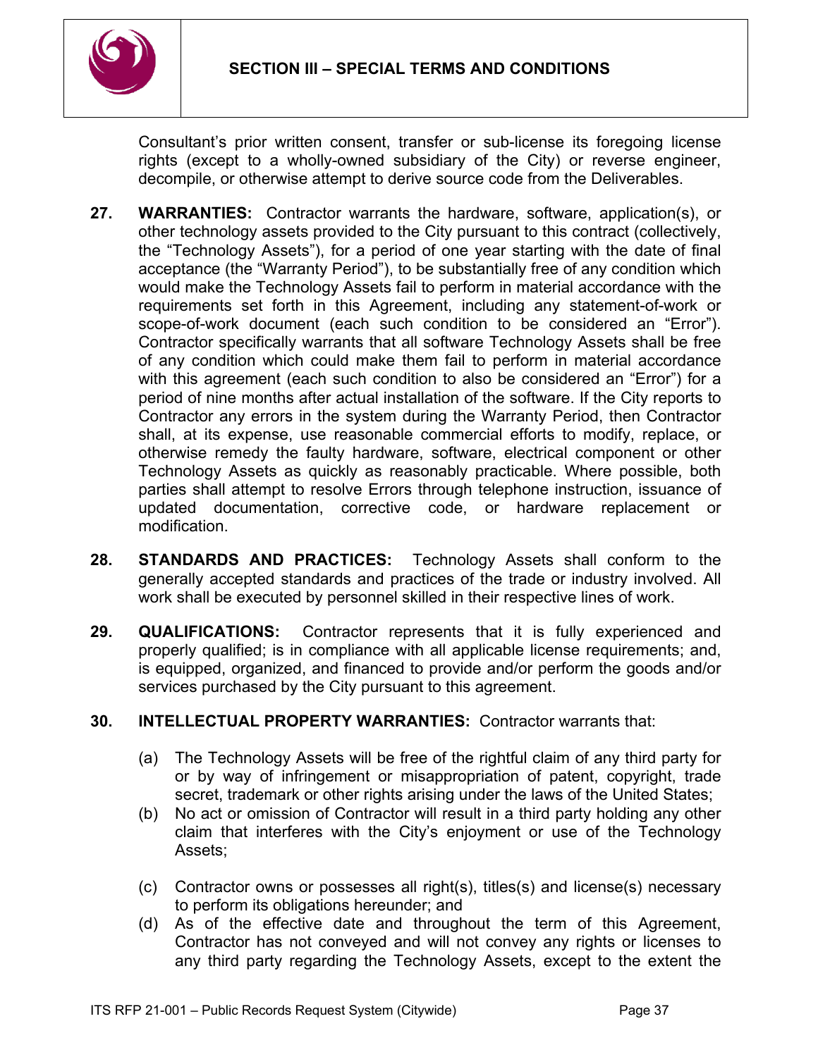Consultant's prior written consent, transfer or sub-license its foregoing license rights (except to a wholly-owned subsidiary of the City) or reverse engineer, decompile, or otherwise attempt to derive source code from the Deliverables.

**27. WARRANTIES:** Contractor warrants the hardware, software, application(s), or other technology assets provided to the City pursuant to this contract (collectively, the "Technology Assets"), for a period of one year starting with the date of final acceptance (the "Warranty Period"), to be substantially free of any condition which would make the Technology Assets fail to perform in material accordance with the requirements set forth in this Agreement, including any statement-of-work or scope-of-work document (each such condition to be considered an "Error"). Contractor specifically warrants that all software Technology Assets shall be free of any condition which could make them fail to perform in material accordance with this agreement (each such condition to also be considered an "Error") for a period of nine months after actual installation of the software. If the City reports to Contractor any errors in the system during the Warranty Period, then Contractor shall, at its expense, use reasonable commercial efforts to modify, replace, or otherwise remedy the faulty hardware, software, electrical component or other Technology Assets as quickly as reasonably practicable. Where possible, both parties shall attempt to resolve Errors through telephone instruction, issuance of updated documentation, corrective code, or hardware replacement or modification.

**28. STANDARDS AND PRACTICES:** Technology Assets shall conform to the generally accepted standards and practices of the trade or industry involved. All work shall be executed by personnel skilled in their respective lines of work.

**29. QUALIFICATIONS:** Contractor represents that it is fully experienced and properly qualified; is in compliance with all applicable license requirements; and, is equipped, organized, and financed to provide and/or perform the goods and/or services purchased by the City pursuant to this agreement.

**30. INTELLECTUAL PROPERTY WARRANTIES:** Contractor warrants that:

(a) The Technology Assets will be free of the rightful claim of any third party for or by way of infringement or misappropriation of patent, copyright, trade secret, trademark or other rights arising under the laws of the United States;

(b) No act or omission of Contractor will result in a third party holding any other claim that interferes with the City's enjoyment or use of the Technology Assets;

(c) Contractor owns or possesses all right(s), titles(s) and license(s) necessary to perform its obligations hereunder; and

(d) As of the effective date and throughout the term of this Agreement, Contractor has not conveyed and will not convey any rights or licenses to any third party regarding the Technology Assets, except to the extent the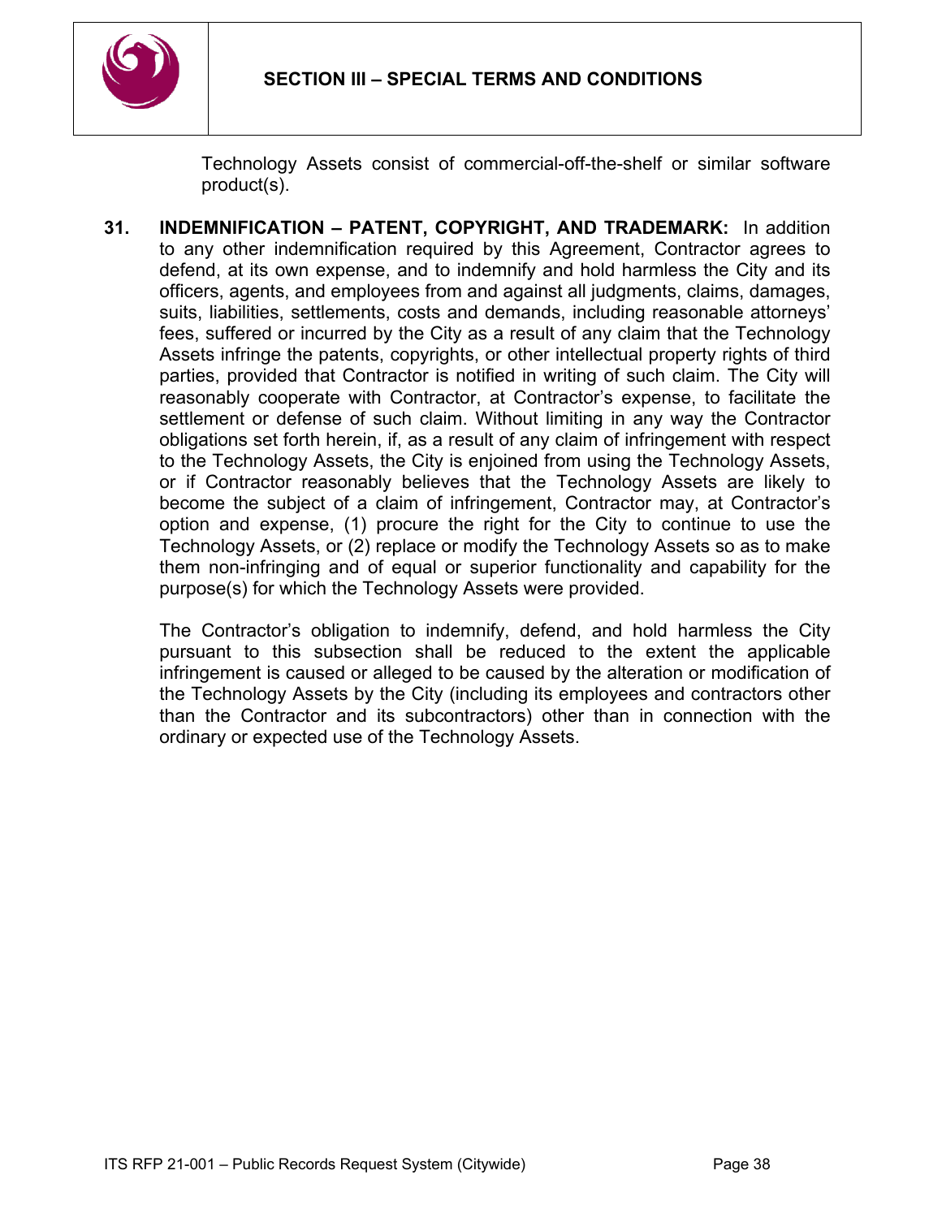Technology Assets consist of commercial-off-the-shelf or similar software product(s).

**31. INDEMNIFICATION – PATENT, COPYRIGHT, AND TRADEMARK:** In addition to any other indemnification required by this Agreement, Contractor agrees to defend, at its own expense, and to indemnify and hold harmless the City and its officers, agents, and employees from and against all judgments, claims, damages, suits, liabilities, settlements, costs and demands, including reasonable attorneys' fees, suffered or incurred by the City as a result of any claim that the Technology Assets infringe the patents, copyrights, or other intellectual property rights of third parties, provided that Contractor is notified in writing of such claim. The City will reasonably cooperate with Contractor, at Contractor's expense, to facilitate the settlement or defense of such claim. Without limiting in any way the Contractor obligations set forth herein, if, as a result of any claim of infringement with respect to the Technology Assets, the City is enjoined from using the Technology Assets, or if Contractor reasonably believes that the Technology Assets are likely to become the subject of a claim of infringement, Contractor may, at Contractor's option and expense, (1) procure the right for the City to continue to use the Technology Assets, or (2) replace or modify the Technology Assets so as to make them non-infringing and of equal or superior functionality and capability for the purpose(s) for which the Technology Assets were provided.

The Contractor's obligation to indemnify, defend, and hold harmless the City pursuant to this subsection shall be reduced to the extent the applicable infringement is caused or alleged to be caused by the alteration or modification of the Technology Assets by the City (including its employees and contractors other than the Contractor and its subcontractors) other than in connection with the ordinary or expected use of the Technology Assets.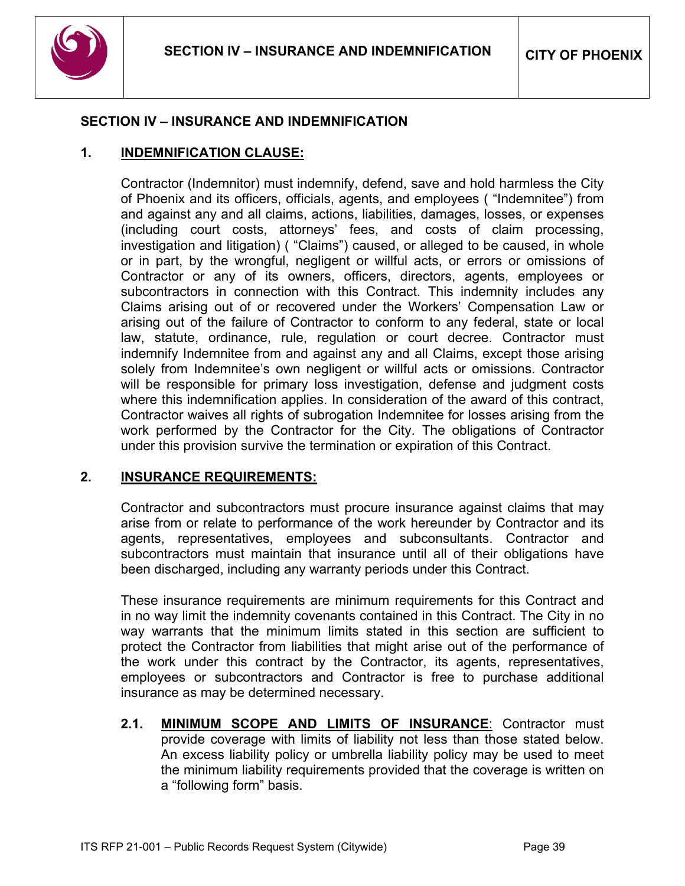## SECTION IV – INSURANCE AND INDEMNIFICATION

### 1. INDEMNIFICATION CLAUSE:

Contractor (Indemnitor) must indemnify, defend, save and hold harmless the City of Phoenix and its officers, officials, agents, and employees ( "Indemnitee") from and against any and all claims, actions, liabilities, damages, losses, or expenses (including court costs, attorneys' fees, and costs of claim processing, investigation and litigation) ( "Claims") caused, or alleged to be caused, in whole or in part, by the wrongful, negligent or willful acts, or errors or omissions of Contractor or any of its owners, officers, directors, agents, employees or subcontractors in connection with this Contract. This indemnity includes any Claims arising out of or recovered under the Workers' Compensation Law or arising out of the failure of Contractor to conform to any federal, state or local law, statute, ordinance, rule, regulation or court decree. Contractor must indemnify Indemnitee from and against any and all Claims, except those arising solely from Indemnitee's own negligent or willful acts or omissions. Contractor will be responsible for primary loss investigation, defense and judgment costs where this indemnification applies. In consideration of the award of this contract, Contractor waives all rights of subrogation Indemnitee for losses arising from the work performed by the Contractor for the City. The obligations of Contractor under this provision survive the termination or expiration of this Contract.

### 2. INSURANCE REQUIREMENTS:

Contractor and subcontractors must procure insurance against claims that may arise from or relate to performance of the work hereunder by Contractor and its agents, representatives, employees and subconsultants. Contractor and subcontractors must maintain that insurance until all of their obligations have been discharged, including any warranty periods under this Contract.

These insurance requirements are minimum requirements for this Contract and in no way limit the indemnity covenants contained in this Contract. The City in no way warrants that the minimum limits stated in this section are sufficient to protect the Contractor from liabilities that might arise out of the performance of the work under this contract by the Contractor, its agents, representatives, employees or subcontractors and Contractor is free to purchase additional insurance as may be determined necessary.

**2.1. MINIMUM SCOPE AND LIMITS OF INSURANCE**: Contractor must provide coverage with limits of liability not less than those stated below. An excess liability policy or umbrella liability policy may be used to meet the minimum liability requirements provided that the coverage is written on a "following form" basis.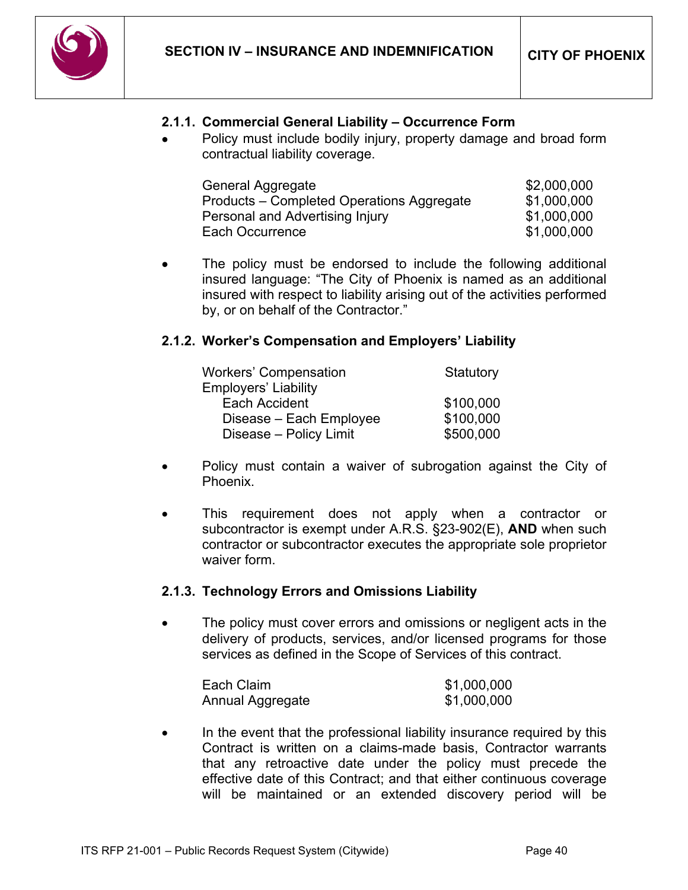#### 2.1.1. Commercial General Liability – Occurrence Form

- Policy must include bodily injury, property damage and broad form contractual liability coverage.

| | |
|---|---|
| General Aggregate | $2,000,000 |
| Products – Completed Operations Aggregate | $1,000,000 |
| Personal and Advertising Injury | $1,000,000 |
| Each Occurrence | $1,000,000 |

- The policy must be endorsed to include the following additional insured language: "The City of Phoenix is named as an additional insured with respect to liability arising out of the activities performed by, or on behalf of the Contractor."

#### 2.1.2. Worker's Compensation and Employers' Liability

| | |
|---|---|
| Workers' Compensation | Statutory |
| Employers' Liability | |
| Each Accident | $100,000 |
| Disease – Each Employee | $100,000 |
| Disease – Policy Limit | $500,000 |

- Policy must contain a waiver of subrogation against the City of Phoenix.

- This requirement does not apply when a contractor or subcontractor is exempt under A.R.S. §23-902(E), **AND** when such contractor or subcontractor executes the appropriate sole proprietor waiver form.

#### 2.1.3. Technology Errors and Omissions Liability

- The policy must cover errors and omissions or negligent acts in the delivery of products, services, and/or licensed programs for those services as defined in the Scope of Services of this contract.

| | |
|---|---|
| Each Claim | $1,000,000 |
| Annual Aggregate | $1,000,000 |

- In the event that the professional liability insurance required by this Contract is written on a claims-made basis, Contractor warrants that any retroactive date under the policy must precede the effective date of this Contract; and that either continuous coverage will be maintained or an extended discovery period will be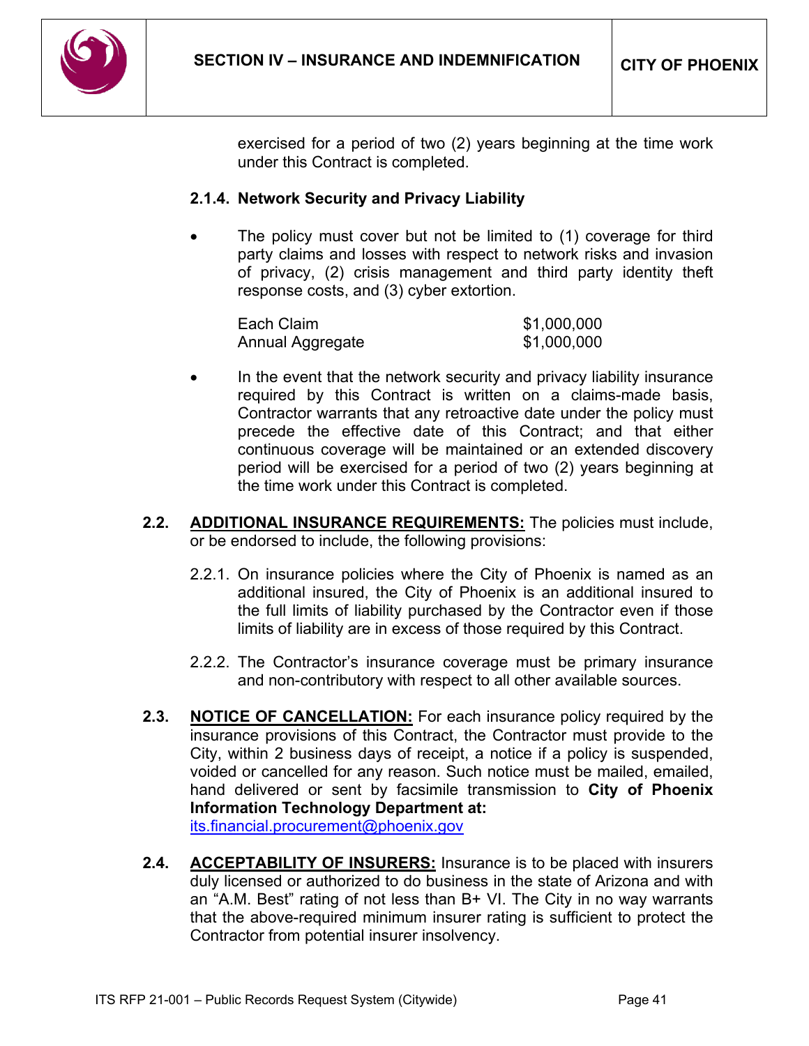exercised for a period of two (2) years beginning at the time work under this Contract is completed.

**2.1.4. Network Security and Privacy Liability**

- The policy must cover but not be limited to (1) coverage for third party claims and losses with respect to network risks and invasion of privacy, (2) crisis management and third party identity theft response costs, and (3) cyber extortion.

| | |
|---|---|
| Each Claim | $1,000,000 |
| Annual Aggregate | $1,000,000 |

- In the event that the network security and privacy liability insurance required by this Contract is written on a claims-made basis, Contractor warrants that any retroactive date under the policy must precede the effective date of this Contract; and that either continuous coverage will be maintained or an extended discovery period will be exercised for a period of two (2) years beginning at the time work under this Contract is completed.

**2.2. <u>ADDITIONAL INSURANCE REQUIREMENTS:</u>** The policies must include, or be endorsed to include, the following provisions:

2.2.1. On insurance policies where the City of Phoenix is named as an additional insured, the City of Phoenix is an additional insured to the full limits of liability purchased by the Contractor even if those limits of liability are in excess of those required by this Contract.

2.2.2. The Contractor's insurance coverage must be primary insurance and non-contributory with respect to all other available sources.

**2.3. <u>NOTICE OF CANCELLATION:</u>** For each insurance policy required by the insurance provisions of this Contract, the Contractor must provide to the City, within 2 business days of receipt, a notice if a policy is suspended, voided or cancelled for any reason. Such notice must be mailed, emailed, hand delivered or sent by facsimile transmission to **City of Phoenix Information Technology Department at:** its.financial.procurement@phoenix.gov

**2.4. <u>ACCEPTABILITY OF INSURERS:</u>** Insurance is to be placed with insurers duly licensed or authorized to do business in the state of Arizona and with an "A.M. Best" rating of not less than B+ VI. The City in no way warrants that the above-required minimum insurer rating is sufficient to protect the Contractor from potential insurer insolvency.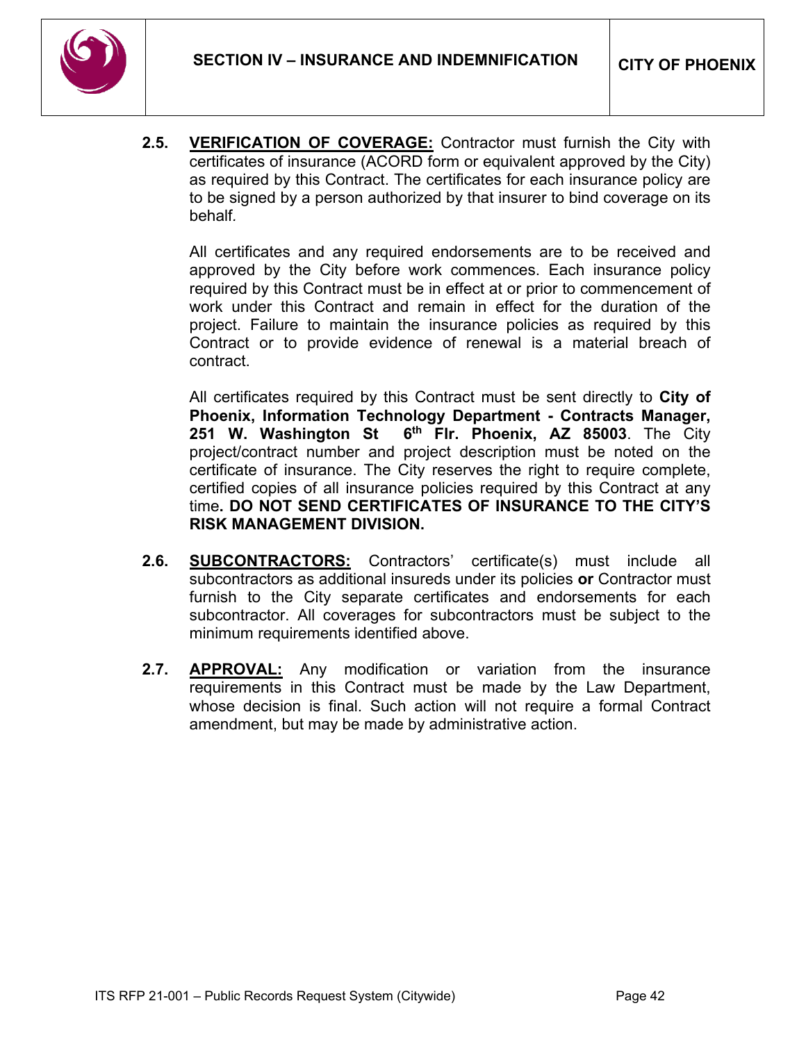**2.5. <u>VERIFICATION OF COVERAGE:</u>** Contractor must furnish the City with certificates of insurance (ACORD form or equivalent approved by the City) as required by this Contract. The certificates for each insurance policy are to be signed by a person authorized by that insurer to bind coverage on its behalf.

All certificates and any required endorsements are to be received and approved by the City before work commences. Each insurance policy required by this Contract must be in effect at or prior to commencement of work under this Contract and remain in effect for the duration of the project. Failure to maintain the insurance policies as required by this Contract or to provide evidence of renewal is a material breach of contract.

All certificates required by this Contract must be sent directly to **City of Phoenix, Information Technology Department - Contracts Manager, 251 W. Washington St 6th Flr. Phoenix, AZ 85003**. The City project/contract number and project description must be noted on the certificate of insurance. The City reserves the right to require complete, certified copies of all insurance policies required by this Contract at any time**. DO NOT SEND CERTIFICATES OF INSURANCE TO THE CITY'S RISK MANAGEMENT DIVISION.**

**2.6. <u>SUBCONTRACTORS:</u>** Contractors' certificate(s) must include all subcontractors as additional insureds under its policies **or** Contractor must furnish to the City separate certificates and endorsements for each subcontractor. All coverages for subcontractors must be subject to the minimum requirements identified above.

**2.7. <u>APPROVAL:</u>** Any modification or variation from the insurance requirements in this Contract must be made by the Law Department, whose decision is final. Such action will not require a formal Contract amendment, but may be made by administrative action.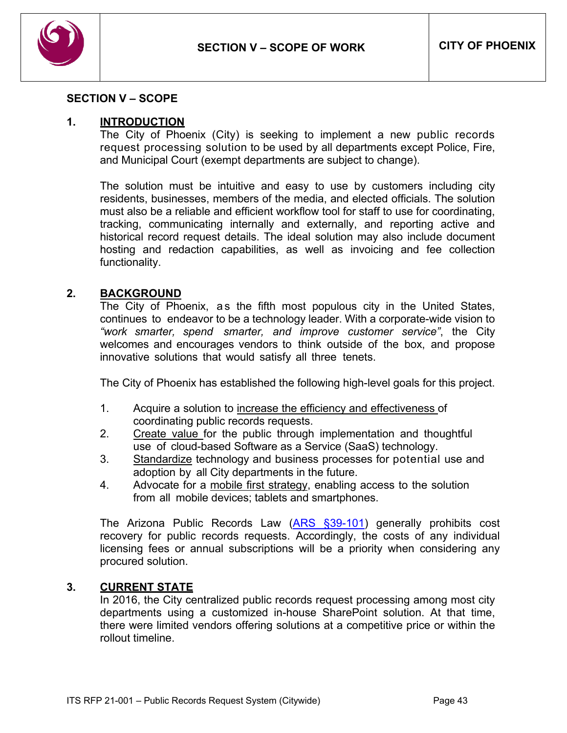# SECTION V – SCOPE

## 1. INTRODUCTION

The City of Phoenix (City) is seeking to implement a new public records request processing solution to be used by all departments except Police, Fire, and Municipal Court (exempt departments are subject to change).

The solution must be intuitive and easy to use by customers including city residents, businesses, members of the media, and elected officials. The solution must also be a reliable and efficient workflow tool for staff to use for coordinating, tracking, communicating internally and externally, and reporting active and historical record request details. The ideal solution may also include document hosting and redaction capabilities, as well as invoicing and fee collection functionality.

## 2. BACKGROUND

The City of Phoenix, as the fifth most populous city in the United States, continues to endeavor to be a technology leader. With a corporate-wide vision to *"work smarter, spend smarter, and improve customer service"*, the City welcomes and encourages vendors to think outside of the box, and propose innovative solutions that would satisfy all three tenets.

The City of Phoenix has established the following high-level goals for this project.

1. Acquire a solution to <u>increase the efficiency and effectiveness</u> of coordinating public records requests.
2. <u>Create value</u> for the public through implementation and thoughtful use of cloud-based Software as a Service (SaaS) technology.
3. <u>Standardize</u> technology and business processes for potential use and adoption by all City departments in the future.
4. Advocate for a <u>mobile first strategy</u>, enabling access to the solution from all mobile devices; tablets and smartphones.

The Arizona Public Records Law (ARS §39-101) generally prohibits cost recovery for public records requests. Accordingly, the costs of any individual licensing fees or annual subscriptions will be a priority when considering any procured solution.

## 3. CURRENT STATE

In 2016, the City centralized public records request processing among most city departments using a customized in-house SharePoint solution. At that time, there were limited vendors offering solutions at a competitive price or within the rollout timeline.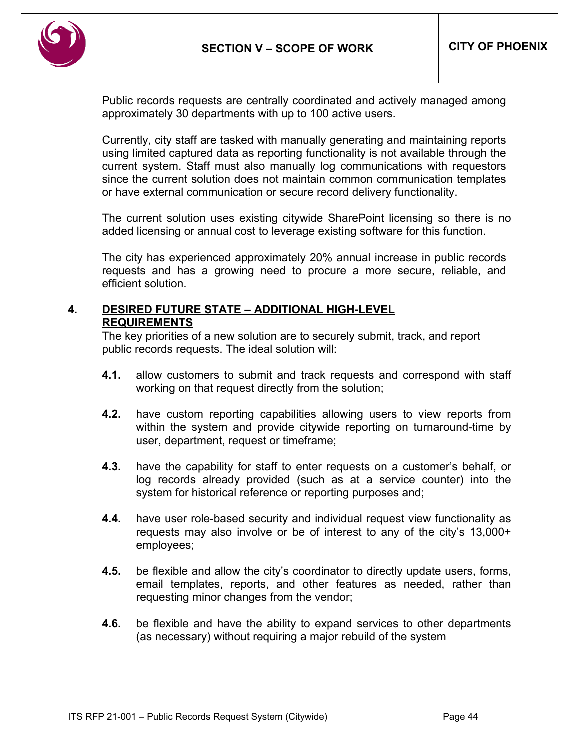Public records requests are centrally coordinated and actively managed among approximately 30 departments with up to 100 active users.

Currently, city staff are tasked with manually generating and maintaining reports using limited captured data as reporting functionality is not available through the current system. Staff must also manually log communications with requestors since the current solution does not maintain common communication templates or have external communication or secure record delivery functionality.

The current solution uses existing citywide SharePoint licensing so there is no added licensing or annual cost to leverage existing software for this function.

The city has experienced approximately 20% annual increase in public records requests and has a growing need to procure a more secure, reliable, and efficient solution.

## 4. <u>DESIRED FUTURE STATE – ADDITIONAL HIGH-LEVEL REQUIREMENTS</u>

The key priorities of a new solution are to securely submit, track, and report public records requests. The ideal solution will:

**4.1.** allow customers to submit and track requests and correspond with staff working on that request directly from the solution;

**4.2.** have custom reporting capabilities allowing users to view reports from within the system and provide citywide reporting on turnaround-time by user, department, request or timeframe;

**4.3.** have the capability for staff to enter requests on a customer's behalf, or log records already provided (such as at a service counter) into the system for historical reference or reporting purposes and;

**4.4.** have user role-based security and individual request view functionality as requests may also involve or be of interest to any of the city's 13,000+ employees;

**4.5.** be flexible and allow the city's coordinator to directly update users, forms, email templates, reports, and other features as needed, rather than requesting minor changes from the vendor;

**4.6.** be flexible and have the ability to expand services to other departments (as necessary) without requiring a major rebuild of the system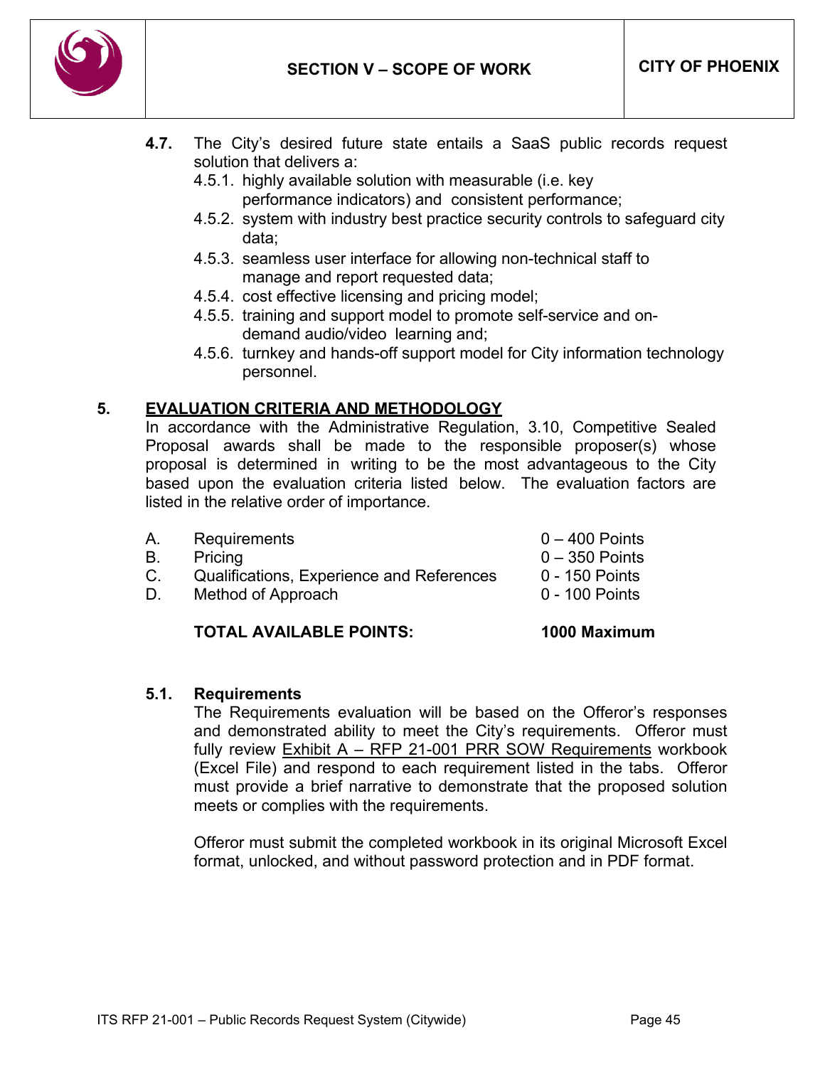**4.7.** The City's desired future state entails a SaaS public records request solution that delivers a:

- 4.5.1. highly available solution with measurable (i.e. key performance indicators) and consistent performance;
- 4.5.2. system with industry best practice security controls to safeguard city data;
- 4.5.3. seamless user interface for allowing non-technical staff to manage and report requested data;
- 4.5.4. cost effective licensing and pricing model;
- 4.5.5. training and support model to promote self-service and on-demand audio/video learning and;
- 4.5.6. turnkey and hands-off support model for City information technology personnel.

## 5. <u>EVALUATION CRITERIA AND METHODOLOGY</u>

In accordance with the Administrative Regulation, 3.10, Competitive Sealed Proposal awards shall be made to the responsible proposer(s) whose proposal is determined in writing to be the most advantageous to the City based upon the evaluation criteria listed below. The evaluation factors are listed in the relative order of importance.

| | Criteria | Points |
|---|---|---|
| A. | Requirements | 0 – 400 Points |
| B. | Pricing | 0 – 350 Points |
| C. | Qualifications, Experience and References | 0 - 150 Points |
| D. | Method of Approach | 0 - 100 Points |
| | **TOTAL AVAILABLE POINTS:** | **1000 Maximum** |

### 5.1. Requirements

The Requirements evaluation will be based on the Offeror's responses and demonstrated ability to meet the City's requirements. Offeror must fully review <u>Exhibit A – RFP 21-001 PRR SOW Requirements</u> workbook (Excel File) and respond to each requirement listed in the tabs. Offeror must provide a brief narrative to demonstrate that the proposed solution meets or complies with the requirements.

Offeror must submit the completed workbook in its original Microsoft Excel format, unlocked, and without password protection and in PDF format.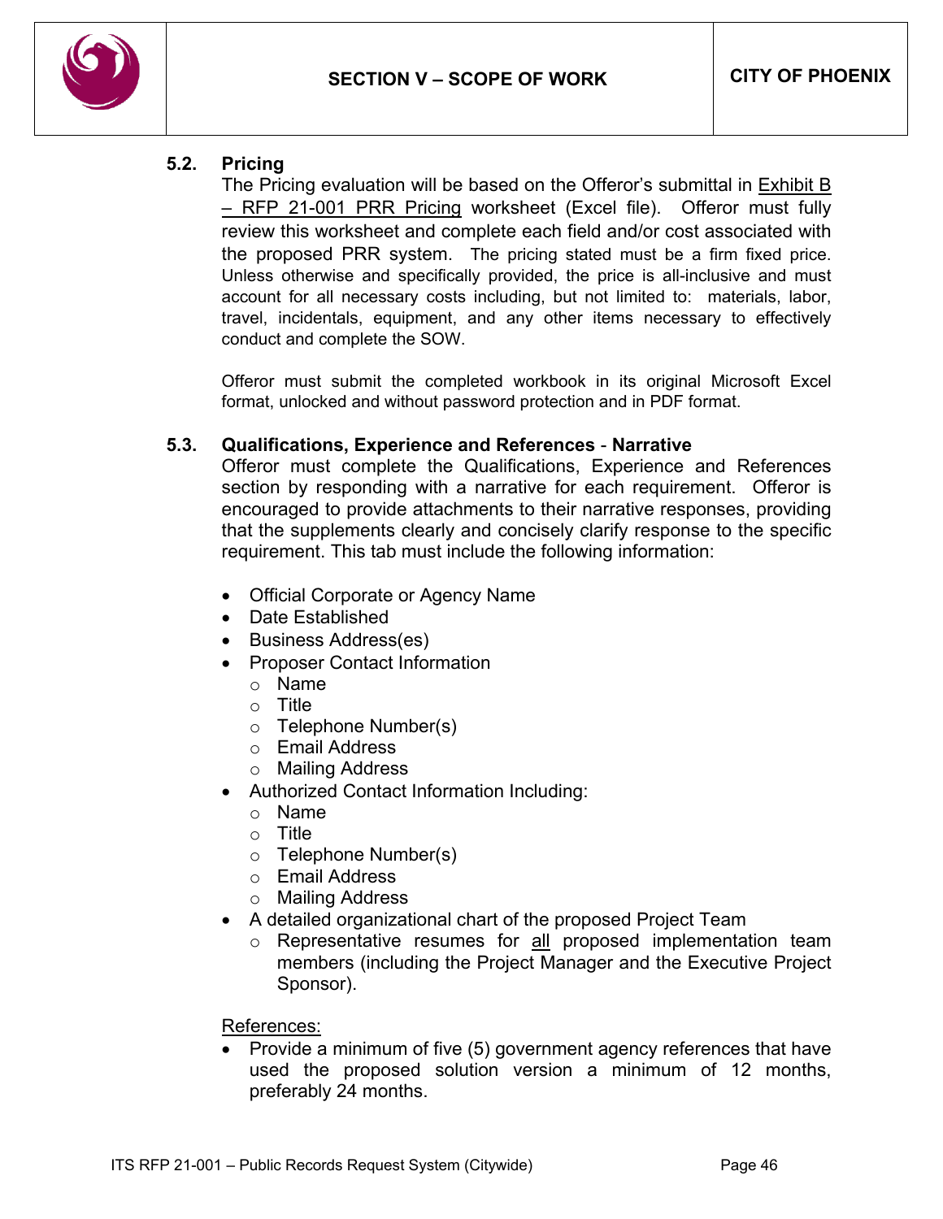### 5.2. Pricing

The Pricing evaluation will be based on the Offeror's submittal in Exhibit B – RFP 21-001 PRR Pricing worksheet (Excel file). Offeror must fully review this worksheet and complete each field and/or cost associated with the proposed PRR system. The pricing stated must be a firm fixed price. Unless otherwise and specifically provided, the price is all-inclusive and must account for all necessary costs including, but not limited to: materials, labor, travel, incidentals, equipment, and any other items necessary to effectively conduct and complete the SOW.

Offeror must submit the completed workbook in its original Microsoft Excel format, unlocked and without password protection and in PDF format.

### 5.3. Qualifications, Experience and References - Narrative

Offeror must complete the Qualifications, Experience and References section by responding with a narrative for each requirement. Offeror is encouraged to provide attachments to their narrative responses, providing that the supplements clearly and concisely clarify response to the specific requirement. This tab must include the following information:

- Official Corporate or Agency Name
- Date Established
- Business Address(es)
- Proposer Contact Information
  - Name
  - Title
  - Telephone Number(s)
  - Email Address
  - Mailing Address
- Authorized Contact Information Including:
  - Name
  - Title
  - Telephone Number(s)
  - Email Address
  - Mailing Address
- A detailed organizational chart of the proposed Project Team
  - Representative resumes for all proposed implementation team members (including the Project Manager and the Executive Project Sponsor).

References:

- Provide a minimum of five (5) government agency references that have used the proposed solution version a minimum of 12 months, preferably 24 months.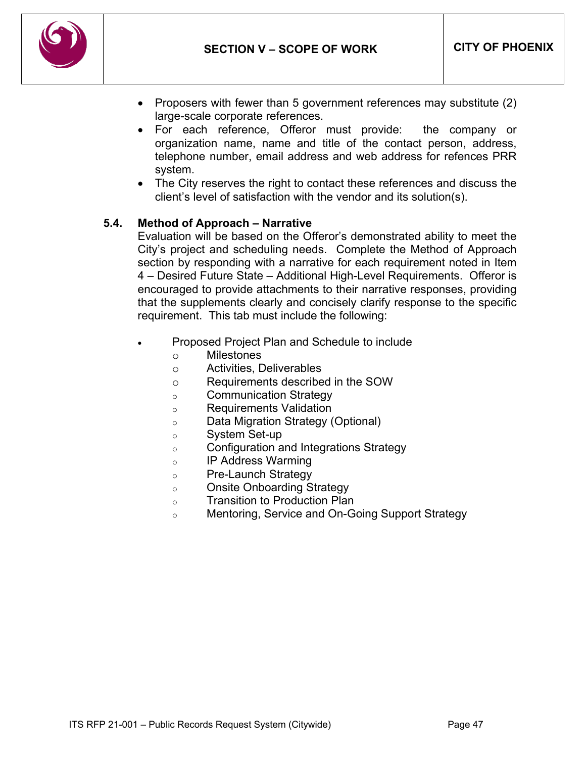- Proposers with fewer than 5 government references may substitute (2) large-scale corporate references.
- For each reference, Offeror must provide: the company or organization name, name and title of the contact person, address, telephone number, email address and web address for refences PRR system.
- The City reserves the right to contact these references and discuss the client's level of satisfaction with the vendor and its solution(s).

## 5.4. Method of Approach – Narrative

Evaluation will be based on the Offeror's demonstrated ability to meet the City's project and scheduling needs. Complete the Method of Approach section by responding with a narrative for each requirement noted in Item 4 – Desired Future State – Additional High-Level Requirements. Offeror is encouraged to provide attachments to their narrative responses, providing that the supplements clearly and concisely clarify response to the specific requirement. This tab must include the following:

- Proposed Project Plan and Schedule to include
  - Milestones
  - Activities, Deliverables
  - Requirements described in the SOW
  - Communication Strategy
  - Requirements Validation
  - Data Migration Strategy (Optional)
  - System Set-up
  - Configuration and Integrations Strategy
  - IP Address Warming
  - Pre-Launch Strategy
  - Onsite Onboarding Strategy
  - Transition to Production Plan
  - Mentoring, Service and On-Going Support Strategy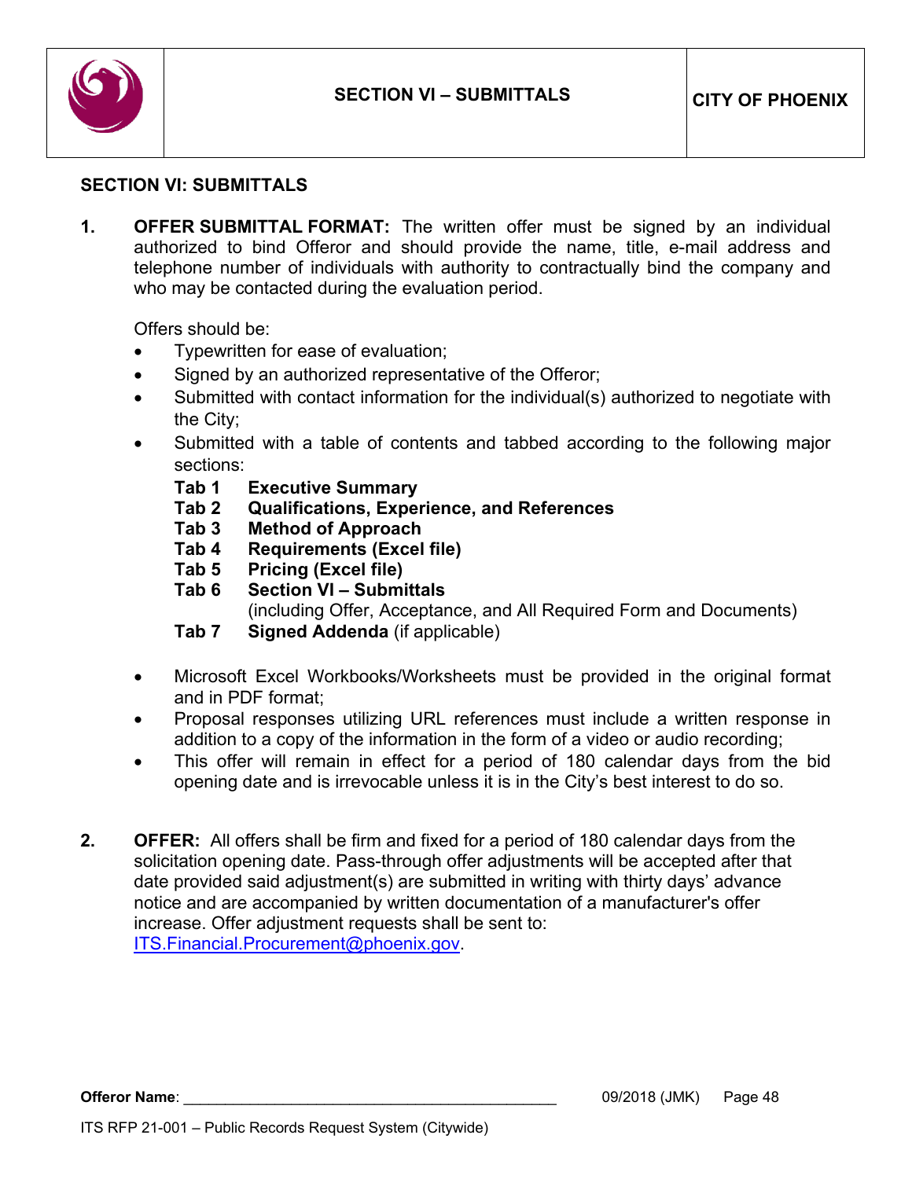## SECTION VI: SUBMITTALS

1. **OFFER SUBMITTAL FORMAT:** The written offer must be signed by an individual authorized to bind Offeror and should provide the name, title, e-mail address and telephone number of individuals with authority to contractually bind the company and who may be contacted during the evaluation period.

   Offers should be:

   - Typewritten for ease of evaluation;
   - Signed by an authorized representative of the Offeror;
   - Submitted with contact information for the individual(s) authorized to negotiate with the City;
   - Submitted with a table of contents and tabbed according to the following major sections:
     - **Tab 1 Executive Summary**
     - **Tab 2 Qualifications, Experience, and References**
     - **Tab 3 Method of Approach**
     - **Tab 4 Requirements (Excel file)**
     - **Tab 5 Pricing (Excel file)**
     - **Tab 6 Section VI – Submittals** (including Offer, Acceptance, and All Required Form and Documents)
     - **Tab 7 Signed Addenda** (if applicable)
   - Microsoft Excel Workbooks/Worksheets must be provided in the original format and in PDF format;
   - Proposal responses utilizing URL references must include a written response in addition to a copy of the information in the form of a video or audio recording;
   - This offer will remain in effect for a period of 180 calendar days from the bid opening date and is irrevocable unless it is in the City's best interest to do so.

2. **OFFER:** All offers shall be firm and fixed for a period of 180 calendar days from the solicitation opening date. Pass-through offer adjustments will be accepted after that date provided said adjustment(s) are submitted in writing with thirty days' advance notice and are accompanied by written documentation of a manufacturer's offer increase. Offer adjustment requests shall be sent to: ITS.Financial.Procurement@phoenix.gov.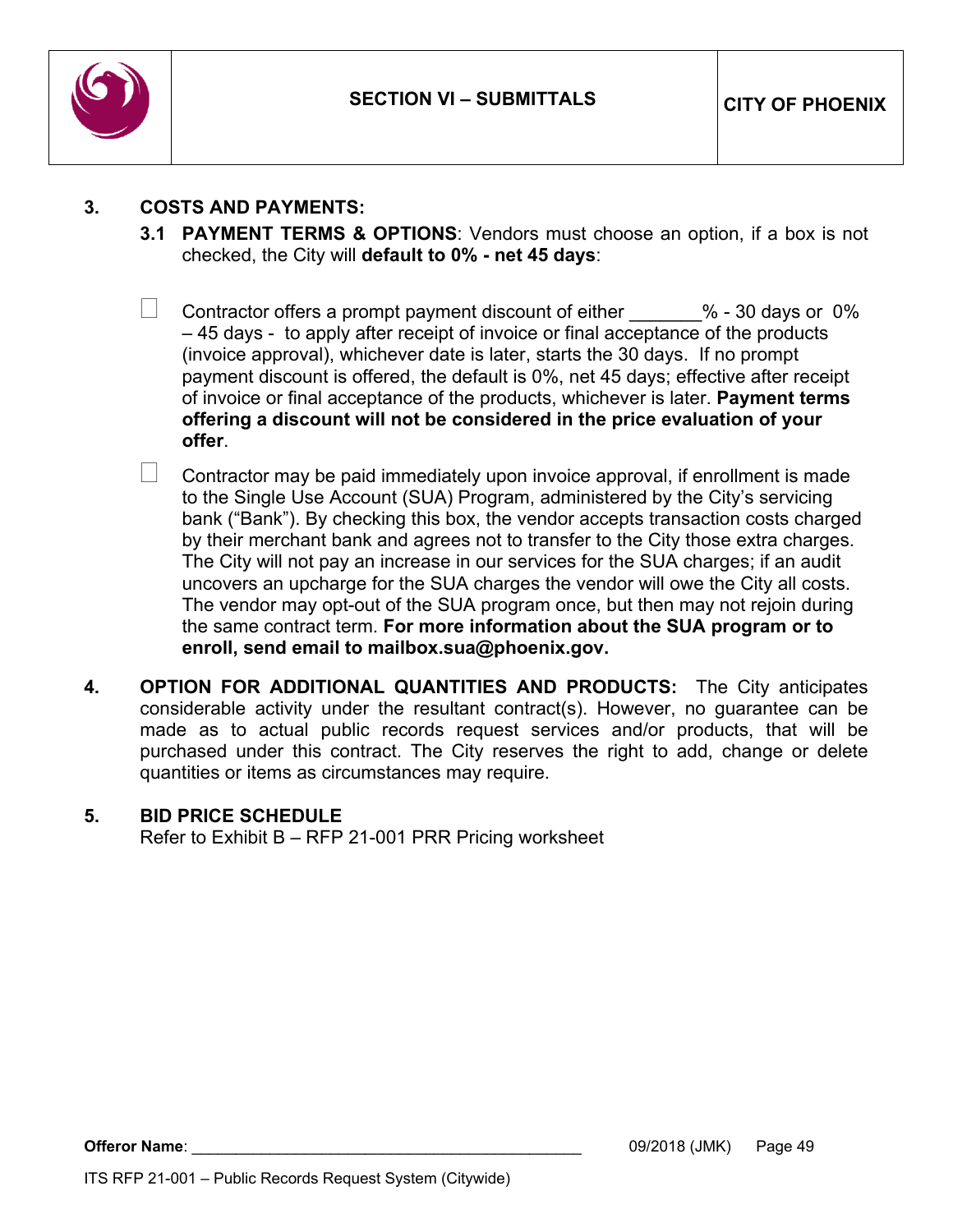## 3. COSTS AND PAYMENTS:

**3.1 PAYMENT TERMS & OPTIONS**: Vendors must choose an option, if a box is not checked, the City will **default to 0% - net 45 days**:

☐ Contractor offers a prompt payment discount of either _______% - 30 days or 0% – 45 days - to apply after receipt of invoice or final acceptance of the products (invoice approval), whichever date is later, starts the 30 days. If no prompt payment discount is offered, the default is 0%, net 45 days; effective after receipt of invoice or final acceptance of the products, whichever is later. **Payment terms offering a discount will not be considered in the price evaluation of your offer**.

☐ Contractor may be paid immediately upon invoice approval, if enrollment is made to the Single Use Account (SUA) Program, administered by the City's servicing bank ("Bank"). By checking this box, the vendor accepts transaction costs charged by their merchant bank and agrees not to transfer to the City those extra charges. The City will not pay an increase in our services for the SUA charges; if an audit uncovers an upcharge for the SUA charges the vendor will owe the City all costs. The vendor may opt-out of the SUA program once, but then may not rejoin during the same contract term. **For more information about the SUA program or to enroll, send email to mailbox.sua@phoenix.gov.**

## 4. OPTION FOR ADDITIONAL QUANTITIES AND PRODUCTS:

The City anticipates considerable activity under the resultant contract(s). However, no guarantee can be made as to actual public records request services and/or products, that will be purchased under this contract. The City reserves the right to add, change or delete quantities or items as circumstances may require.

## 5. BID PRICE SCHEDULE

Refer to Exhibit B – RFP 21-001 PRR Pricing worksheet

**Offeror Name**: ____________________________________________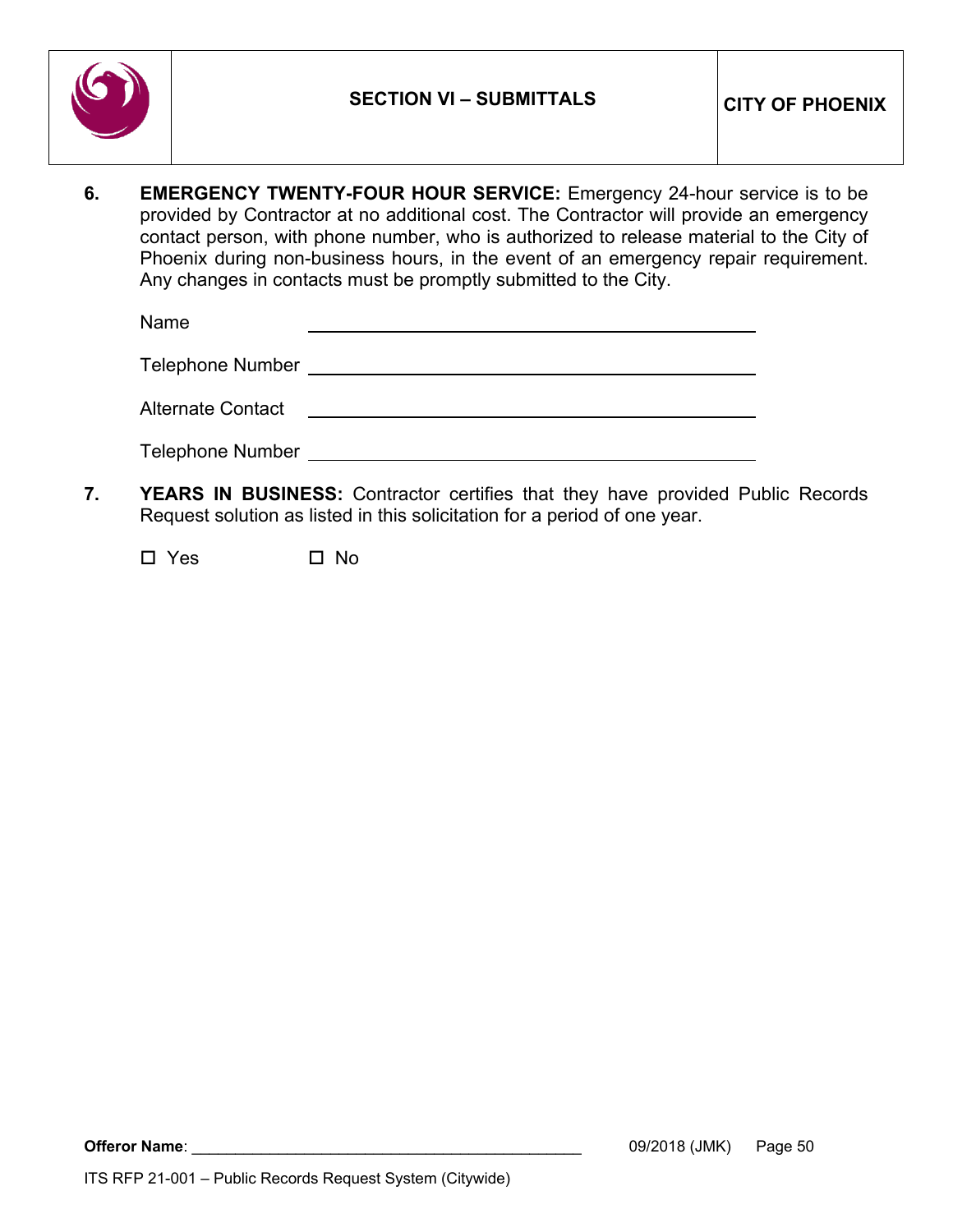6. **EMERGENCY TWENTY-FOUR HOUR SERVICE:** Emergency 24-hour service is to be provided by Contractor at no additional cost. The Contractor will provide an emergency contact person, with phone number, who is authorized to release material to the City of Phoenix during non-business hours, in the event of an emergency repair requirement. Any changes in contacts must be promptly submitted to the City.

   Name ______________________________________________

   Telephone Number ______________________________________________

   Alternate Contact ______________________________________________

   Telephone Number ______________________________________________

7. **YEARS IN BUSINESS:** Contractor certifies that they have provided Public Records Request solution as listed in this solicitation for a period of one year.

   ☐ Yes ☐ No

**Offeror Name**: ______________________________________________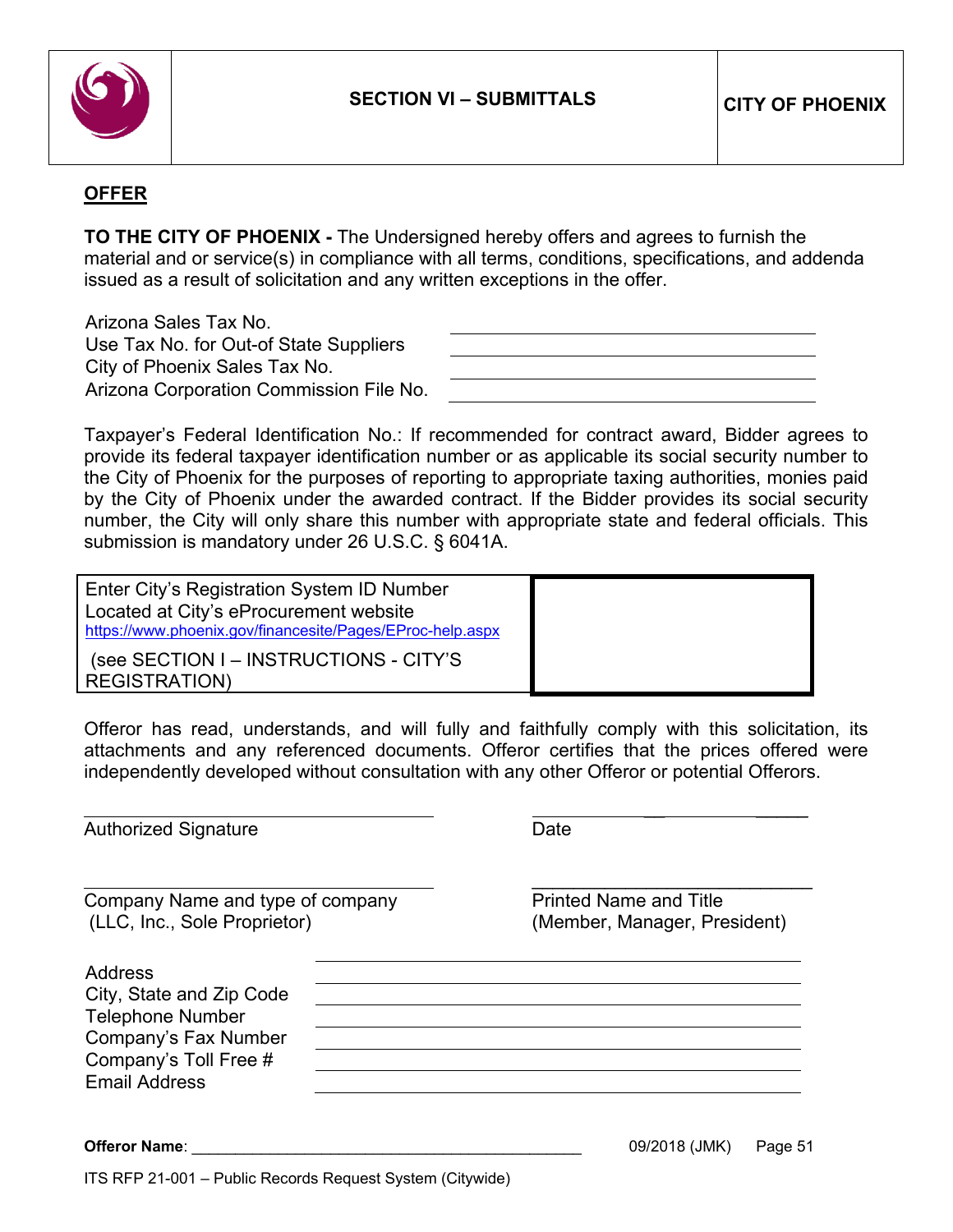## OFFER

**TO THE CITY OF PHOENIX -** The Undersigned hereby offers and agrees to furnish the material and or service(s) in compliance with all terms, conditions, specifications, and addenda issued as a result of solicitation and any written exceptions in the offer.

Arizona Sales Tax No. ______________________________
Use Tax No. for Out-of State Suppliers ______________________________
City of Phoenix Sales Tax No. ______________________________
Arizona Corporation Commission File No. ______________________________

Taxpayer's Federal Identification No.: If recommended for contract award, Bidder agrees to provide its federal taxpayer identification number or as applicable its social security number to the City of Phoenix for the purposes of reporting to appropriate taxing authorities, monies paid by the City of Phoenix under the awarded contract. If the Bidder provides its social security number, the City will only share this number with appropriate state and federal officials. This submission is mandatory under 26 U.S.C. § 6041A.

| Enter City's Registration System ID Number Located at City's eProcurement website https://www.phoenix.gov/financesite/Pages/EProc-help.aspx (see SECTION I – INSTRUCTIONS - CITY'S REGISTRATION) | |
|---|---|

Offeror has read, understands, and will fully and faithfully comply with this solicitation, its attachments and any referenced documents. Offeror certifies that the prices offered were independently developed without consultation with any other Offeror or potential Offerors.

______________________________ ______________________________
Authorized Signature Date

______________________________ ______________________________
Company Name and type of company (LLC, Inc., Sole Proprietor) Printed Name and Title (Member, Manager, President)

Address ______________________________
City, State and Zip Code ______________________________
Telephone Number ______________________________
Company's Fax Number ______________________________
Company's Toll Free # ______________________________
Email Address ______________________________

**Offeror Name**: ______________________________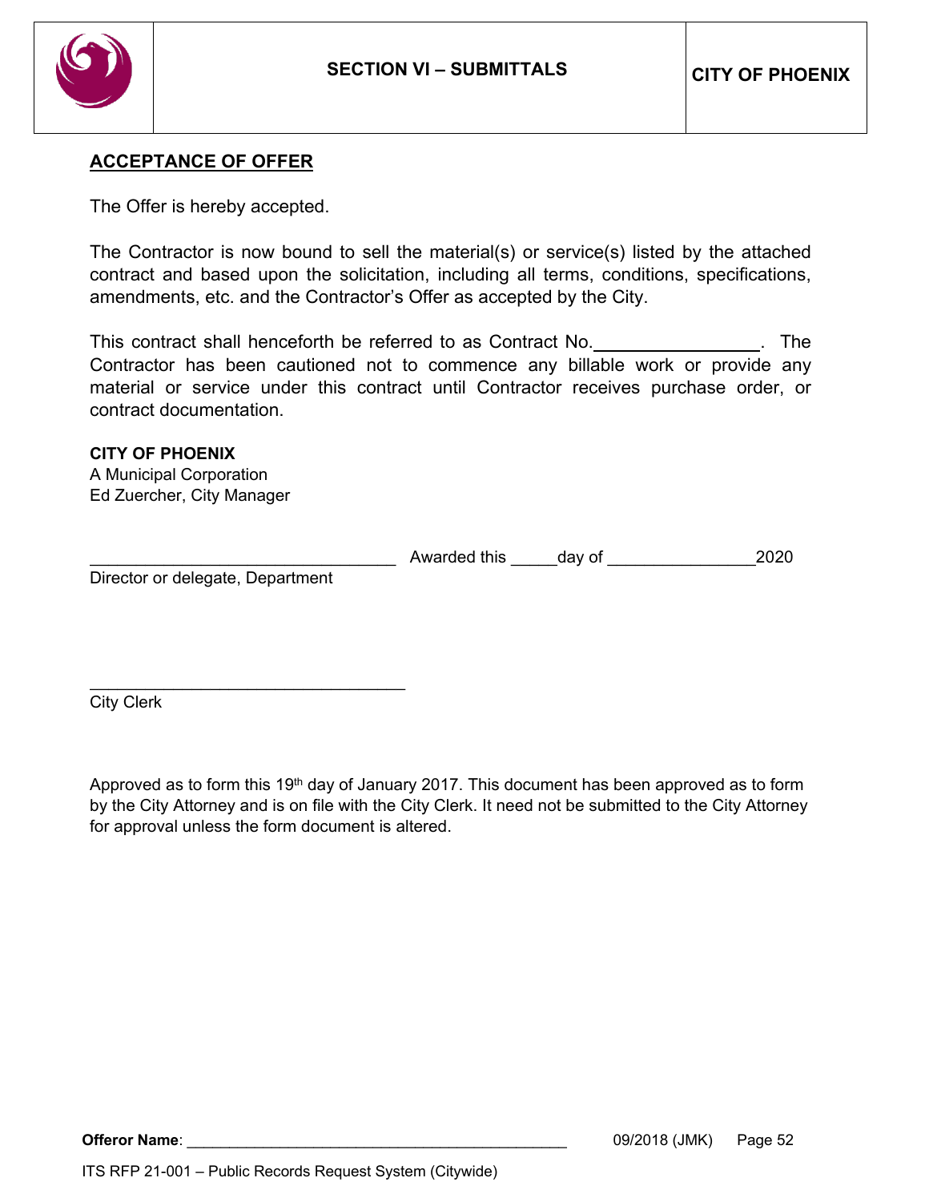## ACCEPTANCE OF OFFER

The Offer is hereby accepted.

The Contractor is now bound to sell the material(s) or service(s) listed by the attached contract and based upon the solicitation, including all terms, conditions, specifications, amendments, etc. and the Contractor's Offer as accepted by the City.

This contract shall henceforth be referred to as Contract No.________________. The Contractor has been cautioned not to commence any billable work or provide any material or service under this contract until Contractor receives purchase order, or contract documentation.

**CITY OF PHOENIX**
A Municipal Corporation
Ed Zuercher, City Manager

________________________________ Awarded this _____day of ________________2020
Director or delegate, Department

________________________________
City Clerk

Approved as to form this 19th day of January 2017. This document has been approved as to form by the City Attorney and is on file with the City Clerk. It need not be submitted to the City Attorney for approval unless the form document is altered.

**Offeror Name**: ____________________________________________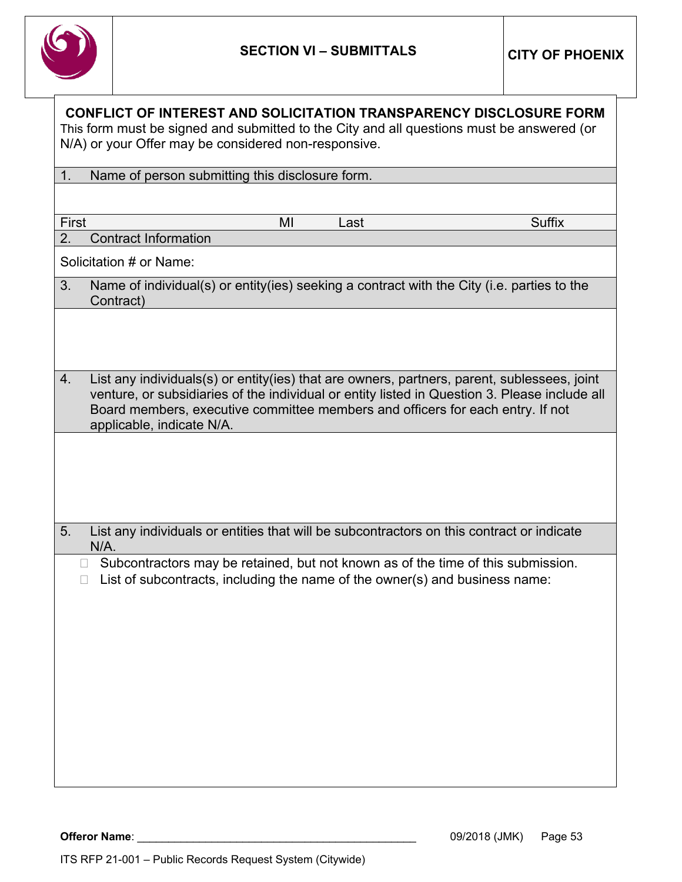| | SECTION VI – SUBMITTALS | CITY OF PHOENIX |
|---|---|---|

## CONFLICT OF INTEREST AND SOLICITATION TRANSPARENCY DISCLOSURE FORM

This form must be signed and submitted to the City and all questions must be answered (or N/A) or your Offer may be considered non-responsive.

1. Name of person submitting this disclosure form.

| First | MI | Last | Suffix |
|---|---|---|---|
| | | | |

2. Contract Information

Solicitation # or Name:

3. Name of individual(s) or entity(ies) seeking a contract with the City (i.e. parties to the Contract)

4. List any individuals(s) or entity(ies) that are owners, partners, parent, sublessees, joint venture, or subsidiaries of the individual or entity listed in Question 3. Please include all Board members, executive committee members and officers for each entry. If not applicable, indicate N/A.

5. List any individuals or entities that will be subcontractors on this contract or indicate N/A.

- ☐ Subcontractors may be retained, but not known as of the time of this submission.
- ☐ List of subcontracts, including the name of the owner(s) and business name:

**Offeror Name**: ____________________________________________ 09/2018 (JMK)

ITS RFP 21-001 – Public Records Request System (Citywide)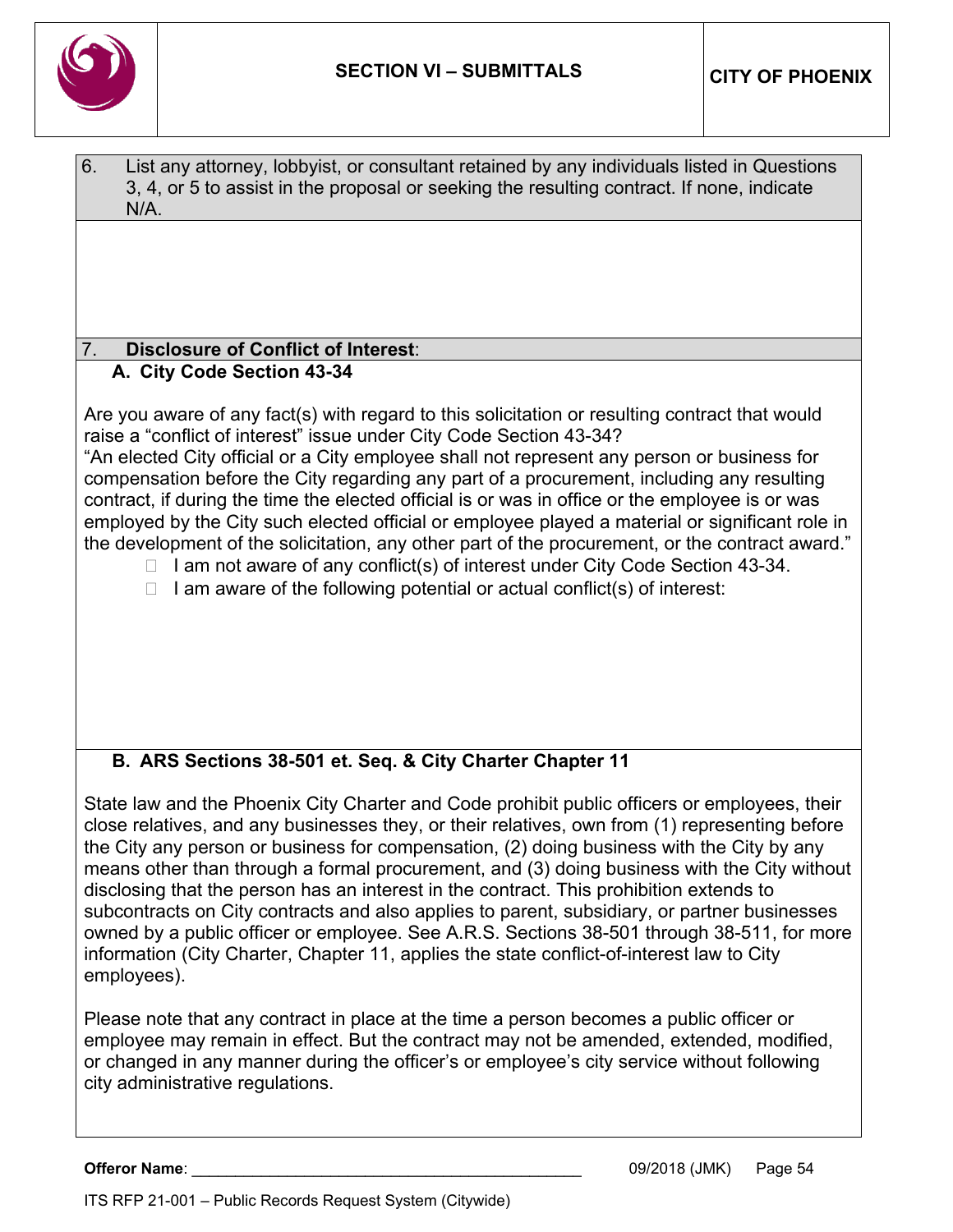6. List any attorney, lobbyist, or consultant retained by any individuals listed in Questions 3, 4, or 5 to assist in the proposal or seeking the resulting contract. If none, indicate N/A.

7. **Disclosure of Conflict of Interest**:

**A. City Code Section 43-34**

Are you aware of any fact(s) with regard to this solicitation or resulting contract that would raise a "conflict of interest" issue under City Code Section 43-34?

"An elected City official or a City employee shall not represent any person or business for compensation before the City regarding any part of a procurement, including any resulting contract, if during the time the elected official is or was in office or the employee is or was employed by the City such elected official or employee played a material or significant role in the development of the solicitation, any other part of the procurement, or the contract award."

- ☐ I am not aware of any conflict(s) of interest under City Code Section 43-34.
- ☐ I am aware of the following potential or actual conflict(s) of interest:

**B. ARS Sections 38-501 et. Seq. & City Charter Chapter 11**

State law and the Phoenix City Charter and Code prohibit public officers or employees, their close relatives, and any businesses they, or their relatives, own from (1) representing before the City any person or business for compensation, (2) doing business with the City by any means other than through a formal procurement, and (3) doing business with the City without disclosing that the person has an interest in the contract. This prohibition extends to subcontracts on City contracts and also applies to parent, subsidiary, or partner businesses owned by a public officer or employee. See A.R.S. Sections 38-501 through 38-511, for more information (City Charter, Chapter 11, applies the state conflict-of-interest law to City employees).

Please note that any contract in place at the time a person becomes a public officer or employee may remain in effect. But the contract may not be amended, extended, modified, or changed in any manner during the officer's or employee's city service without following city administrative regulations.

**Offeror Name**: ____________________________________________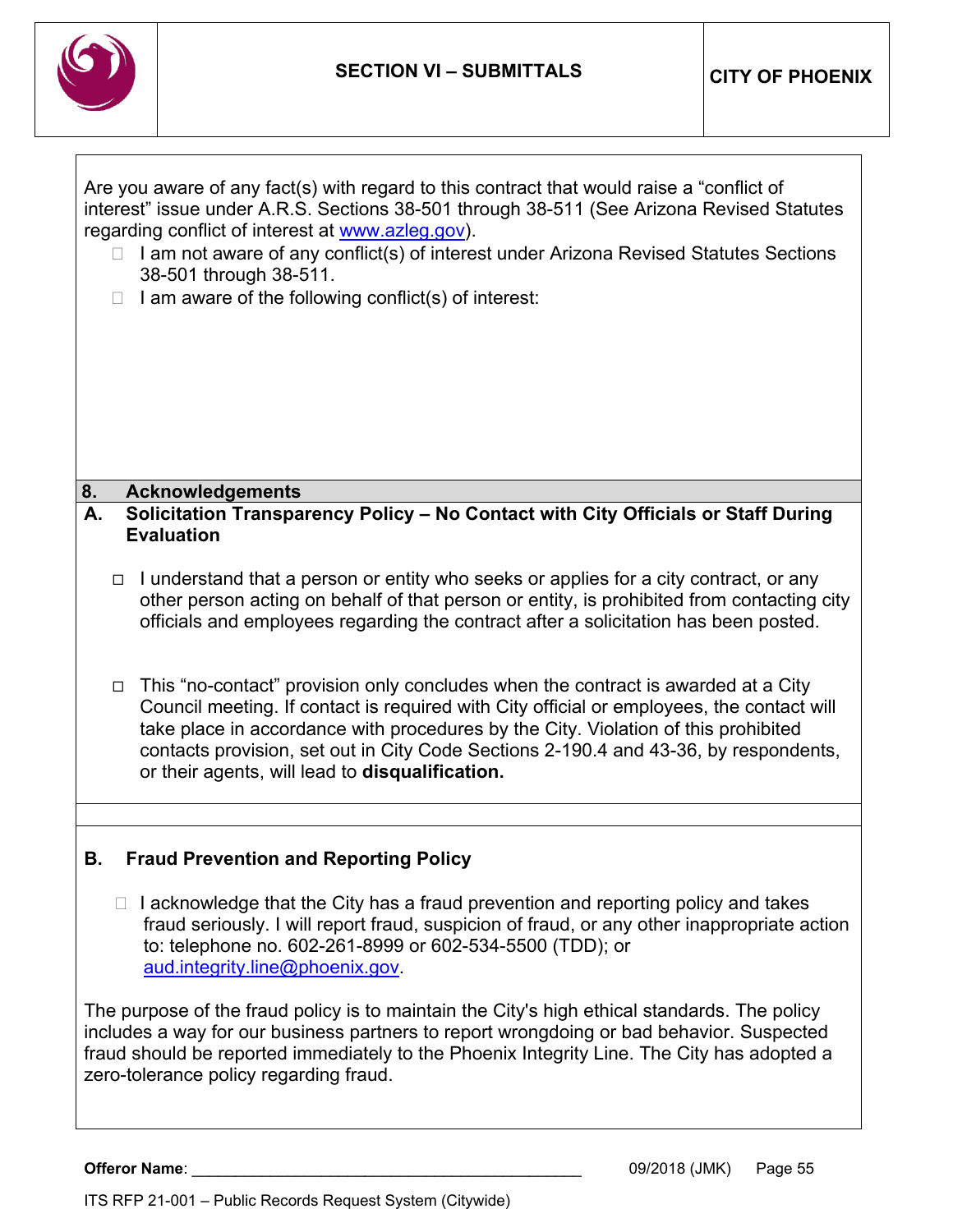Are you aware of any fact(s) with regard to this contract that would raise a "conflict of interest" issue under A.R.S. Sections 38-501 through 38-511 (See Arizona Revised Statutes regarding conflict of interest at www.azleg.gov).

- ☐ I am not aware of any conflict(s) of interest under Arizona Revised Statutes Sections 38-501 through 38-511.
- ☐ I am aware of the following conflict(s) of interest:

## 8. Acknowledgements

### A. Solicitation Transparency Policy – No Contact with City Officials or Staff During Evaluation

- ☐ I understand that a person or entity who seeks or applies for a city contract, or any other person acting on behalf of that person or entity, is prohibited from contacting city officials and employees regarding the contract after a solicitation has been posted.

- ☐ This "no-contact" provision only concludes when the contract is awarded at a City Council meeting. If contact is required with City official or employees, the contact will take place in accordance with procedures by the City. Violation of this prohibited contacts provision, set out in City Code Sections 2-190.4 and 43-36, by respondents, or their agents, will lead to **disqualification.**

### B. Fraud Prevention and Reporting Policy

- ☐ I acknowledge that the City has a fraud prevention and reporting policy and takes fraud seriously. I will report fraud, suspicion of fraud, or any other inappropriate action to: telephone no. 602-261-8999 or 602-534-5500 (TDD); or aud.integrity.line@phoenix.gov.

The purpose of the fraud policy is to maintain the City's high ethical standards. The policy includes a way for our business partners to report wrongdoing or bad behavior. Suspected fraud should be reported immediately to the Phoenix Integrity Line. The City has adopted a zero-tolerance policy regarding fraud.

**Offeror Name**: ____________________________________________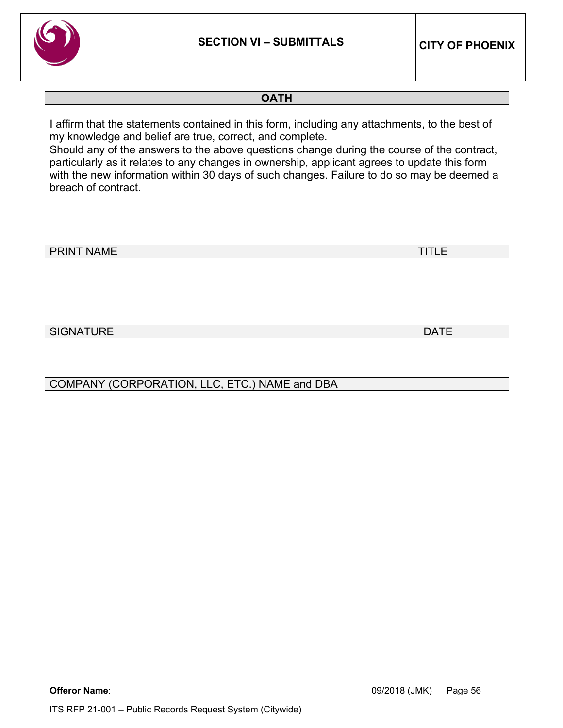## OATH

I affirm that the statements contained in this form, including any attachments, to the best of my knowledge and belief are true, correct, and complete.
Should any of the answers to the above questions change during the course of the contract, particularly as it relates to any changes in ownership, applicant agrees to update this form with the new information within 30 days of such changes. Failure to do so may be deemed a breach of contract.

| | |
|---|---|
| PRINT NAME | TITLE |
| | |
| SIGNATURE | DATE |
| | |
| COMPANY (CORPORATION, LLC, ETC.) NAME and DBA | |

**Offeror Name**: ______________________________________________